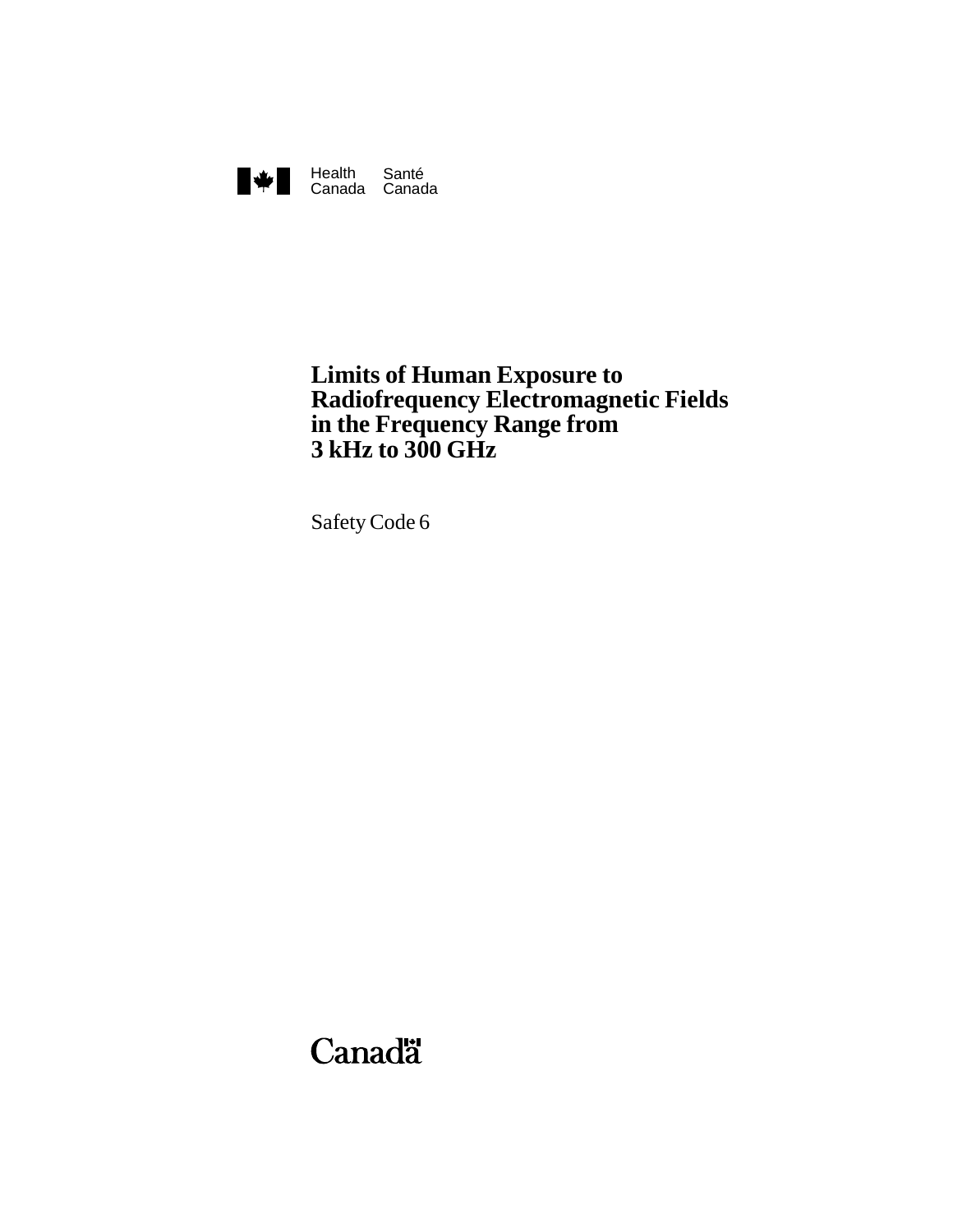Health Canada  Santé Canada

# Limits of Human Exposure to Radiofrequency Electromagnetic Fields in the Frequency Range from 3 kHz to 300 GHz

Safety Code 6

Canada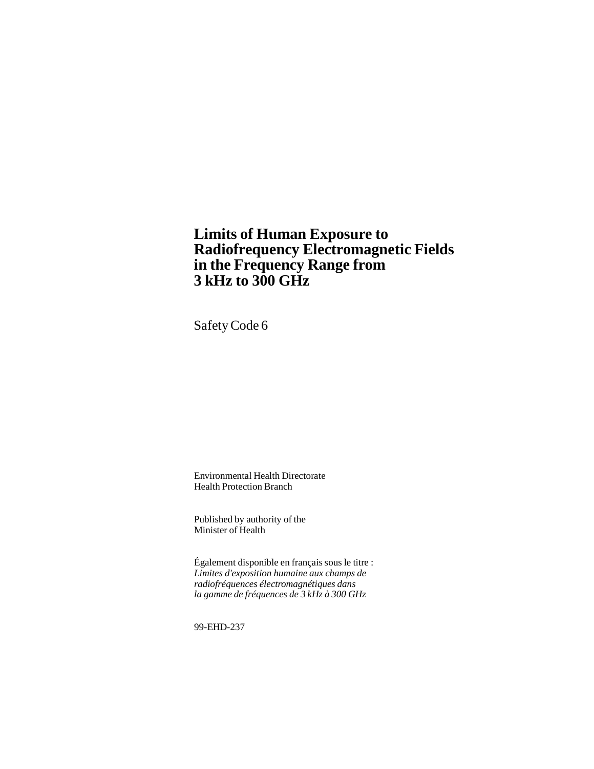# Limits of Human Exposure to Radiofrequency Electromagnetic Fields in the Frequency Range from 3 kHz to 300 GHz

Safety Code 6

Environmental Health Directorate
Health Protection Branch

Published by authority of the
Minister of Health

Également disponible en français sous le titre :
*Limites d'exposition humaine aux champs de radiofréquences électromagnétiques dans la gamme de fréquences de 3 kHz à 300 GHz*

99-EHD-237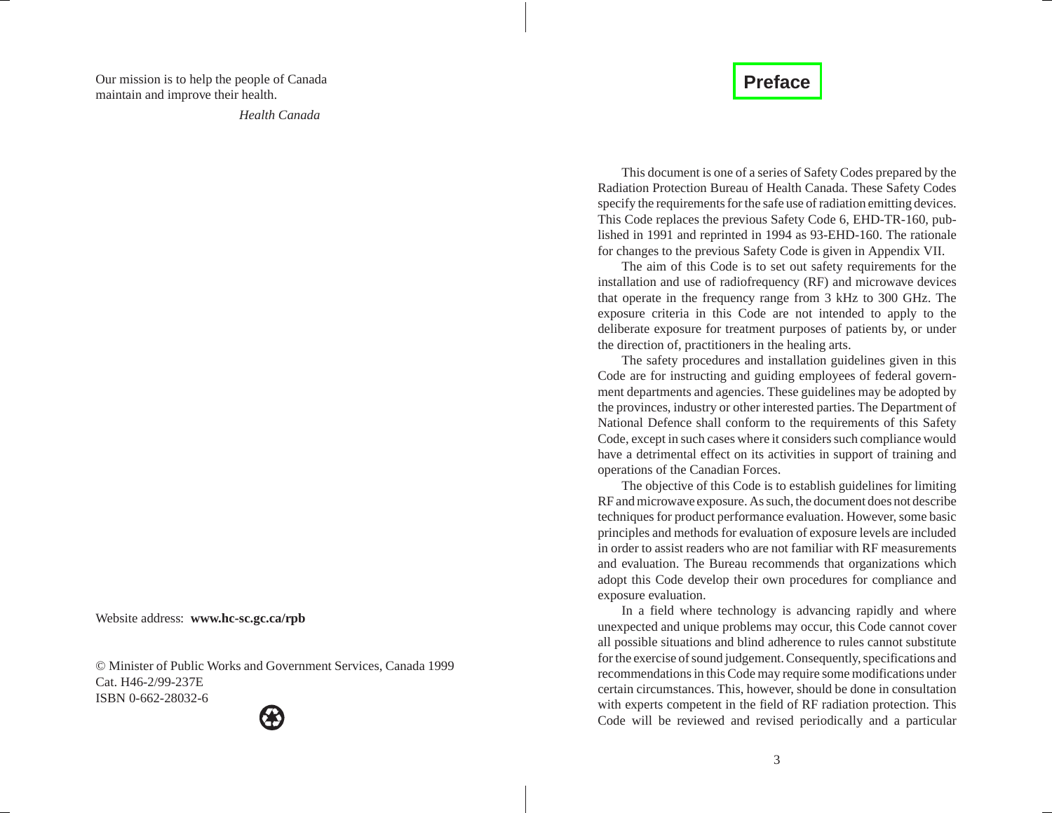Our mission is to help the people of Canada maintain and improve their health.

*Health Canada*

Website address: **www.hc-sc.gc.ca/rpb**

© Minister of Public Works and Government Services, Canada 1999
Cat. H46-2/99-237E
ISBN 0-662-28032-6

# Preface

This document is one of a series of Safety Codes prepared by the Radiation Protection Bureau of Health Canada. These Safety Codes specify the requirements for the safe use of radiation emitting devices. This Code replaces the previous Safety Code 6, EHD-TR-160, published in 1991 and reprinted in 1994 as 93-EHD-160. The rationale for changes to the previous Safety Code is given in Appendix VII.

The aim of this Code is to set out safety requirements for the installation and use of radiofrequency (RF) and microwave devices that operate in the frequency range from 3 kHz to 300 GHz. The exposure criteria in this Code are not intended to apply to the deliberate exposure for treatment purposes of patients by, or under the direction of, practitioners in the healing arts.

The safety procedures and installation guidelines given in this Code are for instructing and guiding employees of federal government departments and agencies. These guidelines may be adopted by the provinces, industry or other interested parties. The Department of National Defence shall conform to the requirements of this Safety Code, except in such cases where it considers such compliance would have a detrimental effect on its activities in support of training and operations of the Canadian Forces.

The objective of this Code is to establish guidelines for limiting RF and microwave exposure. As such, the document does not describe techniques for product performance evaluation. However, some basic principles and methods for evaluation of exposure levels are included in order to assist readers who are not familiar with RF measurements and evaluation. The Bureau recommends that organizations which adopt this Code develop their own procedures for compliance and exposure evaluation.

In a field where technology is advancing rapidly and where unexpected and unique problems may occur, this Code cannot cover all possible situations and blind adherence to rules cannot substitute for the exercise of sound judgement. Consequently, specifications and recommendations in this Code may require some modifications under certain circumstances. This, however, should be done in consultation with experts competent in the field of RF radiation protection. This Code will be reviewed and revised periodically and a particular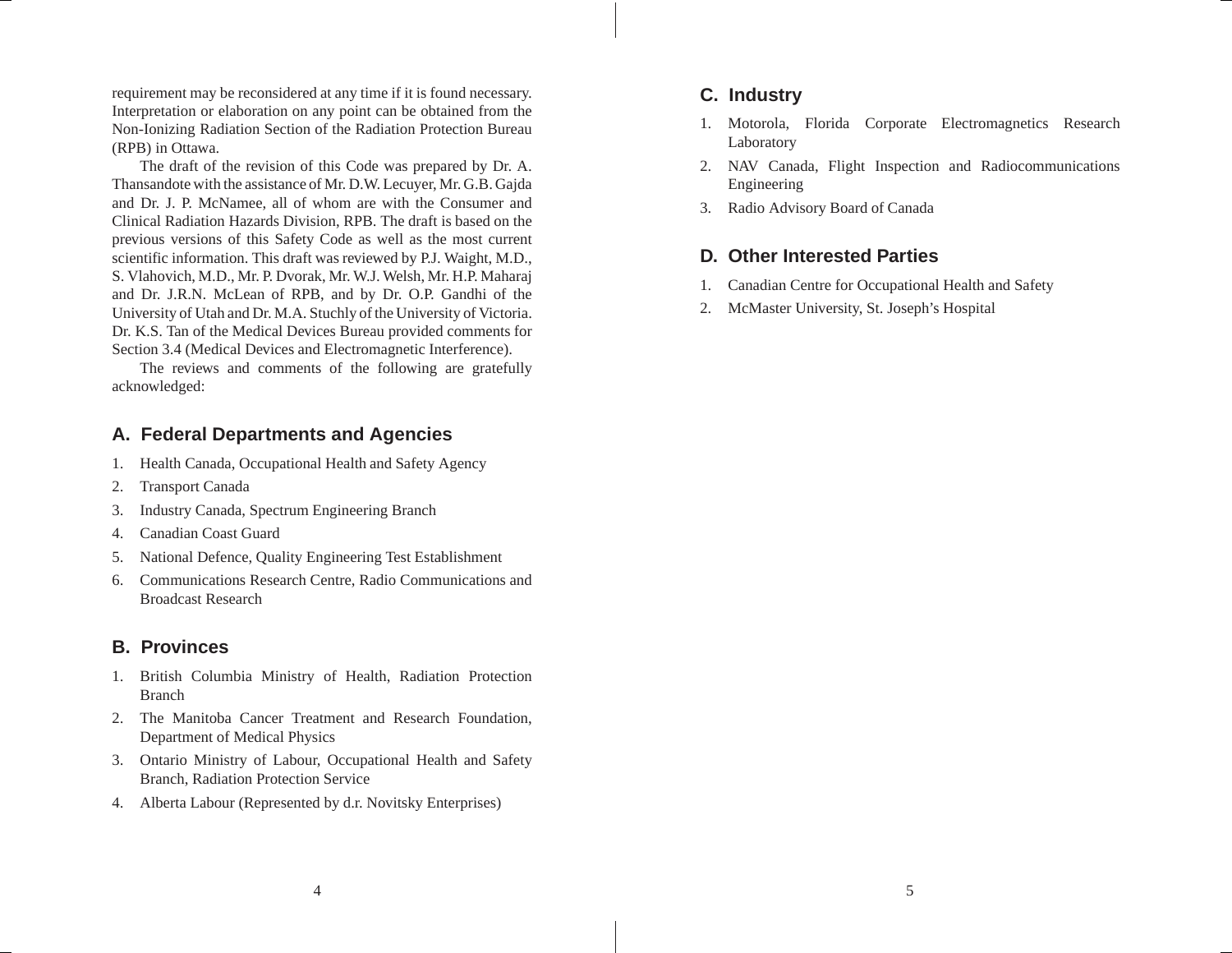requirement may be reconsidered at any time if it is found necessary. Interpretation or elaboration on any point can be obtained from the Non-Ionizing Radiation Section of the Radiation Protection Bureau (RPB) in Ottawa.

The draft of the revision of this Code was prepared by Dr. A. Thansandote with the assistance of Mr. D.W. Lecuyer, Mr. G.B. Gajda and Dr. J. P. McNamee, all of whom are with the Consumer and Clinical Radiation Hazards Division, RPB. The draft is based on the previous versions of this Safety Code as well as the most current scientific information. This draft was reviewed by P.J. Waight, M.D., S. Vlahovich, M.D., Mr. P. Dvorak, Mr. W.J. Welsh, Mr. H.P. Maharaj and Dr. J.R.N. McLean of RPB, and by Dr. O.P. Gandhi of the University of Utah and Dr. M.A. Stuchly of the University of Victoria. Dr. K.S. Tan of the Medical Devices Bureau provided comments for Section 3.4 (Medical Devices and Electromagnetic Interference).

The reviews and comments of the following are gratefully acknowledged:

## A. Federal Departments and Agencies

1. Health Canada, Occupational Health and Safety Agency
2. Transport Canada
3. Industry Canada, Spectrum Engineering Branch
4. Canadian Coast Guard
5. National Defence, Quality Engineering Test Establishment
6. Communications Research Centre, Radio Communications and Broadcast Research

## B. Provinces

1. British Columbia Ministry of Health, Radiation Protection Branch
2. The Manitoba Cancer Treatment and Research Foundation, Department of Medical Physics
3. Ontario Ministry of Labour, Occupational Health and Safety Branch, Radiation Protection Service
4. Alberta Labour (Represented by d.r. Novitsky Enterprises)

## C. Industry

1. Motorola, Florida Corporate Electromagnetics Research Laboratory
2. NAV Canada, Flight Inspection and Radiocommunications Engineering
3. Radio Advisory Board of Canada

## D. Other Interested Parties

1. Canadian Centre for Occupational Health and Safety
2. McMaster University, St. Joseph's Hospital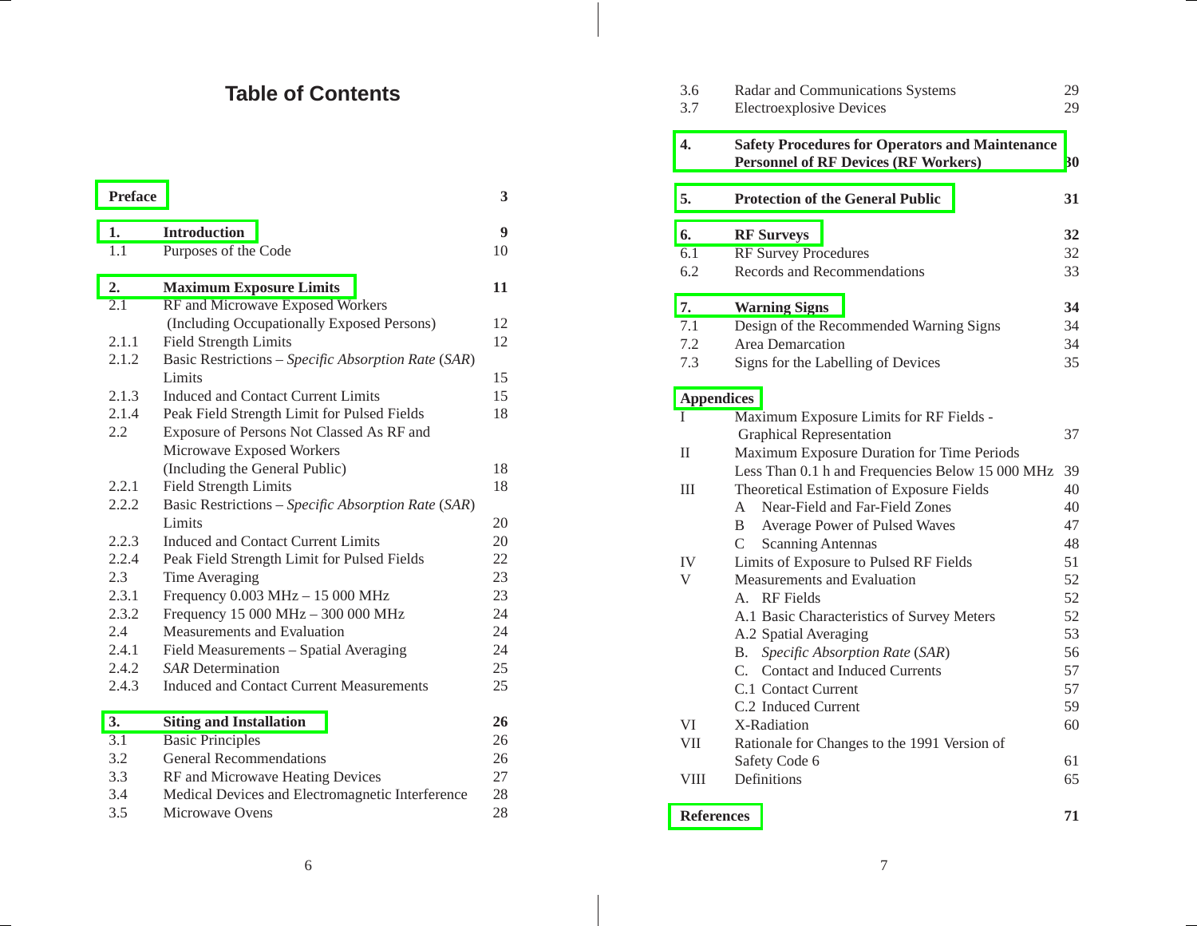# Table of Contents

| | | |
|---|---|---|
| **Preface** | | **3** |
| **1.** | **Introduction** | **9** |
| 1.1 | Purposes of the Code | 10 |
| **2.** | **Maximum Exposure Limits** | **11** |
| 2.1 | RF and Microwave Exposed Workers (Including Occupationally Exposed Persons) | 12 |
| 2.1.1 | Field Strength Limits | 12 |
| 2.1.2 | Basic Restrictions – *Specific Absorption Rate* (*SAR*) Limits | 15 |
| 2.1.3 | Induced and Contact Current Limits | 15 |
| 2.1.4 | Peak Field Strength Limit for Pulsed Fields | 18 |
| 2.2 | Exposure of Persons Not Classed As RF and Microwave Exposed Workers (Including the General Public) | 18 |
| 2.2.1 | Field Strength Limits | 18 |
| 2.2.2 | Basic Restrictions – *Specific Absorption Rate* (*SAR*) Limits | 20 |
| 2.2.3 | Induced and Contact Current Limits | 20 |
| 2.2.4 | Peak Field Strength Limit for Pulsed Fields | 22 |
| 2.3 | Time Averaging | 23 |
| 2.3.1 | Frequency 0.003 MHz – 15 000 MHz | 23 |
| 2.3.2 | Frequency 15 000 MHz – 300 000 MHz | 24 |
| 2.4 | Measurements and Evaluation | 24 |
| 2.4.1 | Field Measurements – Spatial Averaging | 24 |
| 2.4.2 | *SAR* Determination | 25 |
| 2.4.3 | Induced and Contact Current Measurements | 25 |
| **3.** | **Siting and Installation** | **26** |
| 3.1 | Basic Principles | 26 |
| 3.2 | General Recommendations | 26 |
| 3.3 | RF and Microwave Heating Devices | 27 |
| 3.4 | Medical Devices and Electromagnetic Interference | 28 |
| 3.5 | Microwave Ovens | 28 |
| 3.6 | Radar and Communications Systems | 29 |
| 3.7 | Electroexplosive Devices | 29 |
| **4.** | **Safety Procedures for Operators and Maintenance Personnel of RF Devices (RF Workers)** | **30** |
| **5.** | **Protection of the General Public** | **31** |
| **6.** | **RF Surveys** | **32** |
| 6.1 | RF Survey Procedures | 32 |
| 6.2 | Records and Recommendations | 33 |
| **7.** | **Warning Signs** | **34** |
| 7.1 | Design of the Recommended Warning Signs | 34 |
| 7.2 | Area Demarcation | 34 |
| 7.3 | Signs for the Labelling of Devices | 35 |
| **Appendices** | | |
| I | Maximum Exposure Limits for RF Fields - Graphical Representation | 37 |
| II | Maximum Exposure Duration for Time Periods Less Than 0.1 h and Frequencies Below 15 000 MHz | 39 |
| III | Theoretical Estimation of Exposure Fields | 40 |
| | A Near-Field and Far-Field Zones | 40 |
| | B Average Power of Pulsed Waves | 47 |
| | C Scanning Antennas | 48 |
| IV | Limits of Exposure to Pulsed RF Fields | 51 |
| V | Measurements and Evaluation | 52 |
| | A. RF Fields | 52 |
| | A.1 Basic Characteristics of Survey Meters | 52 |
| | A.2 Spatial Averaging | 53 |
| | B. *Specific Absorption Rate* (*SAR*) | 56 |
| | C. Contact and Induced Currents | 57 |
| | C.1 Contact Current | 57 |
| | C.2 Induced Current | 59 |
| VI | X-Radiation | 60 |
| VII | Rationale for Changes to the 1991 Version of Safety Code 6 | 61 |
| VIII | Definitions | 65 |
| **References** | | **71** |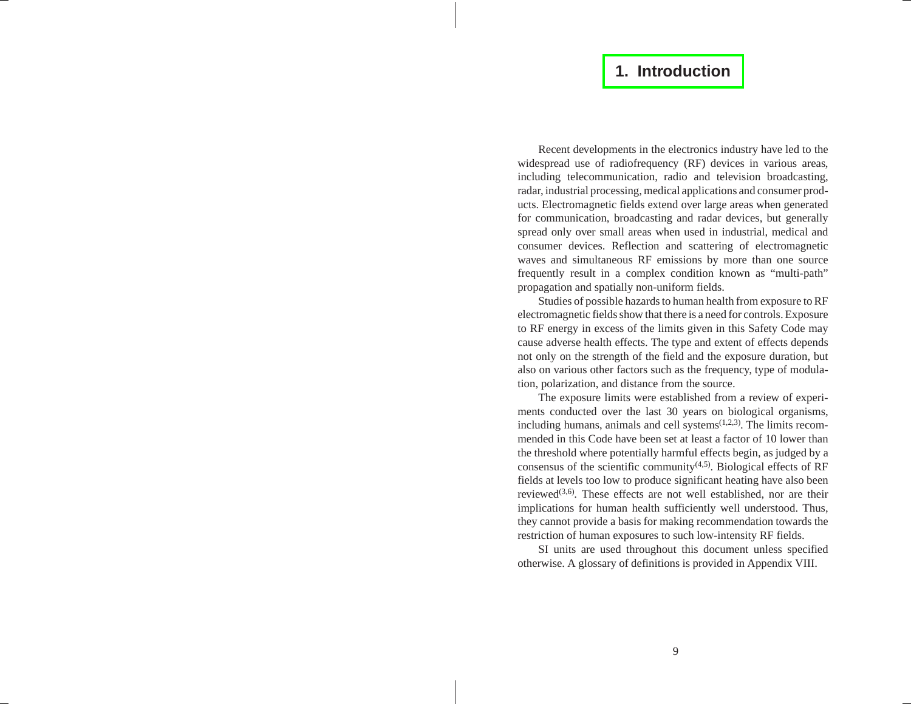# 1. Introduction

Recent developments in the electronics industry have led to the widespread use of radiofrequency (RF) devices in various areas, including telecommunication, radio and television broadcasting, radar, industrial processing, medical applications and consumer products. Electromagnetic fields extend over large areas when generated for communication, broadcasting and radar devices, but generally spread only over small areas when used in industrial, medical and consumer devices. Reflection and scattering of electromagnetic waves and simultaneous RF emissions by more than one source frequently result in a complex condition known as "multi-path" propagation and spatially non-uniform fields.

Studies of possible hazards to human health from exposure to RF electromagnetic fields show that there is a need for controls. Exposure to RF energy in excess of the limits given in this Safety Code may cause adverse health effects. The type and extent of effects depends not only on the strength of the field and the exposure duration, but also on various other factors such as the frequency, type of modulation, polarization, and distance from the source.

The exposure limits were established from a review of experiments conducted over the last 30 years on biological organisms, including humans, animals and cell systems[1,2,3]. The limits recommended in this Code have been set at least a factor of 10 lower than the threshold where potentially harmful effects begin, as judged by a consensus of the scientific community[4,5]. Biological effects of RF fields at levels too low to produce significant heating have also been reviewed[3,6]. These effects are not well established, nor are their implications for human health sufficiently well understood. Thus, they cannot provide a basis for making recommendation towards the restriction of human exposures to such low-intensity RF fields.

SI units are used throughout this document unless specified otherwise. A glossary of definitions is provided in Appendix VIII.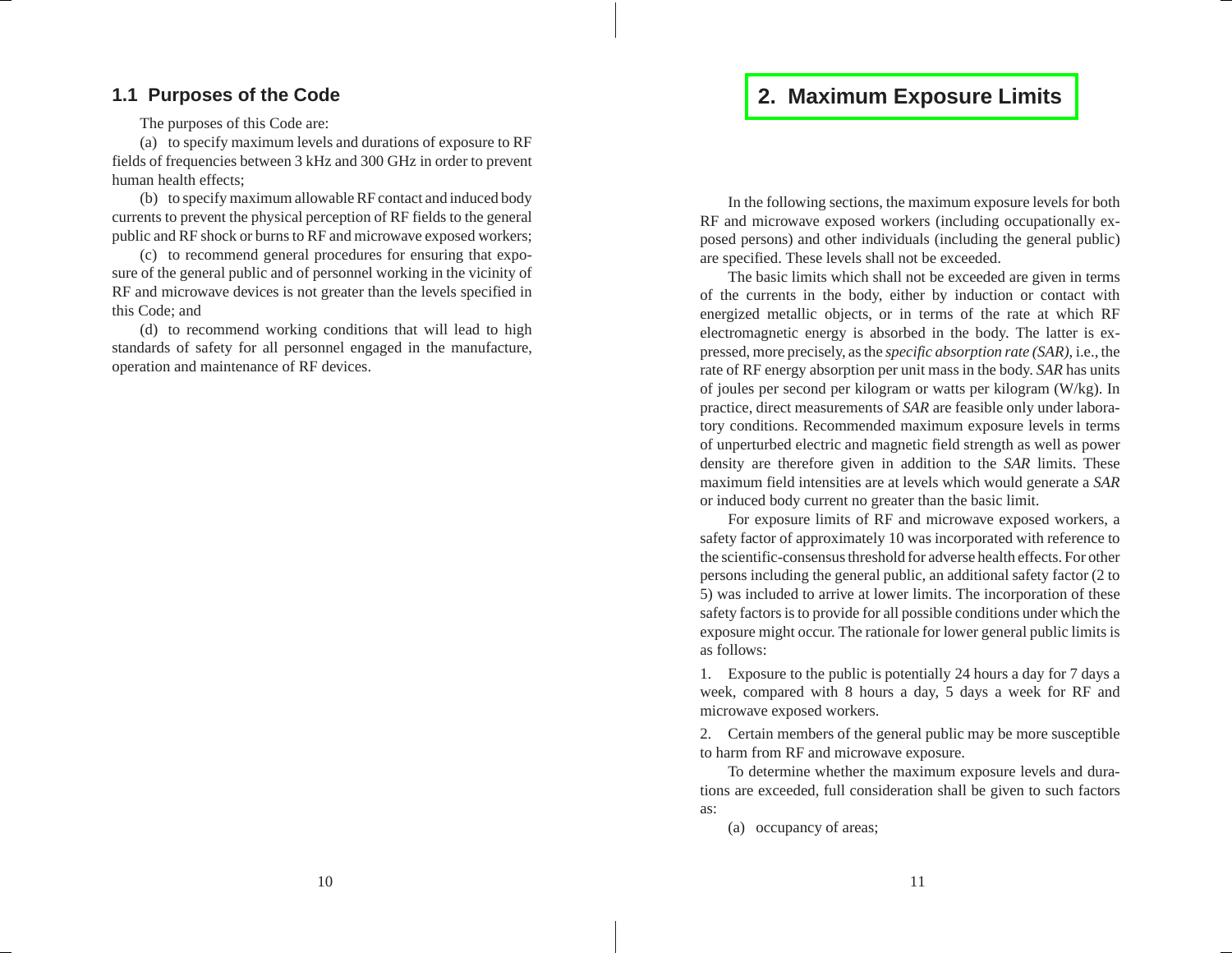### 1.1 Purposes of the Code

The purposes of this Code are:

(a) to specify maximum levels and durations of exposure to RF fields of frequencies between 3 kHz and 300 GHz in order to prevent human health effects;

(b) to specify maximum allowable RF contact and induced body currents to prevent the physical perception of RF fields to the general public and RF shock or burns to RF and microwave exposed workers;

(c) to recommend general procedures for ensuring that exposure of the general public and of personnel working in the vicinity of RF and microwave devices is not greater than the levels specified in this Code; and

(d) to recommend working conditions that will lead to high standards of safety for all personnel engaged in the manufacture, operation and maintenance of RF devices.

## 2. Maximum Exposure Limits

In the following sections, the maximum exposure levels for both RF and microwave exposed workers (including occupationally exposed persons) and other individuals (including the general public) are specified. These levels shall not be exceeded.

The basic limits which shall not be exceeded are given in terms of the currents in the body, either by induction or contact with energized metallic objects, or in terms of the rate at which RF electromagnetic energy is absorbed in the body. The latter is expressed, more precisely, as the *specific absorption rate (SAR)*, i.e., the rate of RF energy absorption per unit mass in the body. *SAR* has units of joules per second per kilogram or watts per kilogram (W/kg). In practice, direct measurements of *SAR* are feasible only under laboratory conditions. Recommended maximum exposure levels in terms of unperturbed electric and magnetic field strength as well as power density are therefore given in addition to the *SAR* limits. These maximum field intensities are at levels which would generate a *SAR* or induced body current no greater than the basic limit.

For exposure limits of RF and microwave exposed workers, a safety factor of approximately 10 was incorporated with reference to the scientific-consensus threshold for adverse health effects. For other persons including the general public, an additional safety factor (2 to 5) was included to arrive at lower limits. The incorporation of these safety factors is to provide for all possible conditions under which the exposure might occur. The rationale for lower general public limits is as follows:

1. Exposure to the public is potentially 24 hours a day for 7 days a week, compared with 8 hours a day, 5 days a week for RF and microwave exposed workers.
2. Certain members of the general public may be more susceptible to harm from RF and microwave exposure.

To determine whether the maximum exposure levels and durations are exceeded, full consideration shall be given to such factors as:

(a) occupancy of areas;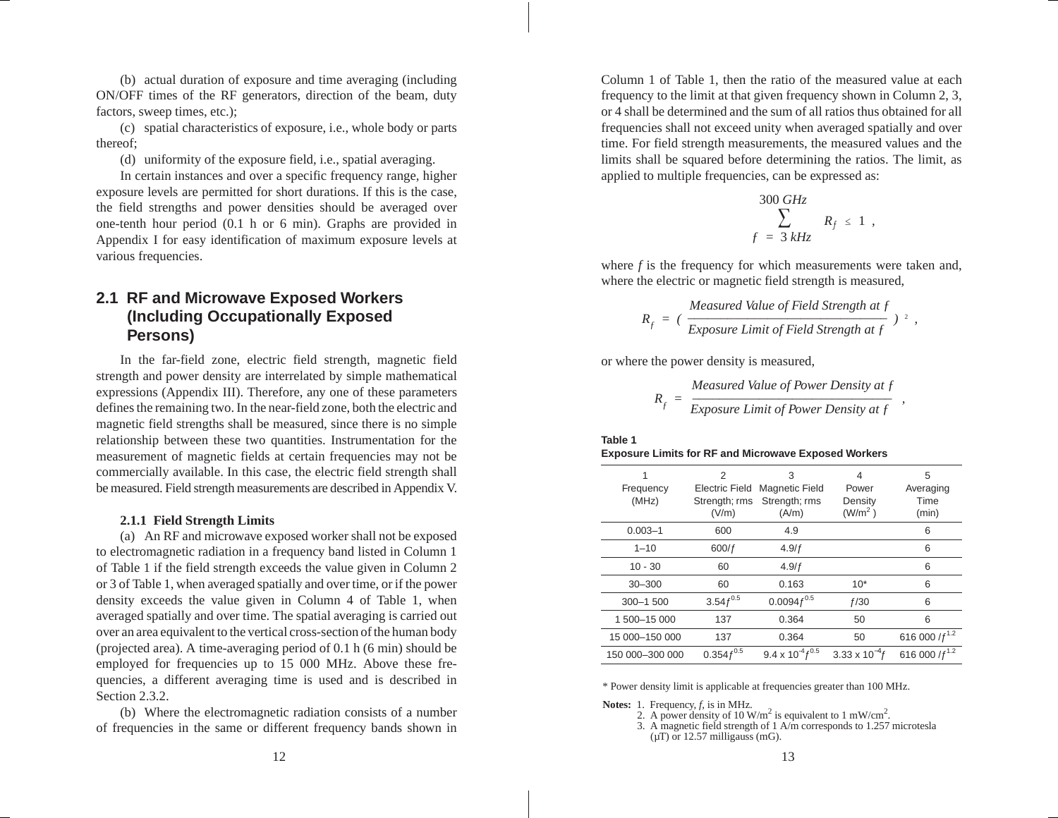(b) actual duration of exposure and time averaging (including ON/OFF times of the RF generators, direction of the beam, duty factors, sweep times, etc.);

(c) spatial characteristics of exposure, i.e., whole body or parts thereof;

(d) uniformity of the exposure field, i.e., spatial averaging.

In certain instances and over a specific frequency range, higher exposure levels are permitted for short durations. If this is the case, the field strengths and power densities should be averaged over one-tenth hour period (0.1 h or 6 min). Graphs are provided in Appendix I for easy identification of maximum exposure levels at various frequencies.

## 2.1 RF and Microwave Exposed Workers (Including Occupationally Exposed Persons)

In the far-field zone, electric field strength, magnetic field strength and power density are interrelated by simple mathematical expressions (Appendix III). Therefore, any one of these parameters defines the remaining two. In the near-field zone, both the electric and magnetic field strengths shall be measured, since there is no simple relationship between these two quantities. Instrumentation for the measurement of magnetic fields at certain frequencies may not be commercially available. In this case, the electric field strength shall be measured. Field strength measurements are described in Appendix V.

### 2.1.1 Field Strength Limits

(a) An RF and microwave exposed worker shall not be exposed to electromagnetic radiation in a frequency band listed in Column 1 of Table 1 if the field strength exceeds the value given in Column 2 or 3 of Table 1, when averaged spatially and over time, or if the power density exceeds the value given in Column 4 of Table 1, when averaged spatially and over time. The spatial averaging is carried out over an area equivalent to the vertical cross-section of the human body (projected area). A time-averaging period of 0.1 h (6 min) should be employed for frequencies up to 15 000 MHz. Above these frequencies, a different averaging time is used and is described in Section 2.3.2.

(b) Where the electromagnetic radiation consists of a number of frequencies in the same or different frequency bands shown in Column 1 of Table 1, then the ratio of the measured value at each frequency to the limit at that given frequency shown in Column 2, 3, or 4 shall be determined and the sum of all ratios thus obtained for all frequencies shall not exceed unity when averaged spatially and over time. For field strength measurements, the measured values and the limits shall be squared before determining the ratios. The limit, as applied to multiple frequencies, can be expressed as:

$$\sum_{f\,=\,3\,kHz}^{300\,GHz} R_f \leq 1 \,,$$

where $f$ is the frequency for which measurements were taken and, where the electric or magnetic field strength is measured,

$$R_f = \left( \frac{\textit{Measured Value of Field Strength at } f}{\textit{Exposure Limit of Field Strength at } f} \right)^2 ,$$

or where the power density is measured,

$$R_f = \frac{\textit{Measured Value of Power Density at } f}{\textit{Exposure Limit of Power Density at } f} \,,$$

**Table 1**
**Exposure Limits for RF and Microwave Exposed Workers**

| 1<br>Frequency<br>(MHz) | 2<br>Electric Field Strength; rms<br>(V/m) | 3<br>Magnetic Field Strength; rms<br>(A/m) | 4<br>Power Density<br>($W/m^2$) | 5<br>Averaging Time<br>(min) |
|---|---|---|---|---|
| 0.003–1 | 600 | 4.9 | | 6 |
| 1–10 | $600/f$ | $4.9/f$ | | 6 |
| 10 - 30 | 60 | $4.9/f$ | | 6 |
| 30–300 | 60 | 0.163 | 10* | 6 |
| 300–1 500 | $3.54f^{0.5}$ | $0.0094f^{0.5}$ | $f/30$ | 6 |
| 1 500–15 000 | 137 | 0.364 | 50 | 6 |
| 15 000–150 000 | 137 | 0.364 | 50 | $616\,000/f^{1.2}$ |
| 150 000–300 000 | $0.354f^{0.5}$ | $9.4 \times 10^{-4}f^{0.5}$ | $3.33 \times 10^{-4}f$ | $616\,000/f^{1.2}$ |

\* Power density limit is applicable at frequencies greater than 100 MHz.

**Notes:** 1. Frequency, $f$, is in MHz.
2. A power density of 10 $W/m^2$ is equivalent to 1 $mW/cm^2$.
3. A magnetic field strength of 1 A/m corresponds to 1.257 microtesla (μT) or 12.57 milligauss (mG).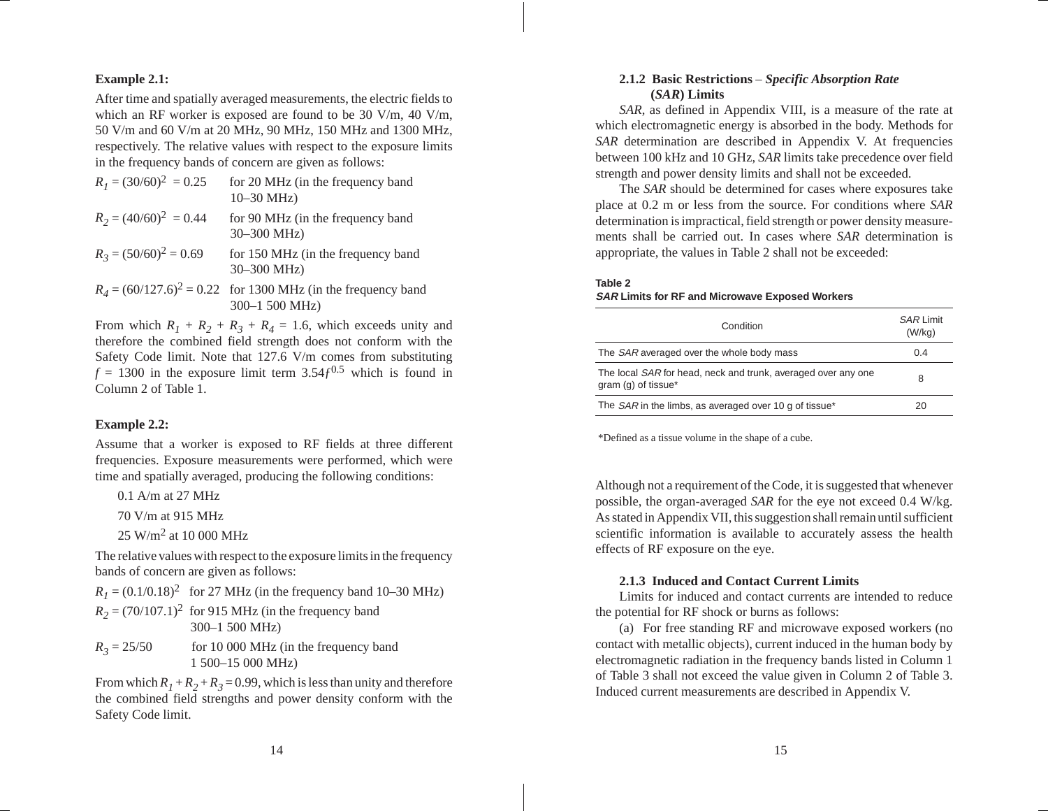**Example 2.1:**

After time and spatially averaged measurements, the electric fields to which an RF worker is exposed are found to be 30 V/m, 40 V/m, 50 V/m and 60 V/m at 20 MHz, 90 MHz, 150 MHz and 1300 MHz, respectively. The relative values with respect to the exposure limits in the frequency bands of concern are given as follows:

$R_1 = (30/60)^2 = 0.25$ for 20 MHz (in the frequency band 10–30 MHz)

$R_2 = (40/60)^2 = 0.44$ for 90 MHz (in the frequency band 30–300 MHz)

$R_3 = (50/60)^2 = 0.69$ for 150 MHz (in the frequency band 30–300 MHz)

$R_4 = (60/127.6)^2 = 0.22$ for 1300 MHz (in the frequency band 300–1 500 MHz)

From which $R_1 + R_2 + R_3 + R_4 = 1.6$, which exceeds unity and therefore the combined field strength does not conform with the Safety Code limit. Note that 127.6 V/m comes from substituting $f = 1300$ in the exposure limit term $3.54f^{0.5}$ which is found in Column 2 of Table 1.

**Example 2.2:**

Assume that a worker is exposed to RF fields at three different frequencies. Exposure measurements were performed, which were time and spatially averaged, producing the following conditions:

0.1 A/m at 27 MHz

70 V/m at 915 MHz

25 W/m$^2$ at 10 000 MHz

The relative values with respect to the exposure limits in the frequency bands of concern are given as follows:

$R_1 = (0.1/0.18)^2$ for 27 MHz (in the frequency band 10–30 MHz)

$R_2 = (70/107.1)^2$ for 915 MHz (in the frequency band 300–1 500 MHz)

$R_3 = 25/50$ for 10 000 MHz (in the frequency band 1 500–15 000 MHz)

From which $R_1 + R_2 + R_3 = 0.99$, which is less than unity and therefore the combined field strengths and power density conform with the Safety Code limit.

### 2.1.2 Basic Restrictions – *Specific Absorption Rate* (*SAR*) Limits

*SAR*, as defined in Appendix VIII, is a measure of the rate at which electromagnetic energy is absorbed in the body. Methods for *SAR* determination are described in Appendix V. At frequencies between 100 kHz and 10 GHz, *SAR* limits take precedence over field strength and power density limits and shall not be exceeded.

The *SAR* should be determined for cases where exposures take place at 0.2 m or less from the source. For conditions where *SAR* determination is impractical, field strength or power density measurements shall be carried out. In cases where *SAR* determination is appropriate, the values in Table 2 shall not be exceeded:

**Table 2**
***SAR* Limits for RF and Microwave Exposed Workers**

| Condition | *SAR* Limit (W/kg) |
|---|---|
| The *SAR* averaged over the whole body mass | 0.4 |
| The local *SAR* for head, neck and trunk, averaged over any one gram (g) of tissue* | 8 |
| The *SAR* in the limbs, as averaged over 10 g of tissue* | 20 |

*Defined as a tissue volume in the shape of a cube.

Although not a requirement of the Code, it is suggested that whenever possible, the organ-averaged *SAR* for the eye not exceed 0.4 W/kg. As stated in Appendix VII, this suggestion shall remain until sufficient scientific information is available to accurately assess the health effects of RF exposure on the eye.

### 2.1.3 Induced and Contact Current Limits

Limits for induced and contact currents are intended to reduce the potential for RF shock or burns as follows:

(a) For free standing RF and microwave exposed workers (no contact with metallic objects), current induced in the human body by electromagnetic radiation in the frequency bands listed in Column 1 of Table 3 shall not exceed the value given in Column 2 of Table 3. Induced current measurements are described in Appendix V.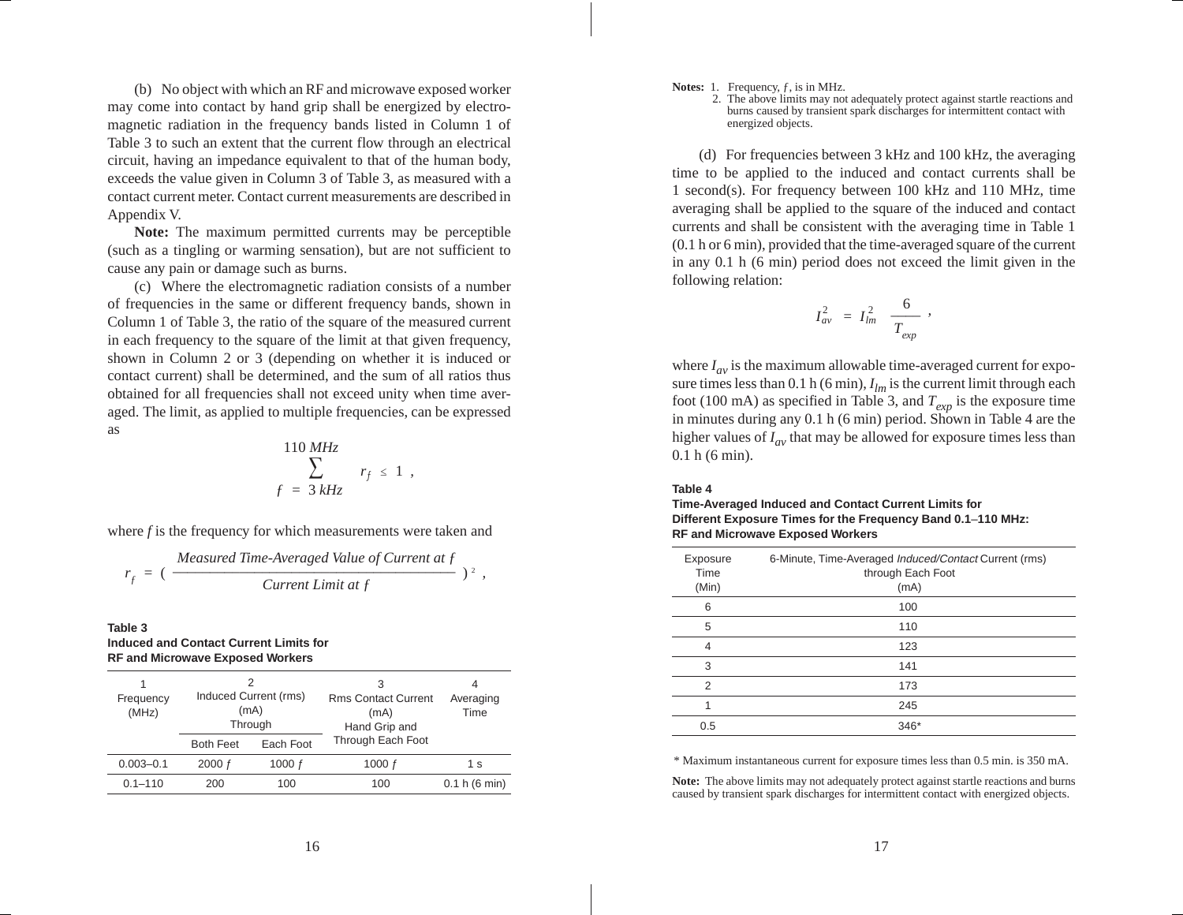(b) No object with which an RF and microwave exposed worker may come into contact by hand grip shall be energized by electromagnetic radiation in the frequency bands listed in Column 1 of Table 3 to such an extent that the current flow through an electrical circuit, having an impedance equivalent to that of the human body, exceeds the value given in Column 3 of Table 3, as measured with a contact current meter. Contact current measurements are described in Appendix V.

**Note:** The maximum permitted currents may be perceptible (such as a tingling or warming sensation), but are not sufficient to cause any pain or damage such as burns.

(c) Where the electromagnetic radiation consists of a number of frequencies in the same or different frequency bands, shown in Column 1 of Table 3, the ratio of the square of the measured current in each frequency to the square of the limit at that given frequency, shown in Column 2 or 3 (depending on whether it is induced or contact current) shall be determined, and the sum of all ratios thus obtained for all frequencies shall not exceed unity when time averaged. The limit, as applied to multiple frequencies, can be expressed as

$$\sum_{f\,=\,3\,kHz}^{110\,MHz} r_f \leq 1 \,,$$

where $f$ is the frequency for which measurements were taken and

$$r_f = \left( \frac{\textit{Measured Time-Averaged Value of Current at } f}{\textit{Current Limit at } f} \right)^2 ,$$

**Table 3**
**Induced and Contact Current Limits for RF and Microwave Exposed Workers**

| 1<br>Frequency (MHz) | 2<br>Induced Current (rms) (mA) Through | | 3<br>Rms Contact Current (mA) Hand Grip and Through Each Foot | 4<br>Averaging Time |
|---|---|---|---|---|
| | Both Feet | Each Foot | | |
| 0.003–0.1 | 2000 $f$ | 1000 $f$ | 1000 $f$ | 1 s |
| 0.1–110 | 200 | 100 | 100 | 0.1 h (6 min) |

**Notes:** 1. Frequency, $f$, is in MHz.
2. The above limits may not adequately protect against startle reactions and burns caused by transient spark discharges for intermittent contact with energized objects.

(d) For frequencies between 3 kHz and 100 kHz, the averaging time to be applied to the induced and contact currents shall be 1 second(s). For frequency between 100 kHz and 110 MHz, time averaging shall be applied to the square of the induced and contact currents and shall be consistent with the averaging time in Table 1 (0.1 h or 6 min), provided that the time-averaged square of the current in any 0.1 h (6 min) period does not exceed the limit given in the following relation:

$$I_{av}^2 = I_{lm}^2 \; \frac{6}{T_{exp}} \,,$$

where $I_{av}$ is the maximum allowable time-averaged current for exposure times less than 0.1 h (6 min), $I_{lm}$ is the current limit through each foot (100 mA) as specified in Table 3, and $T_{exp}$ is the exposure time in minutes during any 0.1 h (6 min) period. Shown in Table 4 are the higher values of $I_{av}$ that may be allowed for exposure times less than 0.1 h (6 min).

**Table 4**
**Time-Averaged Induced and Contact Current Limits for Different Exposure Times for the Frequency Band 0.1–110 MHz: RF and Microwave Exposed Workers**

| Exposure Time (Min) | 6-Minute, Time-Averaged *Induced/Contact* Current (rms) through Each Foot (mA) |
|---|---|
| 6 | 100 |
| 5 | 110 |
| 4 | 123 |
| 3 | 141 |
| 2 | 173 |
| 1 | 245 |
| 0.5 | 346* |

\* Maximum instantaneous current for exposure times less than 0.5 min. is 350 mA.

**Note:** The above limits may not adequately protect against startle reactions and burns caused by transient spark discharges for intermittent contact with energized objects.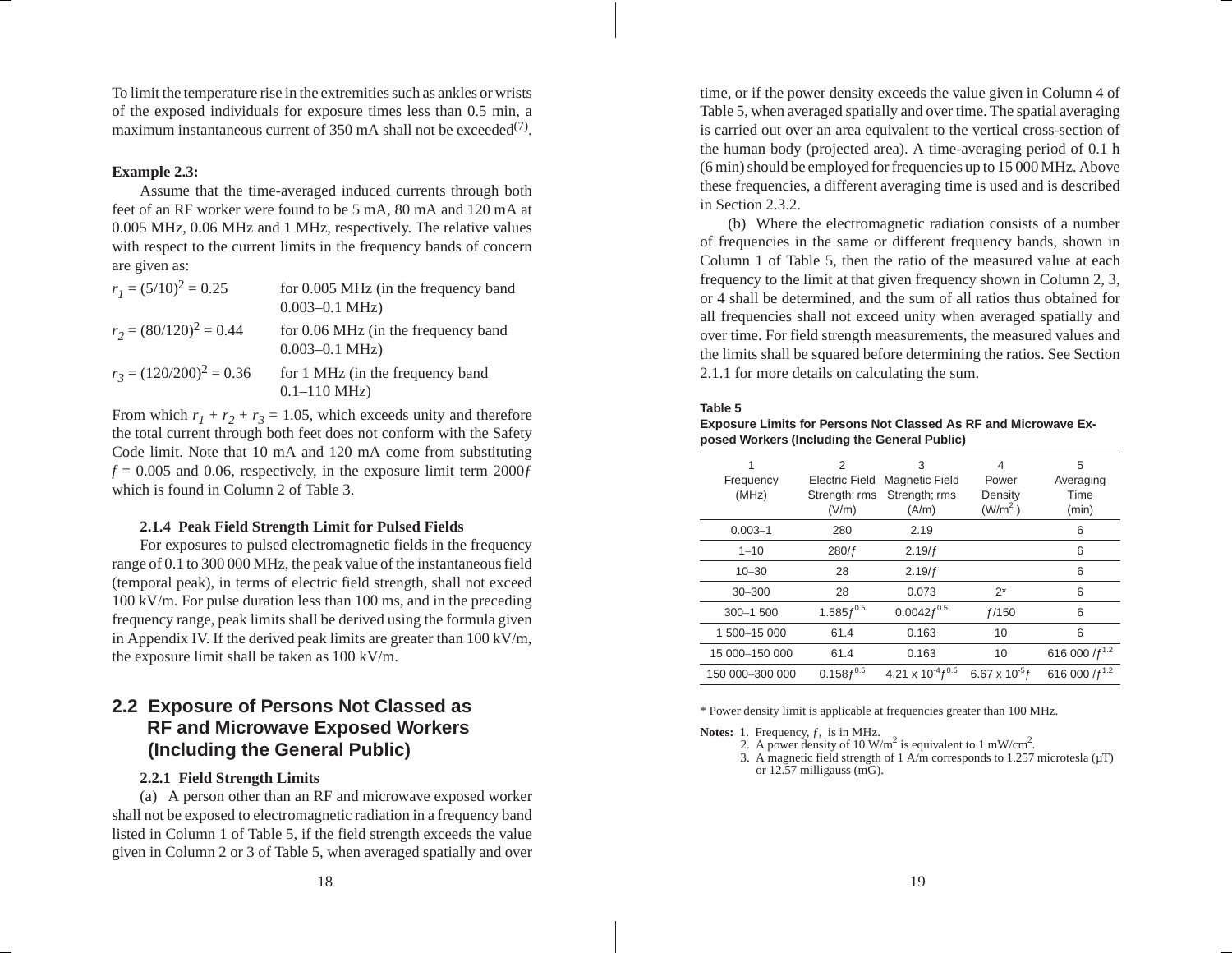To limit the temperature rise in the extremities such as ankles or wrists of the exposed individuals for exposure times less than 0.5 min, a maximum instantaneous current of 350 mA shall not be exceeded[(7)].

**Example 2.3:**

Assume that the time-averaged induced currents through both feet of an RF worker were found to be 5 mA, 80 mA and 120 mA at 0.005 MHz, 0.06 MHz and 1 MHz, respectively. The relative values with respect to the current limits in the frequency bands of concern are given as:

$r_1 = (5/10)^2 = 0.25$ for 0.005 MHz (in the frequency band 0.003–0.1 MHz)

$r_2 = (80/120)^2 = 0.44$ for 0.06 MHz (in the frequency band 0.003–0.1 MHz)

$r_3 = (120/200)^2 = 0.36$ for 1 MHz (in the frequency band 0.1–110 MHz)

From which $r_1 + r_2 + r_3 = 1.05$, which exceeds unity and therefore the total current through both feet does not conform with the Safety Code limit. Note that 10 mA and 120 mA come from substituting $f = 0.005$ and 0.06, respectively, in the exposure limit term $2000f$ which is found in Column 2 of Table 3.

### 2.1.4 Peak Field Strength Limit for Pulsed Fields

For exposures to pulsed electromagnetic fields in the frequency range of 0.1 to 300 000 MHz, the peak value of the instantaneous field (temporal peak), in terms of electric field strength, shall not exceed 100 kV/m. For pulse duration less than 100 ms, and in the preceding frequency range, peak limits shall be derived using the formula given in Appendix IV. If the derived peak limits are greater than 100 kV/m, the exposure limit shall be taken as 100 kV/m.

## 2.2 Exposure of Persons Not Classed as RF and Microwave Exposed Workers (Including the General Public)

### 2.2.1 Field Strength Limits

(a) A person other than an RF and microwave exposed worker shall not be exposed to electromagnetic radiation in a frequency band listed in Column 1 of Table 5, if the field strength exceeds the value given in Column 2 or 3 of Table 5, when averaged spatially and over time, or if the power density exceeds the value given in Column 4 of Table 5, when averaged spatially and over time. The spatial averaging is carried out over an area equivalent to the vertical cross-section of the human body (projected area). A time-averaging period of 0.1 h (6 min) should be employed for frequencies up to 15 000 MHz. Above these frequencies, a different averaging time is used and is described in Section 2.3.2.

(b) Where the electromagnetic radiation consists of a number of frequencies in the same or different frequency bands, shown in Column 1 of Table 5, then the ratio of the measured value at each frequency to the limit at that given frequency shown in Column 2, 3, or 4 shall be determined, and the sum of all ratios thus obtained for all frequencies shall not exceed unity when averaged spatially and over time. For field strength measurements, the measured values and the limits shall be squared before determining the ratios. See Section 2.1.1 for more details on calculating the sum.

**Table 5**
**Exposure Limits for Persons Not Classed As RF and Microwave Exposed Workers (Including the General Public)**

| 1 Frequency (MHz) | 2 Electric Field Strength; rms (V/m) | 3 Magnetic Field Strength; rms (A/m) | 4 Power Density (W/m$^2$) | 5 Averaging Time (min) |
|---|---|---|---|---|
| 0.003–1 | 280 | 2.19 | | 6 |
| 1–10 | $280/f$ | $2.19/f$ | | 6 |
| 10–30 | 28 | $2.19/f$ | | 6 |
| 30–300 | 28 | 0.073 | 2* | 6 |
| 300–1 500 | $1.585f^{0.5}$ | $0.0042f^{0.5}$ | $f/150$ | 6 |
| 1 500–15 000 | 61.4 | 0.163 | 10 | 6 |
| 15 000–150 000 | 61.4 | 0.163 | 10 | $616\,000/f^{1.2}$ |
| 150 000–300 000 | $0.158f^{0.5}$ | $4.21 \times 10^{-4}f^{0.5}$ | $6.67 \times 10^{-5}f$ | $616\,000/f^{1.2}$ |

* Power density limit is applicable at frequencies greater than 100 MHz.

**Notes:**
1. Frequency, $f$, is in MHz.
2. A power density of 10 W/m$^2$ is equivalent to 1 mW/cm$^2$.
3. A magnetic field strength of 1 A/m corresponds to 1.257 microtesla (μT) or 12.57 milligauss (mG).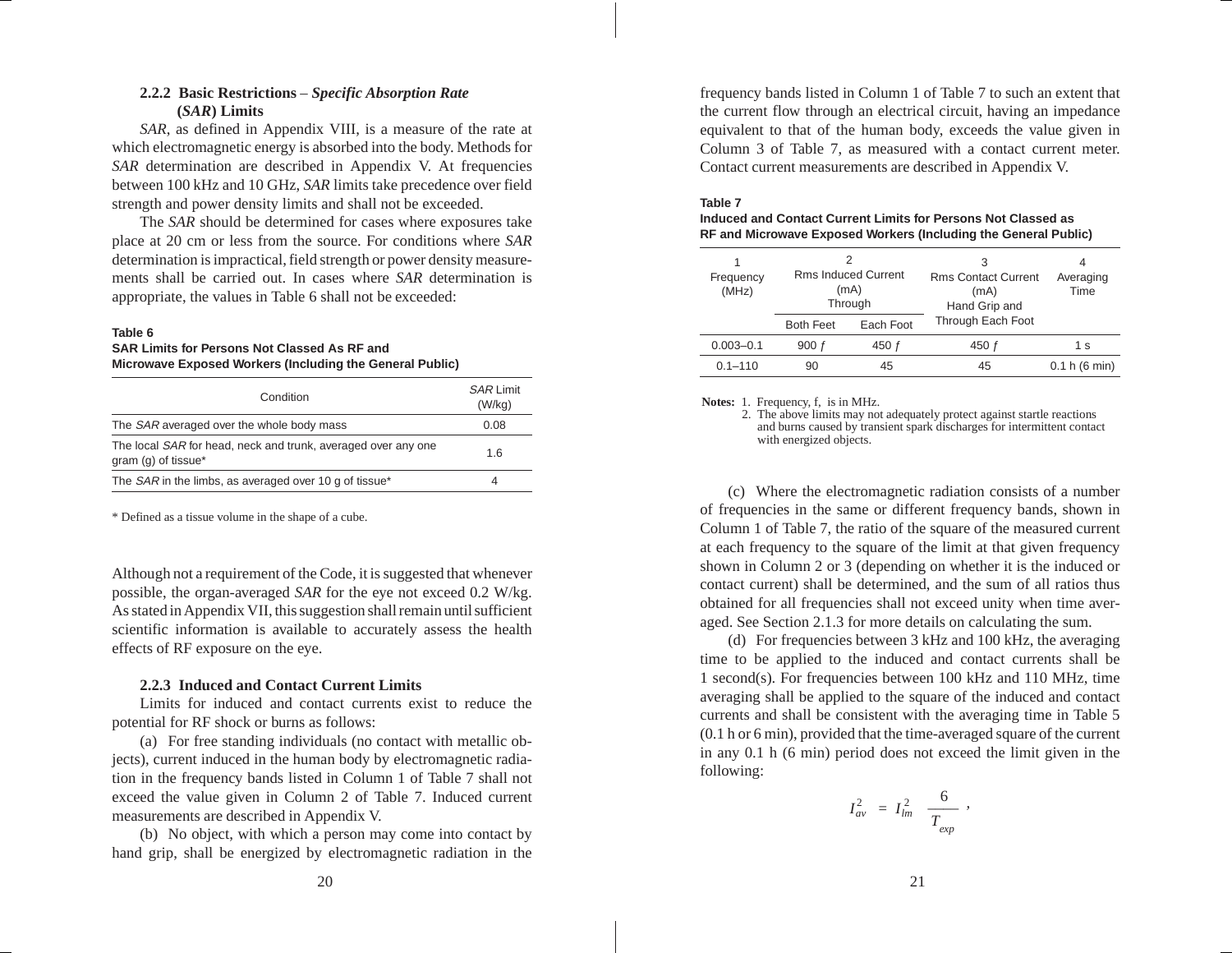#### 2.2.2 Basic Restrictions – *Specific Absorption Rate* (*SAR*) Limits

*SAR*, as defined in Appendix VIII, is a measure of the rate at which electromagnetic energy is absorbed into the body. Methods for *SAR* determination are described in Appendix V. At frequencies between 100 kHz and 10 GHz, *SAR* limits take precedence over field strength and power density limits and shall not be exceeded.

The *SAR* should be determined for cases where exposures take place at 20 cm or less from the source. For conditions where *SAR* determination is impractical, field strength or power density measurements shall be carried out. In cases where *SAR* determination is appropriate, the values in Table 6 shall not be exceeded:

**Table 6**
**SAR Limits for Persons Not Classed As RF and Microwave Exposed Workers (Including the General Public)**

| Condition | *SAR* Limit (W/kg) |
|---|---|
| The *SAR* averaged over the whole body mass | 0.08 |
| The local *SAR* for head, neck and trunk, averaged over any one gram (g) of tissue* | 1.6 |
| The *SAR* in the limbs, as averaged over 10 g of tissue* | 4 |

\* Defined as a tissue volume in the shape of a cube.

Although not a requirement of the Code, it is suggested that whenever possible, the organ-averaged *SAR* for the eye not exceed 0.2 W/kg. As stated in Appendix VII, this suggestion shall remain until sufficient scientific information is available to accurately assess the health effects of RF exposure on the eye.

#### 2.2.3 Induced and Contact Current Limits

Limits for induced and contact currents exist to reduce the potential for RF shock or burns as follows:

(a) For free standing individuals (no contact with metallic objects), current induced in the human body by electromagnetic radiation in the frequency bands listed in Column 1 of Table 7 shall not exceed the value given in Column 2 of Table 7. Induced current measurements are described in Appendix V.

(b) No object, with which a person may come into contact by hand grip, shall be energized by electromagnetic radiation in the frequency bands listed in Column 1 of Table 7 to such an extent that the current flow through an electrical circuit, having an impedance equivalent to that of the human body, exceeds the value given in Column 3 of Table 7, as measured with a contact current meter. Contact current measurements are described in Appendix V.

**Table 7**
**Induced and Contact Current Limits for Persons Not Classed as RF and Microwave Exposed Workers (Including the General Public)**

| 1<br>Frequency (MHz) | 2<br>Rms Induced Current (mA) Through | | 3<br>Rms Contact Current (mA) Hand Grip and Through Each Foot | 4<br>Averaging Time |
|---|---|---|---|---|
| | Both Feet | Each Foot | | |
| 0.003–0.1 | 900 *ƒ* | 450 *ƒ* | 450 *ƒ* | 1 s |
| 0.1–110 | 90 | 45 | 45 | 0.1 h (6 min) |

**Notes:** 1. Frequency, f, is in MHz.
2. The above limits may not adequately protect against startle reactions and burns caused by transient spark discharges for intermittent contact with energized objects.

(c) Where the electromagnetic radiation consists of a number of frequencies in the same or different frequency bands, shown in Column 1 of Table 7, the ratio of the square of the measured current at each frequency to the square of the limit at that given frequency shown in Column 2 or 3 (depending on whether it is the induced or contact current) shall be determined, and the sum of all ratios thus obtained for all frequencies shall not exceed unity when time averaged. See Section 2.1.3 for more details on calculating the sum.

(d) For frequencies between 3 kHz and 100 kHz, the averaging time to be applied to the induced and contact currents shall be 1 second(s). For frequencies between 100 kHz and 110 MHz, time averaging shall be applied to the square of the induced and contact currents and shall be consistent with the averaging time in Table 5 (0.1 h or 6 min), provided that the time-averaged square of the current in any 0.1 h (6 min) period does not exceed the limit given in the following:

$$I_{av}^2 = I_{lm}^2 \frac{6}{T_{exp}},$$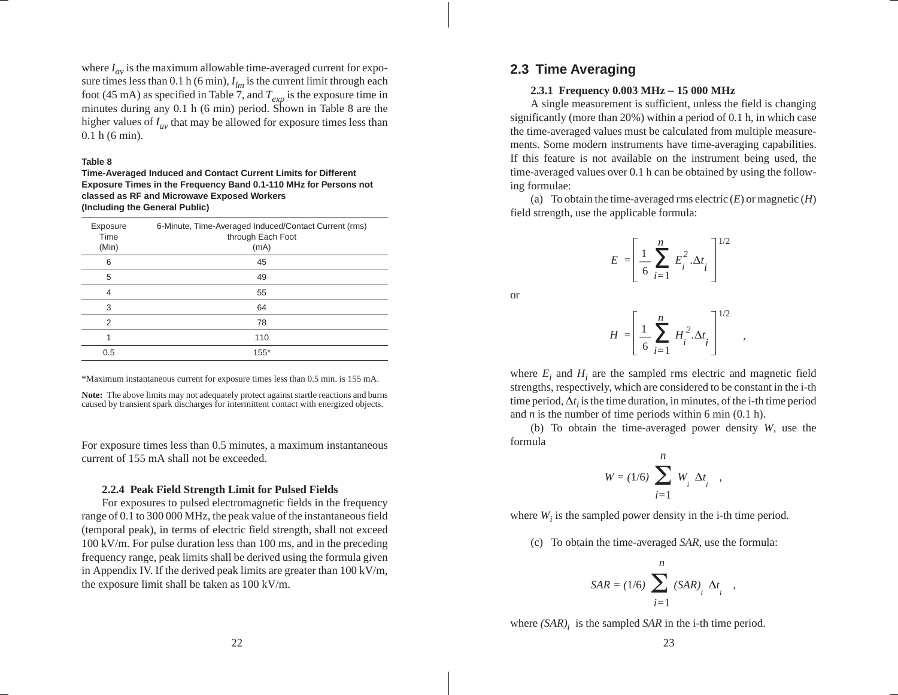where $I_{av}$ is the maximum allowable time-averaged current for exposure times less than 0.1 h (6 min), $I_{lm}$ is the current limit through each foot (45 mA) as specified in Table 7, and $T_{exp}$ is the exposure time in minutes during any 0.1 h (6 min) period. Shown in Table 8 are the higher values of $I_{av}$ that may be allowed for exposure times less than 0.1 h (6 min).

**Table 8**

**Time-Averaged Induced and Contact Current Limits for Different Exposure Times in the Frequency Band 0.1-110 MHz for Persons not classed as RF and Microwave Exposed Workers (Including the General Public)**

| Exposure Time (Min) | 6-Minute, Time-Averaged Induced/Contact Current (rms) through Each Foot (mA) |
|---|---|
| 6 | 45 |
| 5 | 49 |
| 4 | 55 |
| 3 | 64 |
| 2 | 78 |
| 1 | 110 |
| 0.5 | 155* |

*Maximum instantaneous current for exposure times less than 0.5 min. is 155 mA.

**Note:** The above limits may not adequately protect against startle reactions and burns caused by transient spark discharges for intermittent contact with energized objects.

For exposure times less than 0.5 minutes, a maximum instantaneous current of 155 mA shall not be exceeded.

#### 2.2.4 Peak Field Strength Limit for Pulsed Fields

For exposures to pulsed electromagnetic fields in the frequency range of 0.1 to 300 000 MHz, the peak value of the instantaneous field (temporal peak), in terms of electric field strength, shall not exceed 100 kV/m. For pulse duration less than 100 ms, and in the preceding frequency range, peak limits shall be derived using the formula given in Appendix IV. If the derived peak limits are greater than 100 kV/m, the exposure limit shall be taken as 100 kV/m.

## 2.3 Time Averaging

#### 2.3.1 Frequency 0.003 MHz – 15 000 MHz

A single measurement is sufficient, unless the field is changing significantly (more than 20%) within a period of 0.1 h, in which case the time-averaged values must be calculated from multiple measurements. Some modern instruments have time-averaging capabilities. If this feature is not available on the instrument being used, the time-averaged values over 0.1 h can be obtained by using the following formulae:

(a) To obtain the time-averaged rms electric (*E*) or magnetic (*H*) field strength, use the applicable formula:

$$E = \left[ \frac{1}{6} \sum_{i=1}^{n} E_i^2 . \Delta t_i \right]^{1/2}$$

or

$$H = \left[ \frac{1}{6} \sum_{i=1}^{n} H_i^2 . \Delta t_i \right]^{1/2} ,$$

where $E_i$ and $H_i$ are the sampled rms electric and magnetic field strengths, respectively, which are considered to be constant in the i-th time period, $\Delta t_i$ is the time duration, in minutes, of the i-th time period and $n$ is the number of time periods within 6 min (0.1 h).

(b) To obtain the time-averaged power density *W*, use the formula

$$W = (1/6) \sum_{i=1}^{n} W_i \ \Delta t_i \quad ,$$

where $W_i$ is the sampled power density in the i-th time period.

(c) To obtain the time-averaged *SAR*, use the formula:

$$SAR = (1/6) \sum_{i=1}^{n} (SAR)_i \ \Delta t_i \quad ,$$

where $(SAR)_i$ is the sampled *SAR* in the i-th time period.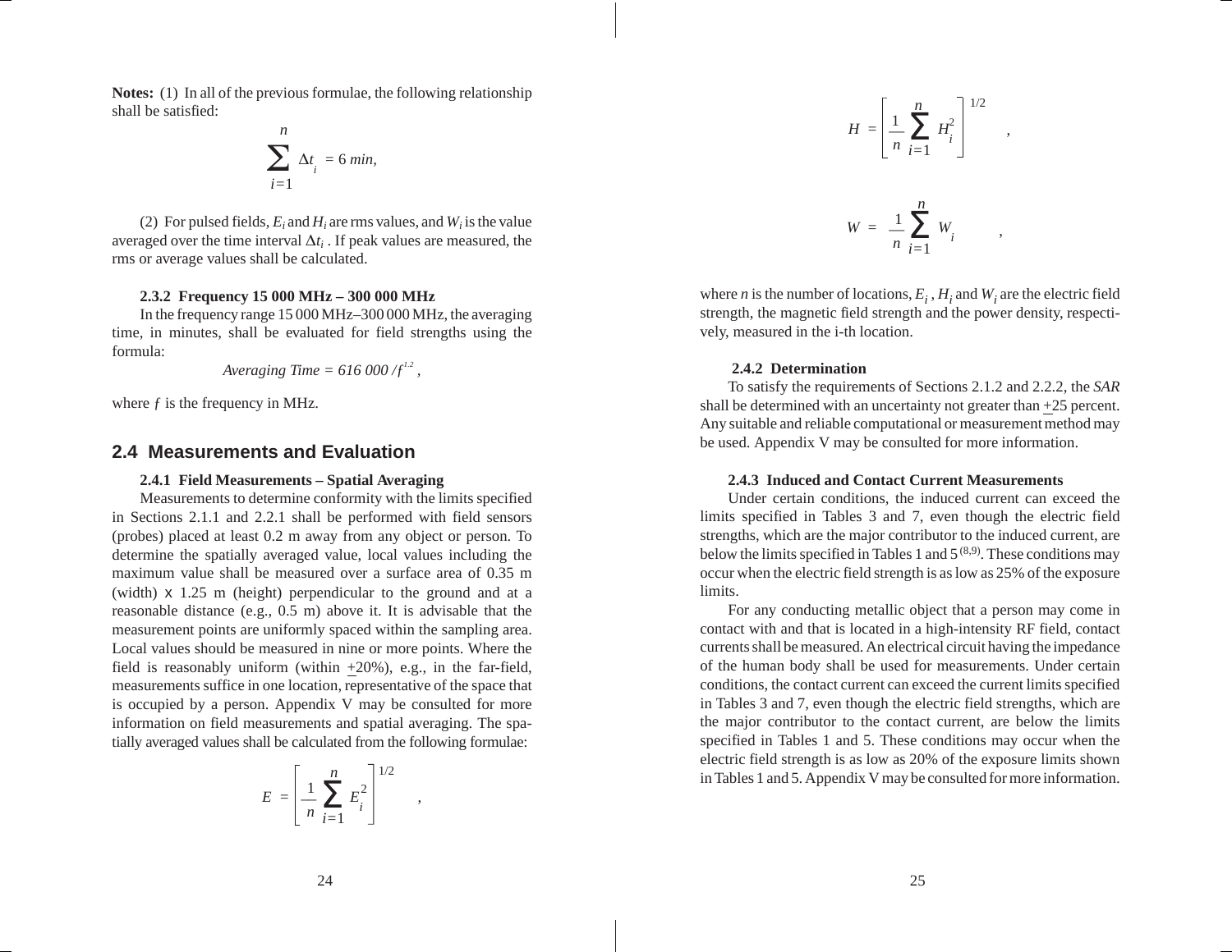**Notes:** (1) In all of the previous formulae, the following relationship shall be satisfied:

$$\sum_{i=1}^{n} \Delta t_i = 6\ min,$$

(2) For pulsed fields, $E_i$ and $H_i$ are rms values, and $W_i$ is the value averaged over the time interval $\Delta t_i$ . If peak values are measured, the rms or average values shall be calculated.

#### 2.3.2 Frequency 15 000 MHz – 300 000 MHz

In the frequency range 15 000 MHz–300 000 MHz, the averaging time, in minutes, shall be evaluated for field strengths using the formula:

$$Averaging\ Time = 616\ 000 / f^{1.2},$$

where $f$ is the frequency in MHz.

## 2.4 Measurements and Evaluation

#### 2.4.1 Field Measurements – Spatial Averaging

Measurements to determine conformity with the limits specified in Sections 2.1.1 and 2.2.1 shall be performed with field sensors (probes) placed at least 0.2 m away from any object or person. To determine the spatially averaged value, local values including the maximum value shall be measured over a surface area of 0.35 m (width) x 1.25 m (height) perpendicular to the ground and at a reasonable distance (e.g., 0.5 m) above it. It is advisable that the measurement points are uniformly spaced within the sampling area. Local values should be measured in nine or more points. Where the field is reasonably uniform (within ±20%), e.g., in the far-field, measurements suffice in one location, representative of the space that is occupied by a person. Appendix V may be consulted for more information on field measurements and spatial averaging. The spatially averaged values shall be calculated from the following formulae:

$$E = \left[ \frac{1}{n} \sum_{i=1}^{n} E_i^2 \right]^{1/2},$$

$$H = \left[ \frac{1}{n} \sum_{i=1}^{n} H_i^2 \right]^{1/2},$$

$$W = \frac{1}{n} \sum_{i=1}^{n} W_i,$$

where $n$ is the number of locations, $E_i$ , $H_i$ and $W_i$ are the electric field strength, the magnetic field strength and the power density, respectively, measured in the i-th location.

#### 2.4.2 Determination

To satisfy the requirements of Sections 2.1.2 and 2.2.2, the *SAR* shall be determined with an uncertainty not greater than ±25 percent. Any suitable and reliable computational or measurement method may be used. Appendix V may be consulted for more information.

#### 2.4.3 Induced and Contact Current Measurements

Under certain conditions, the induced current can exceed the limits specified in Tables 3 and 7, even though the electric field strengths, which are the major contributor to the induced current, are below the limits specified in Tables 1 and 5 [8,9]. These conditions may occur when the electric field strength is as low as 25% of the exposure limits.

For any conducting metallic object that a person may come in contact with and that is located in a high-intensity RF field, contact currents shall be measured. An electrical circuit having the impedance of the human body shall be used for measurements. Under certain conditions, the contact current can exceed the current limits specified in Tables 3 and 7, even though the electric field strengths, which are the major contributor to the contact current, are below the limits specified in Tables 1 and 5. These conditions may occur when the electric field strength is as low as 20% of the exposure limits shown in Tables 1 and 5. Appendix V may be consulted for more information.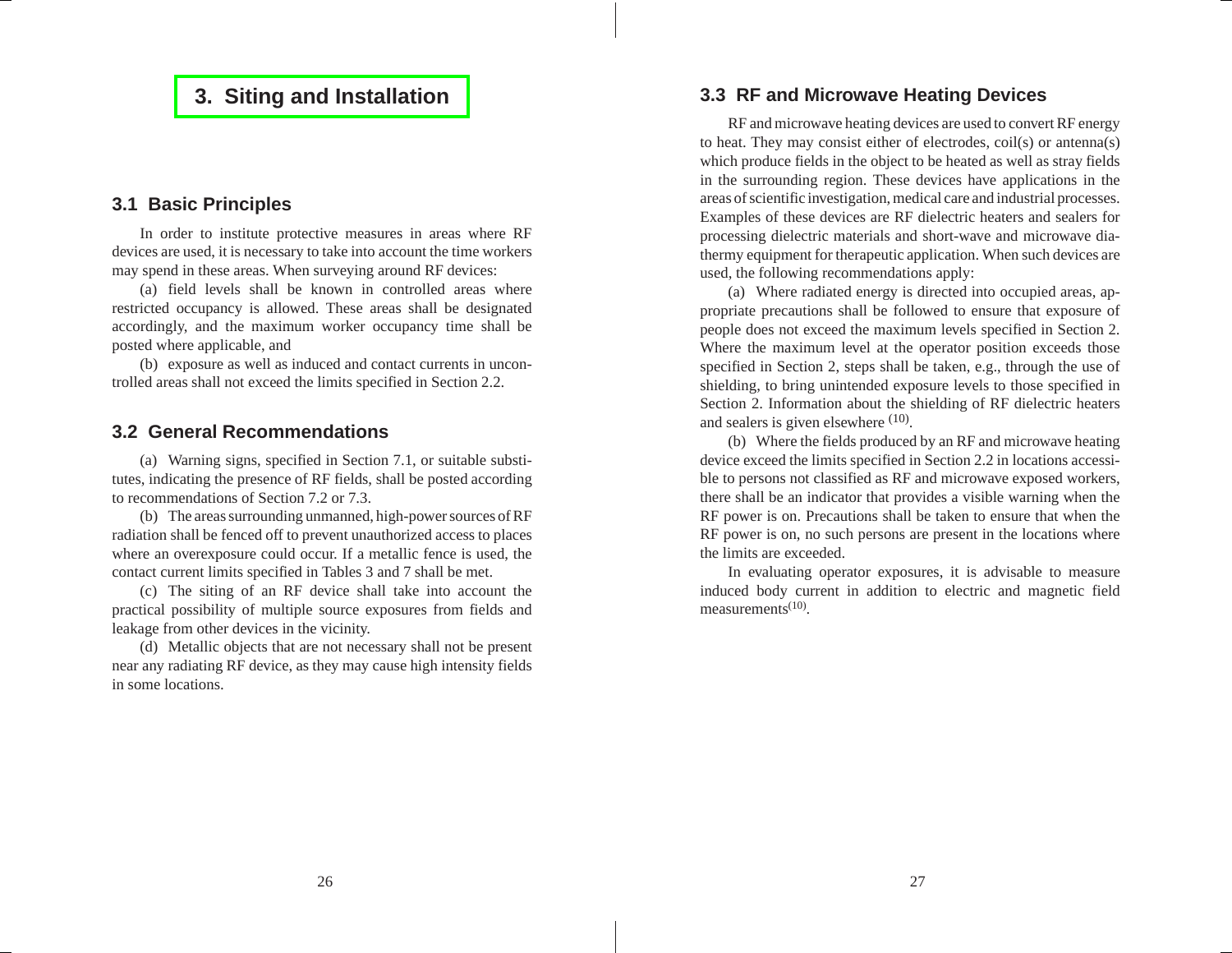# 3. Siting and Installation

## 3.1 Basic Principles

In order to institute protective measures in areas where RF devices are used, it is necessary to take into account the time workers may spend in these areas. When surveying around RF devices:

(a) field levels shall be known in controlled areas where restricted occupancy is allowed. These areas shall be designated accordingly, and the maximum worker occupancy time shall be posted where applicable, and

(b) exposure as well as induced and contact currents in uncontrolled areas shall not exceed the limits specified in Section 2.2.

## 3.2 General Recommendations

(a) Warning signs, specified in Section 7.1, or suitable substitutes, indicating the presence of RF fields, shall be posted according to recommendations of Section 7.2 or 7.3.

(b) The areas surrounding unmanned, high-power sources of RF radiation shall be fenced off to prevent unauthorized access to places where an overexposure could occur. If a metallic fence is used, the contact current limits specified in Tables 3 and 7 shall be met.

(c) The siting of an RF device shall take into account the practical possibility of multiple source exposures from fields and leakage from other devices in the vicinity.

(d) Metallic objects that are not necessary shall not be present near any radiating RF device, as they may cause high intensity fields in some locations.

## 3.3 RF and Microwave Heating Devices

RF and microwave heating devices are used to convert RF energy to heat. They may consist either of electrodes, coil(s) or antenna(s) which produce fields in the object to be heated as well as stray fields in the surrounding region. These devices have applications in the areas of scientific investigation, medical care and industrial processes. Examples of these devices are RF dielectric heaters and sealers for processing dielectric materials and short-wave and microwave diathermy equipment for therapeutic application. When such devices are used, the following recommendations apply:

(a) Where radiated energy is directed into occupied areas, appropriate precautions shall be followed to ensure that exposure of people does not exceed the maximum levels specified in Section 2. Where the maximum level at the operator position exceeds those specified in Section 2, steps shall be taken, e.g., through the use of shielding, to bring unintended exposure levels to those specified in Section 2. Information about the shielding of RF dielectric heaters and sealers is given elsewhere [10].

(b) Where the fields produced by an RF and microwave heating device exceed the limits specified in Section 2.2 in locations accessible to persons not classified as RF and microwave exposed workers, there shall be an indicator that provides a visible warning when the RF power is on. Precautions shall be taken to ensure that when the RF power is on, no such persons are present in the locations where the limits are exceeded.

In evaluating operator exposures, it is advisable to measure induced body current in addition to electric and magnetic field measurements[10].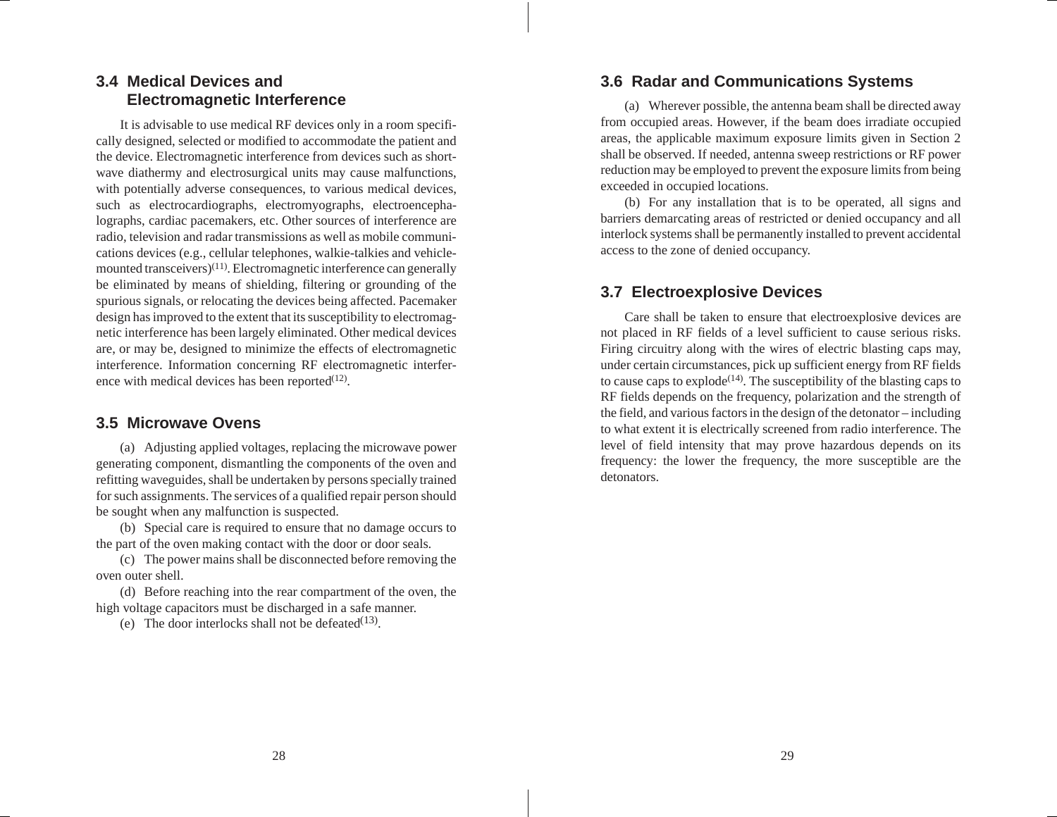## 3.4 Medical Devices and Electromagnetic Interference

It is advisable to use medical RF devices only in a room specifically designed, selected or modified to accommodate the patient and the device. Electromagnetic interference from devices such as shortwave diathermy and electrosurgical units may cause malfunctions, with potentially adverse consequences, to various medical devices, such as electrocardiographs, electromyographs, electroencephalographs, cardiac pacemakers, etc. Other sources of interference are radio, television and radar transmissions as well as mobile communications devices (e.g., cellular telephones, walkie-talkies and vehicle-mounted transceivers)[11]. Electromagnetic interference can generally be eliminated by means of shielding, filtering or grounding of the spurious signals, or relocating the devices being affected. Pacemaker design has improved to the extent that its susceptibility to electromagnetic interference has been largely eliminated. Other medical devices are, or may be, designed to minimize the effects of electromagnetic interference. Information concerning RF electromagnetic interference with medical devices has been reported[12].

## 3.5 Microwave Ovens

(a) Adjusting applied voltages, replacing the microwave power generating component, dismantling the components of the oven and refitting waveguides, shall be undertaken by persons specially trained for such assignments. The services of a qualified repair person should be sought when any malfunction is suspected.

(b) Special care is required to ensure that no damage occurs to the part of the oven making contact with the door or door seals.

(c) The power mains shall be disconnected before removing the oven outer shell.

(d) Before reaching into the rear compartment of the oven, the high voltage capacitors must be discharged in a safe manner.

(e) The door interlocks shall not be defeated[13].

## 3.6 Radar and Communications Systems

(a) Wherever possible, the antenna beam shall be directed away from occupied areas. However, if the beam does irradiate occupied areas, the applicable maximum exposure limits given in Section 2 shall be observed. If needed, antenna sweep restrictions or RF power reduction may be employed to prevent the exposure limits from being exceeded in occupied locations.

(b) For any installation that is to be operated, all signs and barriers demarcating areas of restricted or denied occupancy and all interlock systems shall be permanently installed to prevent accidental access to the zone of denied occupancy.

## 3.7 Electroexplosive Devices

Care shall be taken to ensure that electroexplosive devices are not placed in RF fields of a level sufficient to cause serious risks. Firing circuitry along with the wires of electric blasting caps may, under certain circumstances, pick up sufficient energy from RF fields to cause caps to explode[14]. The susceptibility of the blasting caps to RF fields depends on the frequency, polarization and the strength of the field, and various factors in the design of the detonator – including to what extent it is electrically screened from radio interference. The level of field intensity that may prove hazardous depends on its frequency: the lower the frequency, the more susceptible are the detonators.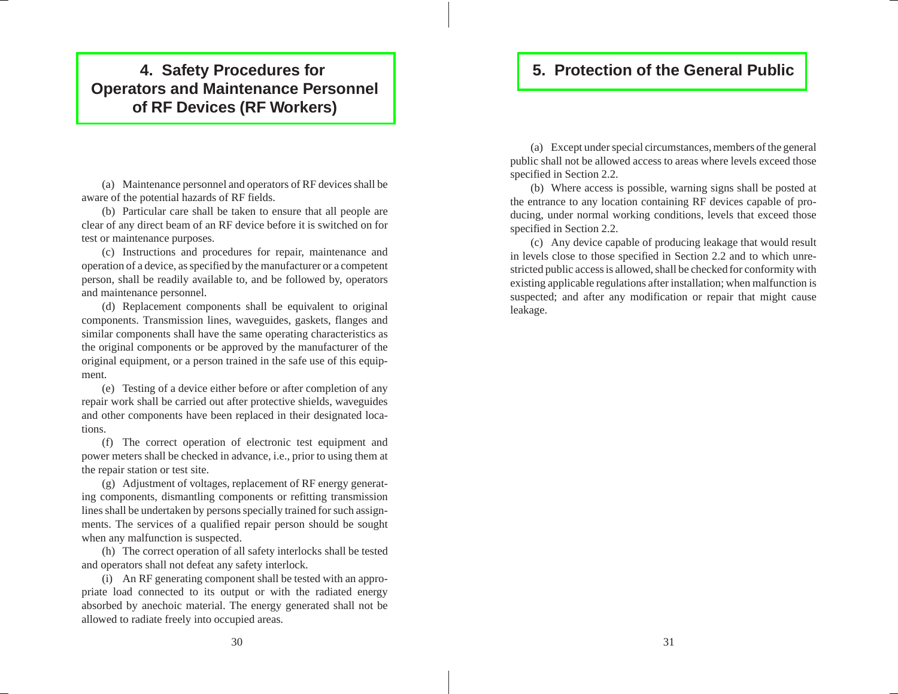# 4. Safety Procedures for Operators and Maintenance Personnel of RF Devices (RF Workers)

(a) Maintenance personnel and operators of RF devices shall be aware of the potential hazards of RF fields.

(b) Particular care shall be taken to ensure that all people are clear of any direct beam of an RF device before it is switched on for test or maintenance purposes.

(c) Instructions and procedures for repair, maintenance and operation of a device, as specified by the manufacturer or a competent person, shall be readily available to, and be followed by, operators and maintenance personnel.

(d) Replacement components shall be equivalent to original components. Transmission lines, waveguides, gaskets, flanges and similar components shall have the same operating characteristics as the original components or be approved by the manufacturer of the original equipment, or a person trained in the safe use of this equipment.

(e) Testing of a device either before or after completion of any repair work shall be carried out after protective shields, waveguides and other components have been replaced in their designated locations.

(f) The correct operation of electronic test equipment and power meters shall be checked in advance, i.e., prior to using them at the repair station or test site.

(g) Adjustment of voltages, replacement of RF energy generating components, dismantling components or refitting transmission lines shall be undertaken by persons specially trained for such assignments. The services of a qualified repair person should be sought when any malfunction is suspected.

(h) The correct operation of all safety interlocks shall be tested and operators shall not defeat any safety interlock.

(i) An RF generating component shall be tested with an appropriate load connected to its output or with the radiated energy absorbed by anechoic material. The energy generated shall not be allowed to radiate freely into occupied areas.

# 5. Protection of the General Public

(a) Except under special circumstances, members of the general public shall not be allowed access to areas where levels exceed those specified in Section 2.2.

(b) Where access is possible, warning signs shall be posted at the entrance to any location containing RF devices capable of producing, under normal working conditions, levels that exceed those specified in Section 2.2.

(c) Any device capable of producing leakage that would result in levels close to those specified in Section 2.2 and to which unrestricted public access is allowed, shall be checked for conformity with existing applicable regulations after installation; when malfunction is suspected; and after any modification or repair that might cause leakage.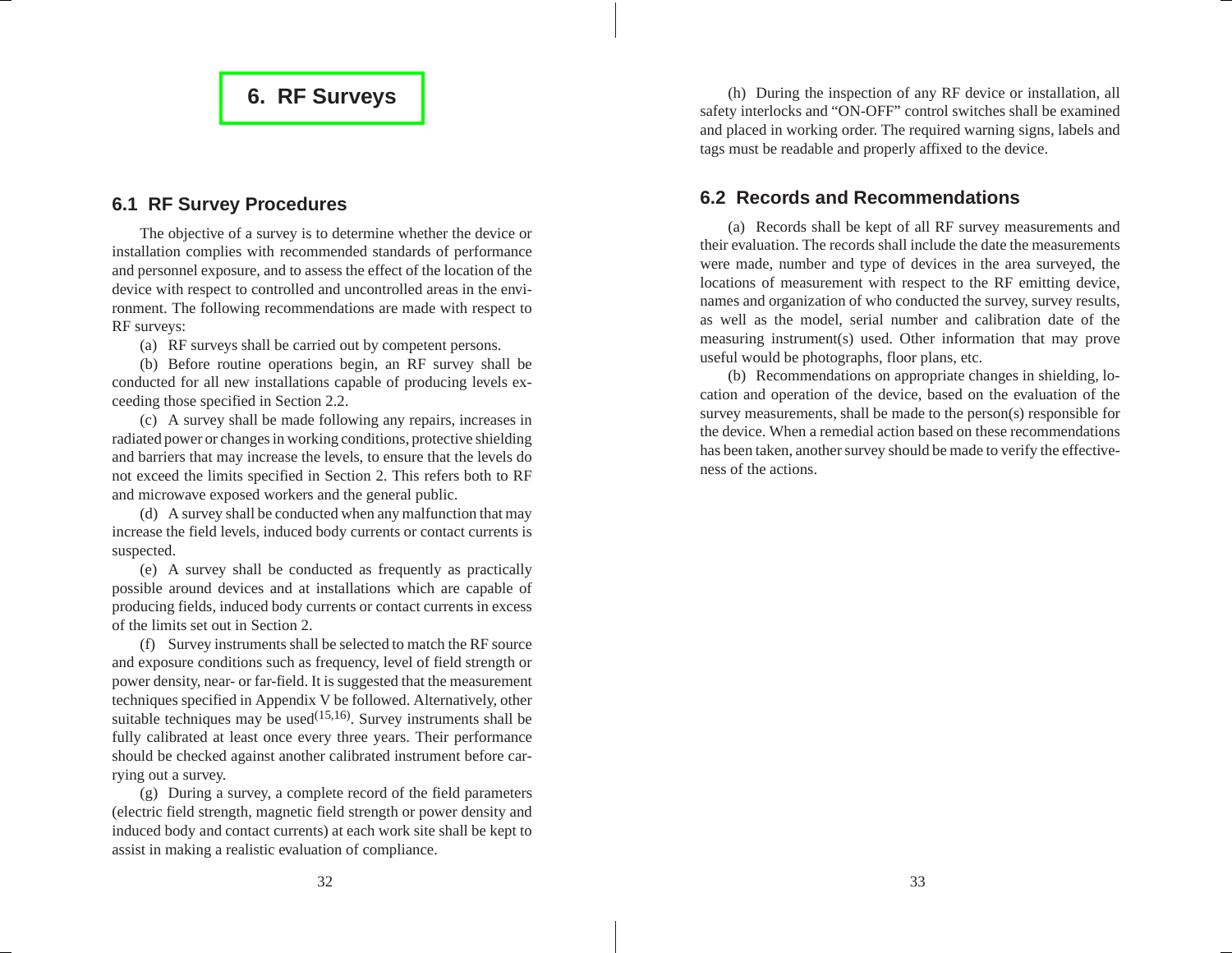# 6. RF Surveys

## 6.1 RF Survey Procedures

The objective of a survey is to determine whether the device or installation complies with recommended standards of performance and personnel exposure, and to assess the effect of the location of the device with respect to controlled and uncontrolled areas in the environment. The following recommendations are made with respect to RF surveys:

(a) RF surveys shall be carried out by competent persons.

(b) Before routine operations begin, an RF survey shall be conducted for all new installations capable of producing levels exceeding those specified in Section 2.2.

(c) A survey shall be made following any repairs, increases in radiated power or changes in working conditions, protective shielding and barriers that may increase the levels, to ensure that the levels do not exceed the limits specified in Section 2. This refers both to RF and microwave exposed workers and the general public.

(d) A survey shall be conducted when any malfunction that may increase the field levels, induced body currents or contact currents is suspected.

(e) A survey shall be conducted as frequently as practically possible around devices and at installations which are capable of producing fields, induced body currents or contact currents in excess of the limits set out in Section 2.

(f) Survey instruments shall be selected to match the RF source and exposure conditions such as frequency, level of field strength or power density, near- or far-field. It is suggested that the measurement techniques specified in Appendix V be followed. Alternatively, other suitable techniques may be used(15,16). Survey instruments shall be fully calibrated at least once every three years. Their performance should be checked against another calibrated instrument before carrying out a survey.

(g) During a survey, a complete record of the field parameters (electric field strength, magnetic field strength or power density and induced body and contact currents) at each work site shall be kept to assist in making a realistic evaluation of compliance.

(h) During the inspection of any RF device or installation, all safety interlocks and "ON-OFF" control switches shall be examined and placed in working order. The required warning signs, labels and tags must be readable and properly affixed to the device.

## 6.2 Records and Recommendations

(a) Records shall be kept of all RF survey measurements and their evaluation. The records shall include the date the measurements were made, number and type of devices in the area surveyed, the locations of measurement with respect to the RF emitting device, names and organization of who conducted the survey, survey results, as well as the model, serial number and calibration date of the measuring instrument(s) used. Other information that may prove useful would be photographs, floor plans, etc.

(b) Recommendations on appropriate changes in shielding, location and operation of the device, based on the evaluation of the survey measurements, shall be made to the person(s) responsible for the device. When a remedial action based on these recommendations has been taken, another survey should be made to verify the effectiveness of the actions.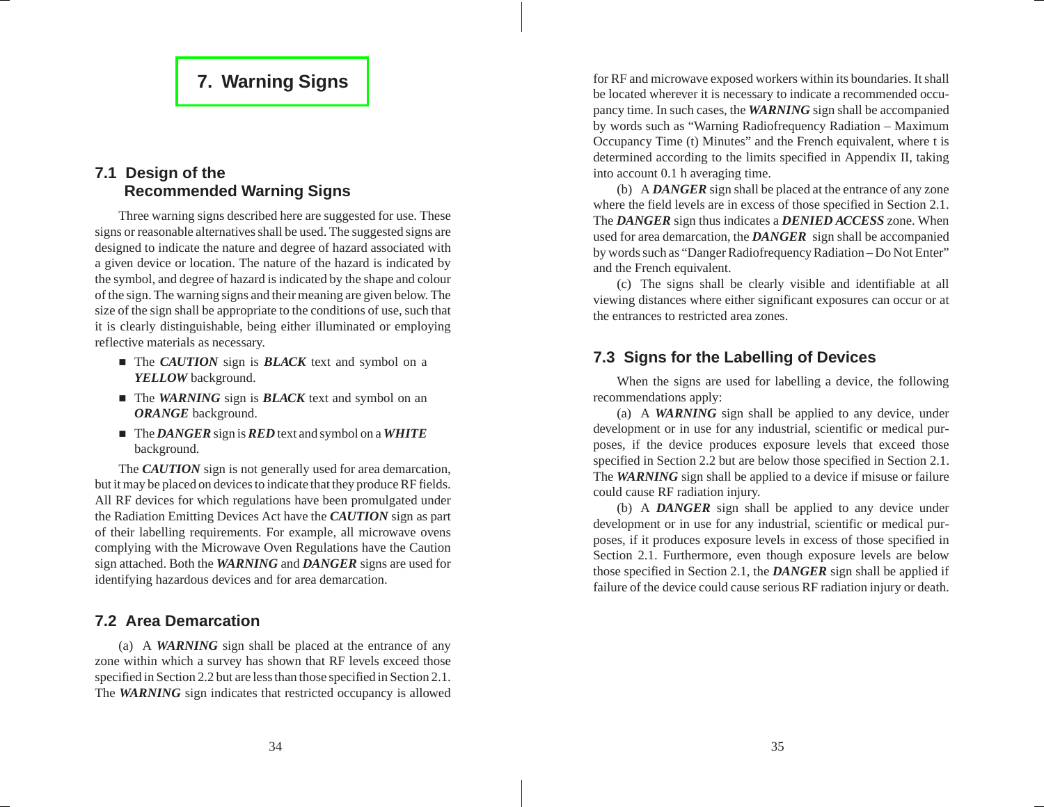# 7. Warning Signs

## 7.1 Design of the Recommended Warning Signs

Three warning signs described here are suggested for use. These signs or reasonable alternatives shall be used. The suggested signs are designed to indicate the nature and degree of hazard associated with a given device or location. The nature of the hazard is indicated by the symbol, and degree of hazard is indicated by the shape and colour of the sign. The warning signs and their meaning are given below. The size of the sign shall be appropriate to the conditions of use, such that it is clearly distinguishable, being either illuminated or employing reflective materials as necessary.

- The ***CAUTION*** sign is ***BLACK*** text and symbol on a ***YELLOW*** background.
- The ***WARNING*** sign is ***BLACK*** text and symbol on an ***ORANGE*** background.
- The ***DANGER*** sign is ***RED*** text and symbol on a ***WHITE*** background.

The ***CAUTION*** sign is not generally used for area demarcation, but it may be placed on devices to indicate that they produce RF fields. All RF devices for which regulations have been promulgated under the Radiation Emitting Devices Act have the ***CAUTION*** sign as part of their labelling requirements. For example, all microwave ovens complying with the Microwave Oven Regulations have the Caution sign attached. Both the ***WARNING*** and ***DANGER*** signs are used for identifying hazardous devices and for area demarcation.

## 7.2 Area Demarcation

(a) A ***WARNING*** sign shall be placed at the entrance of any zone within which a survey has shown that RF levels exceed those specified in Section 2.2 but are less than those specified in Section 2.1. The ***WARNING*** sign indicates that restricted occupancy is allowed for RF and microwave exposed workers within its boundaries. It shall be located wherever it is necessary to indicate a recommended occupancy time. In such cases, the ***WARNING*** sign shall be accompanied by words such as "Warning Radiofrequency Radiation – Maximum Occupancy Time (t) Minutes" and the French equivalent, where t is determined according to the limits specified in Appendix II, taking into account 0.1 h averaging time.

(b) A ***DANGER*** sign shall be placed at the entrance of any zone where the field levels are in excess of those specified in Section 2.1. The ***DANGER*** sign thus indicates a ***DENIED ACCESS*** zone. When used for area demarcation, the ***DANGER*** sign shall be accompanied by words such as "Danger Radiofrequency Radiation – Do Not Enter" and the French equivalent.

(c) The signs shall be clearly visible and identifiable at all viewing distances where either significant exposures can occur or at the entrances to restricted area zones.

## 7.3 Signs for the Labelling of Devices

When the signs are used for labelling a device, the following recommendations apply:

(a) A ***WARNING*** sign shall be applied to any device, under development or in use for any industrial, scientific or medical purposes, if the device produces exposure levels that exceed those specified in Section 2.2 but are below those specified in Section 2.1. The ***WARNING*** sign shall be applied to a device if misuse or failure could cause RF radiation injury.

(b) A ***DANGER*** sign shall be applied to any device under development or in use for any industrial, scientific or medical purposes, if it produces exposure levels in excess of those specified in Section 2.1. Furthermore, even though exposure levels are below those specified in Section 2.1, the ***DANGER*** sign shall be applied if failure of the device could cause serious RF radiation injury or death.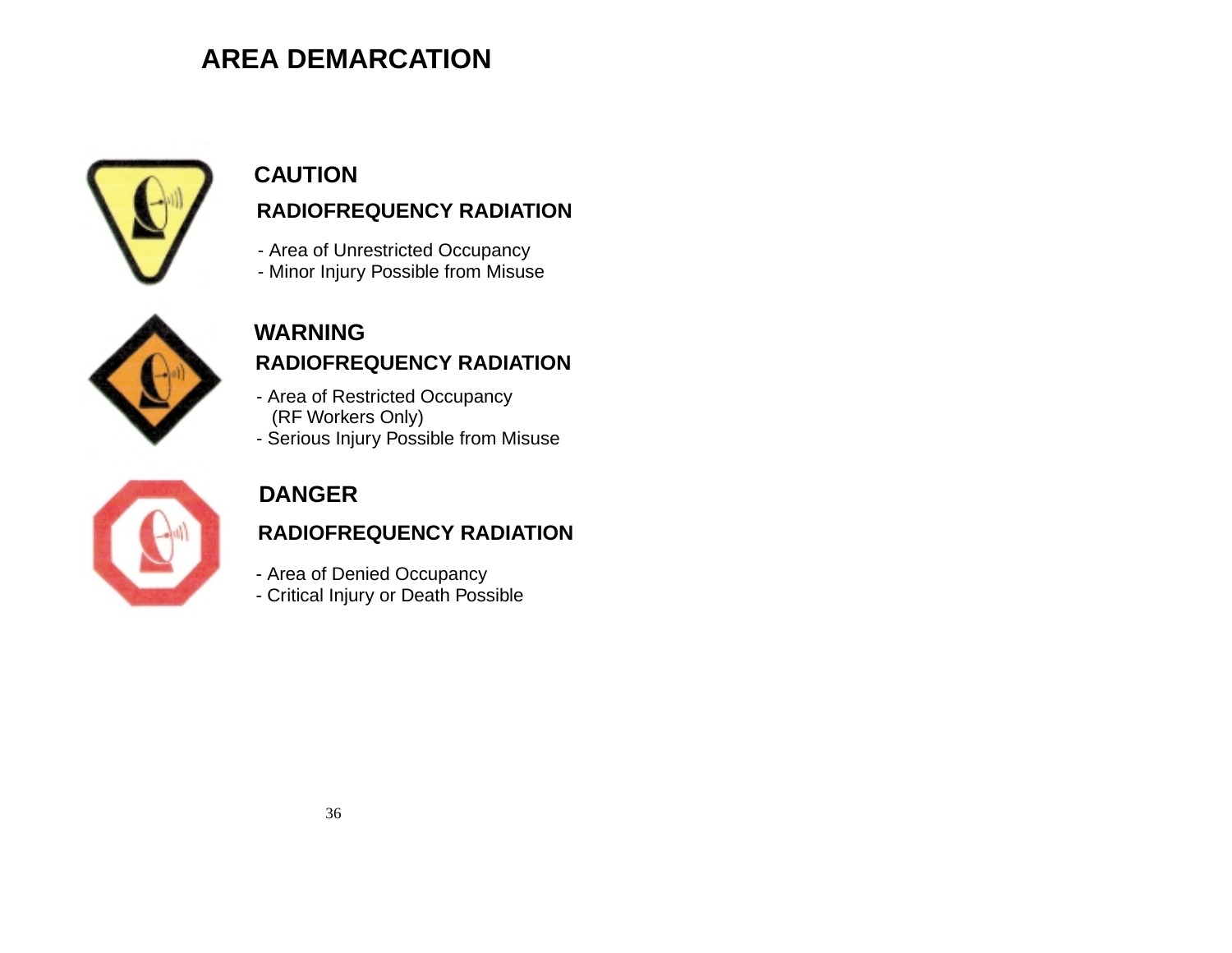# AREA DEMARCATION

## CAUTION

**RADIOFREQUENCY RADIATION**

- Area of Unrestricted Occupancy
- Minor Injury Possible from Misuse

## WARNING

**RADIOFREQUENCY RADIATION**

- Area of Restricted Occupancy
  (RF Workers Only)
- Serious Injury Possible from Misuse

## DANGER

**RADIOFREQUENCY RADIATION**

- Area of Denied Occupancy
- Critical Injury or Death Possible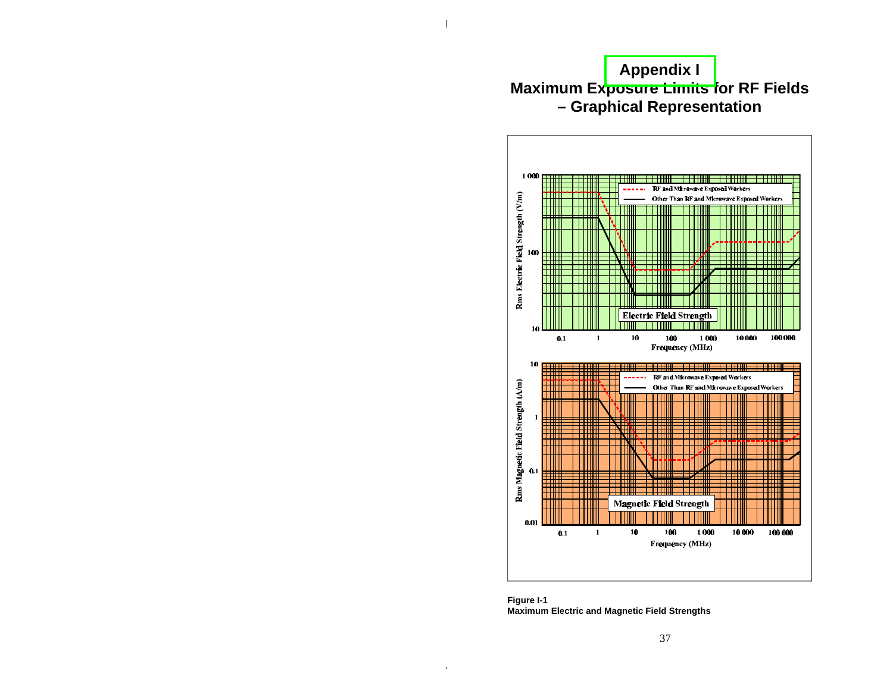# Appendix I

## Maximum Exposure Limits for RF Fields – Graphical Representation

**Figure I-1**
**Maximum Electric and Magnetic Field Strengths**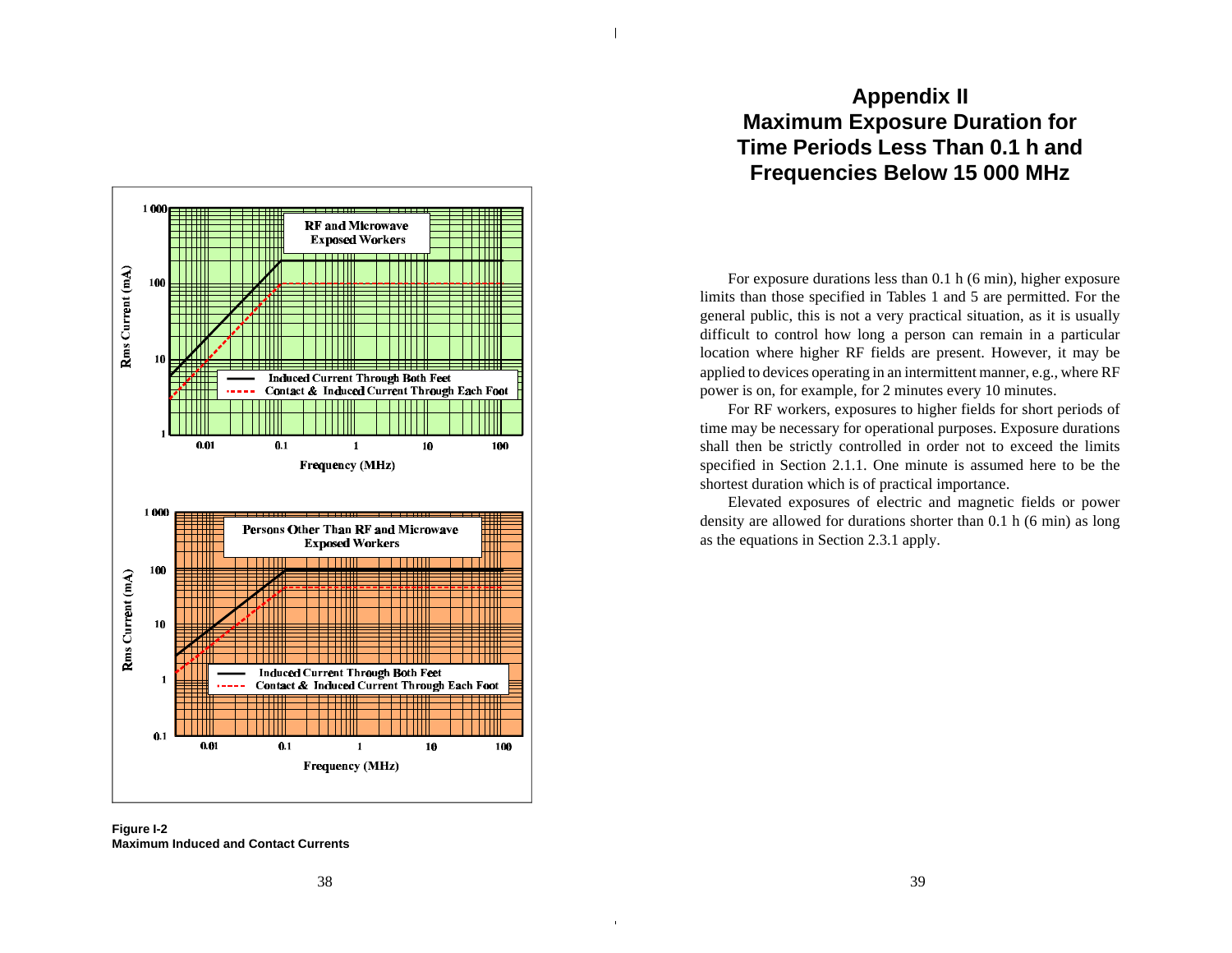RF and Microwave Exposed Workers

Persons Other Than RF and Microwave Exposed Workers

**Figure I-2**
**Maximum Induced and Contact Currents**

# Appendix II
# Maximum Exposure Duration for Time Periods Less Than 0.1 h and Frequencies Below 15 000 MHz

For exposure durations less than 0.1 h (6 min), higher exposure limits than those specified in Tables 1 and 5 are permitted. For the general public, this is not a very practical situation, as it is usually difficult to control how long a person can remain in a particular location where higher RF fields are present. However, it may be applied to devices operating in an intermittent manner, e.g., where RF power is on, for example, for 2 minutes every 10 minutes.

For RF workers, exposures to higher fields for short periods of time may be necessary for operational purposes. Exposure durations shall then be strictly controlled in order not to exceed the limits specified in Section 2.1.1. One minute is assumed here to be the shortest duration which is of practical importance.

Elevated exposures of electric and magnetic fields or power density are allowed for durations shorter than 0.1 h (6 min) as long as the equations in Section 2.3.1 apply.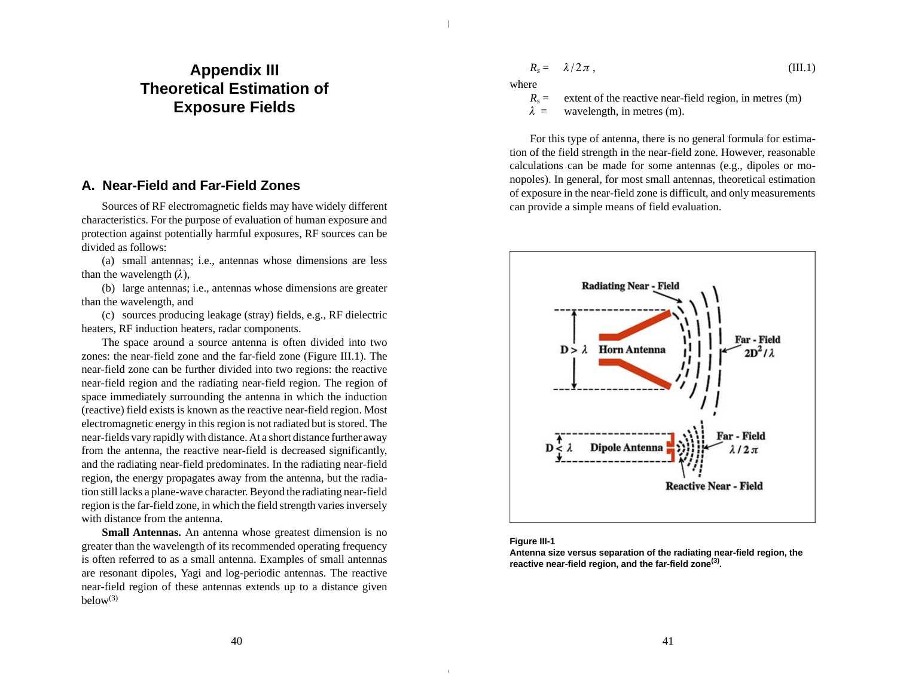# Appendix III Theoretical Estimation of Exposure Fields

## A. Near-Field and Far-Field Zones

Sources of RF electromagnetic fields may have widely different characteristics. For the purpose of evaluation of human exposure and protection against potentially harmful exposures, RF sources can be divided as follows:

(a) small antennas; i.e., antennas whose dimensions are less than the wavelength ($\lambda$),

(b) large antennas; i.e., antennas whose dimensions are greater than the wavelength, and

(c) sources producing leakage (stray) fields, e.g., RF dielectric heaters, RF induction heaters, radar components.

The space around a source antenna is often divided into two zones: the near-field zone and the far-field zone (Figure III.1). The near-field zone can be further divided into two regions: the reactive near-field region and the radiating near-field region. The region of space immediately surrounding the antenna in which the induction (reactive) field exists is known as the reactive near-field region. Most electromagnetic energy in this region is not radiated but is stored. The near-fields vary rapidly with distance. At a short distance further away from the antenna, the reactive near-field is decreased significantly, and the radiating near-field predominates. In the radiating near-field region, the energy propagates away from the antenna, but the radiation still lacks a plane-wave character. Beyond the radiating near-field region is the far-field zone, in which the field strength varies inversely with distance from the antenna.

**Small Antennas.** An antenna whose greatest dimension is no greater than the wavelength of its recommended operating frequency is often referred to as a small antenna. Examples of small antennas are resonant dipoles, Yagi and log-periodic antennas. The reactive near-field region of these antennas extends up to a distance given below[3]

$$R_s = \lambda / 2\pi , \qquad \text{(III.1)}$$

where

$R_s$ = extent of the reactive near-field region, in metres (m)
$\lambda$ = wavelength, in metres (m).

For this type of antenna, there is no general formula for estimation of the field strength in the near-field zone. However, reasonable calculations can be made for some antennas (e.g., dipoles or monopoles). In general, for most small antennas, theoretical estimation of exposure in the near-field zone is difficult, and only measurements can provide a simple means of field evaluation.

**Figure III-1**
**Antenna size versus separation of the radiating near-field region, the reactive near-field region, and the far-field zone[3].**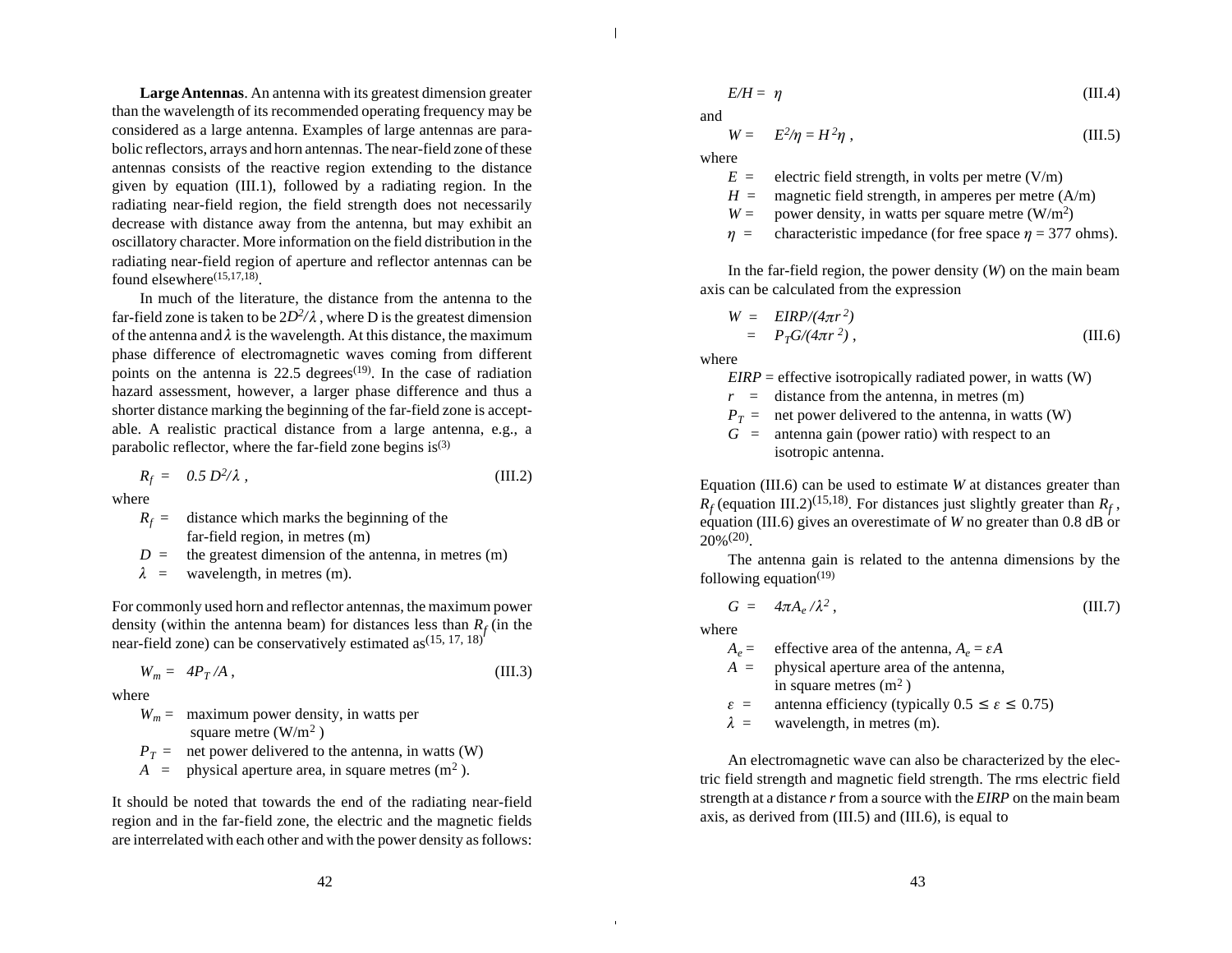**Large Antennas**. An antenna with its greatest dimension greater than the wavelength of its recommended operating frequency may be considered as a large antenna. Examples of large antennas are parabolic reflectors, arrays and horn antennas. The near-field zone of these antennas consists of the reactive region extending to the distance given by equation (III.1), followed by a radiating region. In the radiating near-field region, the field strength does not necessarily decrease with distance away from the antenna, but may exhibit an oscillatory character. More information on the field distribution in the radiating near-field region of aperture and reflector antennas can be found elsewhere[15,17,18].

In much of the literature, the distance from the antenna to the far-field zone is taken to be $2D^2/\lambda$, where D is the greatest dimension of the antenna and $\lambda$ is the wavelength. At this distance, the maximum phase difference of electromagnetic waves coming from different points on the antenna is 22.5 degrees[19]. In the case of radiation hazard assessment, however, a larger phase difference and thus a shorter distance marking the beginning of the far-field zone is acceptable. A realistic practical distance from a large antenna, e.g., a parabolic reflector, where the far-field zone begins is[3]

$$R_f = 0.5\, D^2/\lambda\,, \qquad \text{(III.2)}$$

where

- $R_f$ = distance which marks the beginning of the far-field region, in metres (m)
- $D$ = the greatest dimension of the antenna, in metres (m)
- $\lambda$ = wavelength, in metres (m).

For commonly used horn and reflector antennas, the maximum power density (within the antenna beam) for distances less than $R_f$ (in the near-field zone) can be conservatively estimated as[15, 17, 18]

$$W_m = 4P_T/A\,, \qquad \text{(III.3)}$$

where

- $W_m$ = maximum power density, in watts per square metre (W/m$^2$)
- $P_T$ = net power delivered to the antenna, in watts (W)
- $A$ = physical aperture area, in square metres (m$^2$).

It should be noted that towards the end of the radiating near-field region and in the far-field zone, the electric and the magnetic fields are interrelated with each other and with the power density as follows:

$$E/H = \eta \qquad \text{(III.4)}$$

and

$$W = E^2/\eta = H^2\eta\,, \qquad \text{(III.5)}$$

where

- $E$ = electric field strength, in volts per metre (V/m)
- $H$ = magnetic field strength, in amperes per metre (A/m)
- $W$ = power density, in watts per square metre (W/m$^2$)
- $\eta$ = characteristic impedance (for free space $\eta$ = 377 ohms).

In the far-field region, the power density ($W$) on the main beam axis can be calculated from the expression

$$W = EIRP/(4\pi r^2) = P_T G/(4\pi r^2)\,, \qquad \text{(III.6)}$$

where

- $EIRP$ = effective isotropically radiated power, in watts (W)
- $r$ = distance from the antenna, in metres (m)
- $P_T$ = net power delivered to the antenna, in watts (W)
- $G$ = antenna gain (power ratio) with respect to an isotropic antenna.

Equation (III.6) can be used to estimate $W$ at distances greater than $R_f$ (equation III.2)[15,18]. For distances just slightly greater than $R_f$, equation (III.6) gives an overestimate of $W$ no greater than 0.8 dB or 20%[20].

The antenna gain is related to the antenna dimensions by the following equation[19]

$$G = 4\pi A_e/\lambda^2\,, \qquad \text{(III.7)}$$

where

- $A_e$ = effective area of the antenna, $A_e = \varepsilon A$
- $A$ = physical aperture area of the antenna, in square metres (m$^2$)
- $\varepsilon$ = antenna efficiency (typically $0.5 \le \varepsilon \le 0.75$)
- $\lambda$ = wavelength, in metres (m).

An electromagnetic wave can also be characterized by the electric field strength and magnetic field strength. The rms electric field strength at a distance $r$ from a source with the $EIRP$ on the main beam axis, as derived from (III.5) and (III.6), is equal to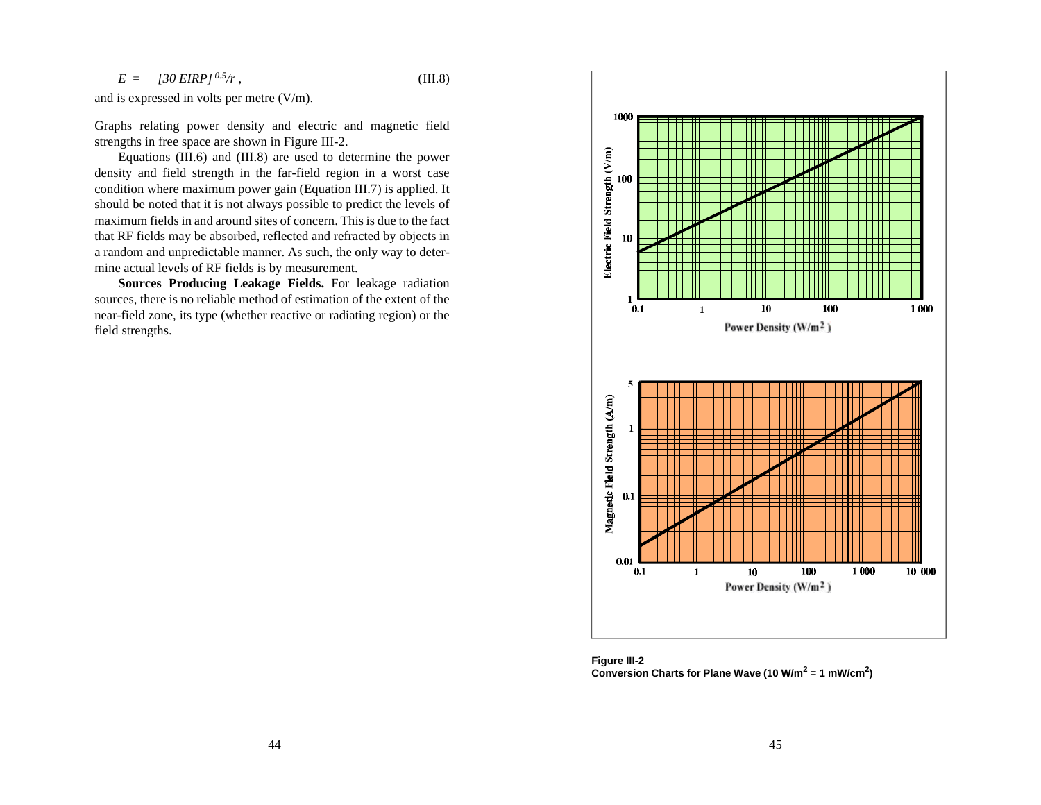$$E = [30\ EIRP]^{0.5}/r, \tag{III.8}$$

and is expressed in volts per metre (V/m).

Graphs relating power density and electric and magnetic field strengths in free space are shown in Figure III-2.

Equations (III.6) and (III.8) are used to determine the power density and field strength in the far-field region in a worst case condition where maximum power gain (Equation III.7) is applied. It should be noted that it is not always possible to predict the levels of maximum fields in and around sites of concern. This is due to the fact that RF fields may be absorbed, reflected and refracted by objects in a random and unpredictable manner. As such, the only way to determine actual levels of RF fields is by measurement.

**Sources Producing Leakage Fields.** For leakage radiation sources, there is no reliable method of estimation of the extent of the near-field zone, its type (whether reactive or radiating region) or the field strengths.

**Figure III-2**
**Conversion Charts for Plane Wave (10 W/m$^2$ = 1 mW/cm$^2$)**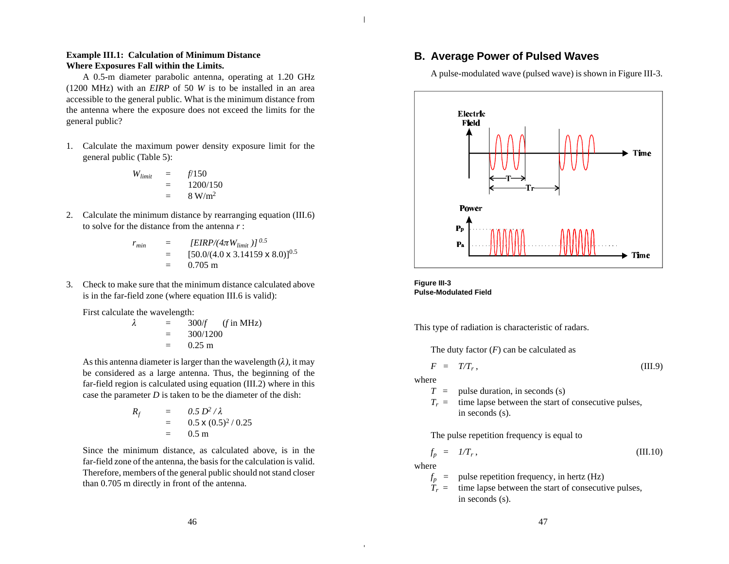**Example III.1: Calculation of Minimum Distance Where Exposures Fall within the Limits.**

A 0.5-m diameter parabolic antenna, operating at 1.20 GHz (1200 MHz) with an *EIRP* of 50 *W* is to be installed in an area accessible to the general public. What is the minimum distance from the antenna where the exposure does not exceed the limits for the general public?

1. Calculate the maximum power density exposure limit for the general public (Table 5):

$$W_{limit} = f/150 = 1200/150 = 8 \text{ W/m}^2$$

2. Calculate the minimum distance by rearranging equation (III.6) to solve for the distance from the antenna $r$ :

$$r_{min} = [EIRP/(4\pi W_{limit})]^{0.5} = [50.0/(4.0 \times 3.14159 \times 8.0)]^{0.5} = 0.705 \text{ m}$$

3. Check to make sure that the minimum distance calculated above is in the far-field zone (where equation III.6 is valid):

First calculate the wavelength:

$$\lambda = 300/f \quad (f \text{ in MHz}) = 300/1200 = 0.25 \text{ m}$$

As this antenna diameter is larger than the wavelength ($\lambda$), it may be considered as a large antenna. Thus, the beginning of the far-field region is calculated using equation (III.2) where in this case the parameter $D$ is taken to be the diameter of the dish:

$$R_f = 0.5\, D^2 / \lambda = 0.5 \times (0.5)^2 / 0.25 = 0.5 \text{ m}$$

Since the minimum distance, as calculated above, is in the far-field zone of the antenna, the basis for the calculation is valid. Therefore, members of the general public should not stand closer than 0.705 m directly in front of the antenna.

## B. Average Power of Pulsed Waves

A pulse-modulated wave (pulsed wave) is shown in Figure III-3.

**Figure III-3**
**Pulse-Modulated Field**

This type of radiation is characteristic of radars.

The duty factor ($F$) can be calculated as

$$F = T/T_r \, , \qquad \text{(III.9)}$$

where

$T$ = pulse duration, in seconds (s)
$T_r$ = time lapse between the start of consecutive pulses, in seconds (s).

The pulse repetition frequency is equal to

$$f_p = 1/T_r \, , \qquad \text{(III.10)}$$

where

$f_p$ = pulse repetition frequency, in hertz (Hz)
$T_r$ = time lapse between the start of consecutive pulses, in seconds (s).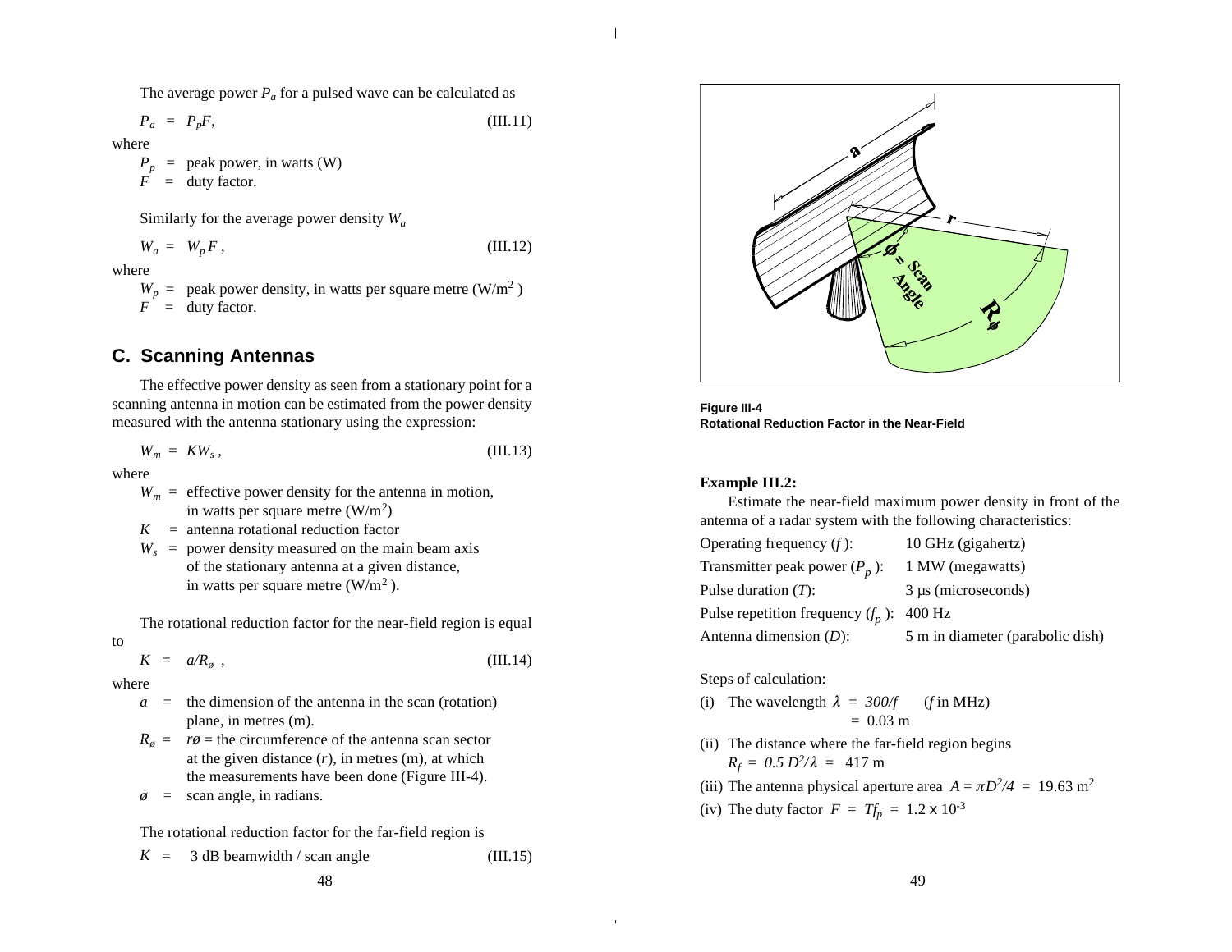The average power $P_a$ for a pulsed wave can be calculated as

$$P_a = P_p F, \qquad \text{(III.11)}$$

where

$P_p$ = peak power, in watts (W)
$F$ = duty factor.

Similarly for the average power density $W_a$

$$W_a = W_p F, \qquad \text{(III.12)}$$

where

$W_p$ = peak power density, in watts per square metre (W/m$^2$)
$F$ = duty factor.

## C. Scanning Antennas

The effective power density as seen from a stationary point for a scanning antenna in motion can be estimated from the power density measured with the antenna stationary using the expression:

$$W_m = K W_s, \qquad \text{(III.13)}$$

where

$W_m$ = effective power density for the antenna in motion, in watts per square metre (W/m$^2$)
$K$ = antenna rotational reduction factor
$W_s$ = power density measured on the main beam axis of the stationary antenna at a given distance, in watts per square metre (W/m$^2$).

The rotational reduction factor for the near-field region is equal to

$$K = a/R_ø, \qquad \text{(III.14)}$$

where

$a$ = the dimension of the antenna in the scan (rotation) plane, in metres (m).
$R_ø$ = $rø$ = the circumference of the antenna scan sector at the given distance ($r$), in metres (m), at which the measurements have been done (Figure III-4).
$ø$ = scan angle, in radians.

The rotational reduction factor for the far-field region is

$$K = \text{3 dB beamwidth / scan angle} \qquad \text{(III.15)}$$

**Figure III-4**
**Rotational Reduction Factor in the Near-Field**

**Example III.2:**

Estimate the near-field maximum power density in front of the antenna of a radar system with the following characteristics:

| | |
|---|---|
| Operating frequency ($f$): | 10 GHz (gigahertz) |
| Transmitter peak power ($P_p$): | 1 MW (megawatts) |
| Pulse duration ($T$): | 3 µs (microseconds) |
| Pulse repetition frequency ($f_p$): | 400 Hz |
| Antenna dimension ($D$): | 5 m in diameter (parabolic dish) |

Steps of calculation:

(i) The wavelength $\lambda = 300/f$ ($f$ in MHz) $= 0.03$ m

(ii) The distance where the far-field region begins $R_f = 0.5\, D^2/\lambda = 417$ m

(iii) The antenna physical aperture area $A = \pi D^2/4 = 19.63$ m$^2$

(iv) The duty factor $F = T f_p = 1.2 \times 10^{-3}$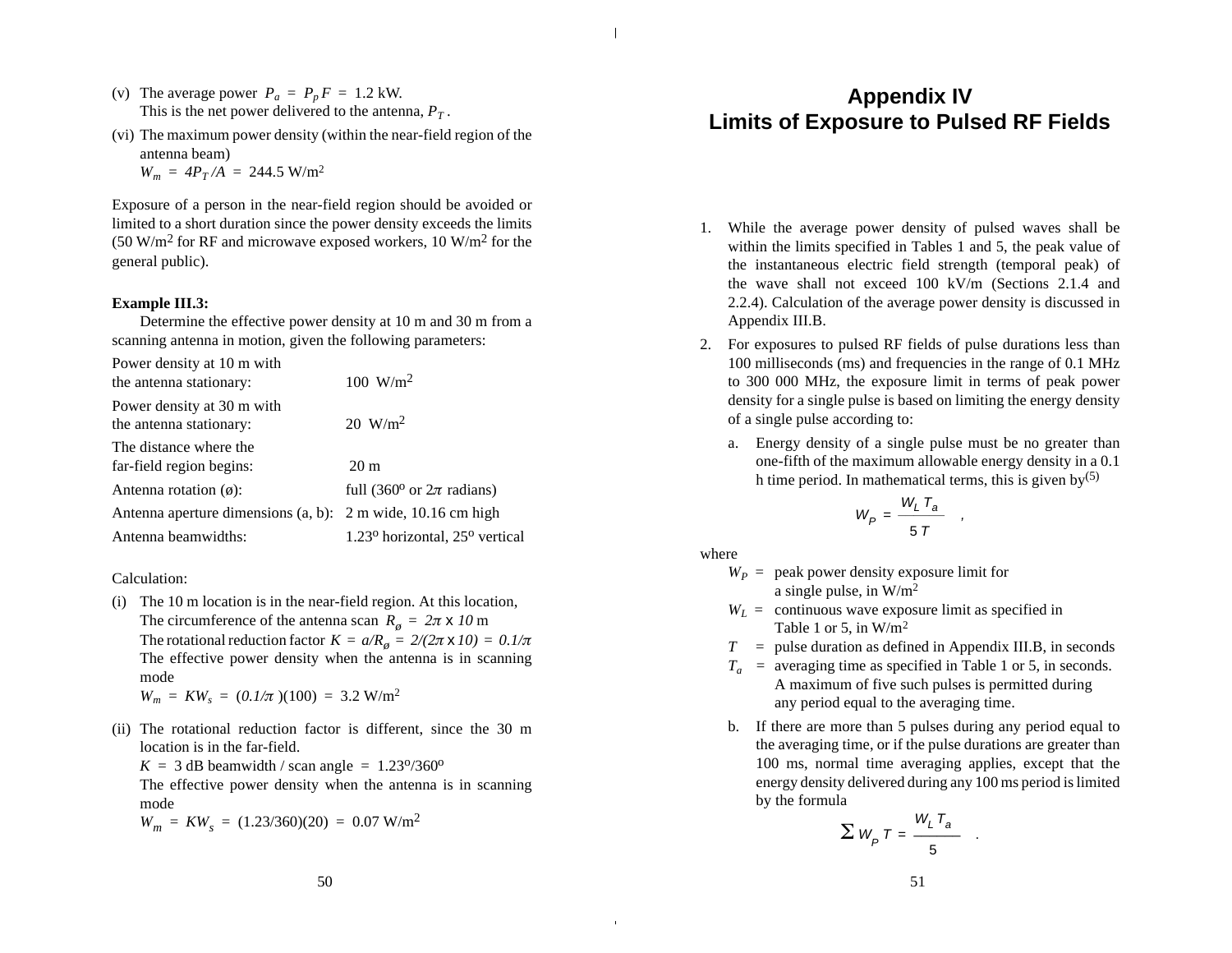(v) The average power $P_a = P_p F = 1.2$ kW.
This is the net power delivered to the antenna, $P_T$.

(vi) The maximum power density (within the near-field region of the antenna beam)
$W_m = 4P_T/A = 244.5$ W/m$^2$

Exposure of a person in the near-field region should be avoided or limited to a short duration since the power density exceeds the limits (50 W/m$^2$ for RF and microwave exposed workers, 10 W/m$^2$ for the general public).

**Example III.3:**

Determine the effective power density at 10 m and 30 m from a scanning antenna in motion, given the following parameters:

| | |
|---|---|
| Power density at 10 m with the antenna stationary: | 100 W/m$^2$ |
| Power density at 30 m with the antenna stationary: | 20 W/m$^2$ |
| The distance where the far-field region begins: | 20 m |
| Antenna rotation (ø): | full (360º or $2\pi$ radians) |
| Antenna aperture dimensions (a, b): | 2 m wide, 10.16 cm high |
| Antenna beamwidths: | 1.23º horizontal, 25º vertical |

Calculation:

(i) The 10 m location is in the near-field region. At this location,
The circumference of the antenna scan $R_ø = 2\pi \times 10$ m
The rotational reduction factor $K = a/R_ø = 2/(2\pi \times 10) = 0.1/\pi$
The effective power density when the antenna is in scanning mode
$W_m = KW_s = (0.1/\pi)(100) = 3.2$ W/m$^2$

(ii) The rotational reduction factor is different, since the 30 m location is in the far-field.
$K$ = 3 dB beamwidth / scan angle = 1.23º/360º
The effective power density when the antenna is in scanning mode
$W_m = KW_s = (1.23/360)(20) = 0.07$ W/m$^2$

# Appendix IV
# Limits of Exposure to Pulsed RF Fields

1. While the average power density of pulsed waves shall be within the limits specified in Tables 1 and 5, the peak value of the instantaneous electric field strength (temporal peak) of the wave shall not exceed 100 kV/m (Sections 2.1.4 and 2.2.4). Calculation of the average power density is discussed in Appendix III.B.

2. For exposures to pulsed RF fields of pulse durations less than 100 milliseconds (ms) and frequencies in the range of 0.1 MHz to 300 000 MHz, the exposure limit in terms of peak power density for a single pulse is based on limiting the energy density of a single pulse according to:

   a. Energy density of a single pulse must be no greater than one-fifth of the maximum allowable energy density in a 0.1 h time period. In mathematical terms, this is given by[5]

   $$W_P = \frac{W_L T_a}{5\,T} \quad ,$$

   where

   $W_P$ = peak power density exposure limit for a single pulse, in W/m$^2$

   $W_L$ = continuous wave exposure limit as specified in Table 1 or 5, in W/m$^2$

   $T$ = pulse duration as defined in Appendix III.B, in seconds

   $T_a$ = averaging time as specified in Table 1 or 5, in seconds. A maximum of five such pulses is permitted during any period equal to the averaging time.

   b. If there are more than 5 pulses during any period equal to the averaging time, or if the pulse durations are greater than 100 ms, normal time averaging applies, except that the energy density delivered during any 100 ms period is limited by the formula

   $$\Sigma\, W_P\, T = \frac{W_L T_a}{5} \quad .$$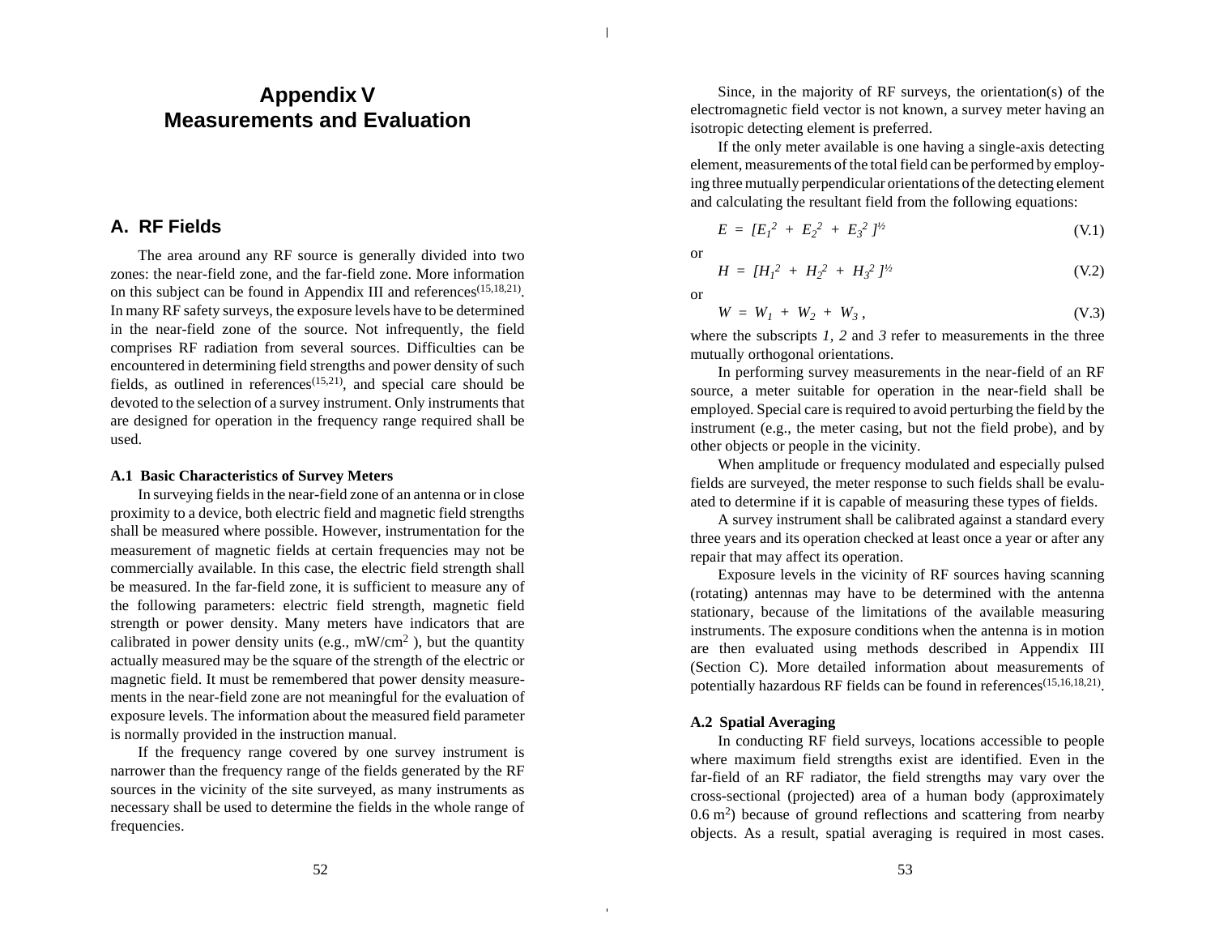# Appendix V
# Measurements and Evaluation

## A. RF Fields

The area around any RF source is generally divided into two zones: the near-field zone, and the far-field zone. More information on this subject can be found in Appendix III and references(15,18,21). In many RF safety surveys, the exposure levels have to be determined in the near-field zone of the source. Not infrequently, the field comprises RF radiation from several sources. Difficulties can be encountered in determining field strengths and power density of such fields, as outlined in references(15,21), and special care should be devoted to the selection of a survey instrument. Only instruments that are designed for operation in the frequency range required shall be used.

### A.1 Basic Characteristics of Survey Meters

In surveying fields in the near-field zone of an antenna or in close proximity to a device, both electric field and magnetic field strengths shall be measured where possible. However, instrumentation for the measurement of magnetic fields at certain frequencies may not be commercially available. In this case, the electric field strength shall be measured. In the far-field zone, it is sufficient to measure any of the following parameters: electric field strength, magnetic field strength or power density. Many meters have indicators that are calibrated in power density units (e.g., $mW/cm^2$ ), but the quantity actually measured may be the square of the strength of the electric or magnetic field. It must be remembered that power density measurements in the near-field zone are not meaningful for the evaluation of exposure levels. The information about the measured field parameter is normally provided in the instruction manual.

If the frequency range covered by one survey instrument is narrower than the frequency range of the fields generated by the RF sources in the vicinity of the site surveyed, as many instruments as necessary shall be used to determine the fields in the whole range of frequencies.

Since, in the majority of RF surveys, the orientation(s) of the electromagnetic field vector is not known, a survey meter having an isotropic detecting element is preferred.

If the only meter available is one having a single-axis detecting element, measurements of the total field can be performed by employing three mutually perpendicular orientations of the detecting element and calculating the resultant field from the following equations:

$$E = [E_1^2 + E_2^2 + E_3^2]^{1/2} \qquad \text{(V.1)}$$

or

$$H = [H_1^2 + H_2^2 + H_3^2]^{1/2} \qquad \text{(V.2)}$$

or

$$W = W_1 + W_2 + W_3, \qquad \text{(V.3)}$$

where the subscripts *1, 2* and *3* refer to measurements in the three mutually orthogonal orientations.

In performing survey measurements in the near-field of an RF source, a meter suitable for operation in the near-field shall be employed. Special care is required to avoid perturbing the field by the instrument (e.g., the meter casing, but not the field probe), and by other objects or people in the vicinity.

When amplitude or frequency modulated and especially pulsed fields are surveyed, the meter response to such fields shall be evaluated to determine if it is capable of measuring these types of fields.

A survey instrument shall be calibrated against a standard every three years and its operation checked at least once a year or after any repair that may affect its operation.

Exposure levels in the vicinity of RF sources having scanning (rotating) antennas may have to be determined with the antenna stationary, because of the limitations of the available measuring instruments. The exposure conditions when the antenna is in motion are then evaluated using methods described in Appendix III (Section C). More detailed information about measurements of potentially hazardous RF fields can be found in references(15,16,18,21).

### A.2 Spatial Averaging

In conducting RF field surveys, locations accessible to people where maximum field strengths exist are identified. Even in the far-field of an RF radiator, the field strengths may vary over the cross-sectional (projected) area of a human body (approximately $0.6\ m^2$) because of ground reflections and scattering from nearby objects. As a result, spatial averaging is required in most cases.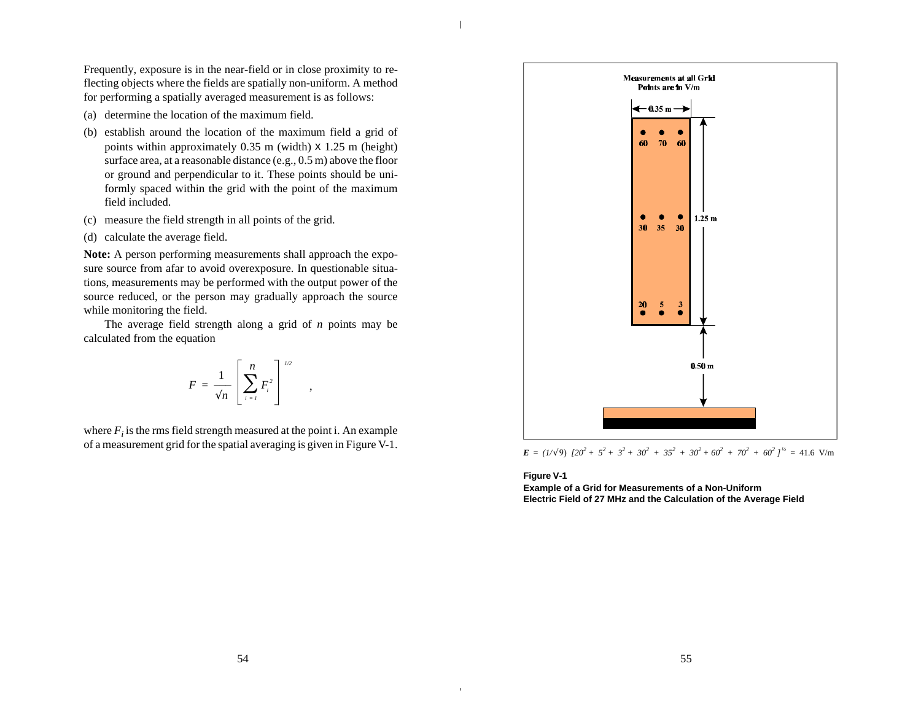Frequently, exposure is in the near-field or in close proximity to reflecting objects where the fields are spatially non-uniform. A method for performing a spatially averaged measurement is as follows:

(a) determine the location of the maximum field.

(b) establish around the location of the maximum field a grid of points within approximately 0.35 m (width) x 1.25 m (height) surface area, at a reasonable distance (e.g., 0.5 m) above the floor or ground and perpendicular to it. These points should be uniformly spaced within the grid with the point of the maximum field included.

(c) measure the field strength in all points of the grid.

(d) calculate the average field.

**Note:** A person performing measurements shall approach the exposure source from afar to avoid overexposure. In questionable situations, measurements may be performed with the output power of the source reduced, or the person may gradually approach the source while monitoring the field.

The average field strength along a grid of *n* points may be calculated from the equation

$$F = \frac{1}{\sqrt{n}} \left[ \sum_{i=1}^{n} F_i^2 \right]^{1/2} ,$$

where $F_i$ is the rms field strength measured at the point i. An example of a measurement grid for the spatial averaging is given in Figure V-1.

Measurements at all Grid Points are in V/m

| 0.35 m | | |
|---|---|---|
| 60 | 70 | 60 |
| 30 | 35 | 30 |
| 20 | 5 | 3 |

Grid height: 1.25 m; distance above floor: 0.50 m

$$E = (1/\sqrt{9})\ [20^2 + 5^2 + 3^2 + 30^2 + 35^2 + 30^2 + 60^2 + 70^2 + 60^2]^{1/2} = 41.6 \text{ V/m}$$

**Figure V-1**
**Example of a Grid for Measurements of a Non-Uniform Electric Field of 27 MHz and the Calculation of the Average Field**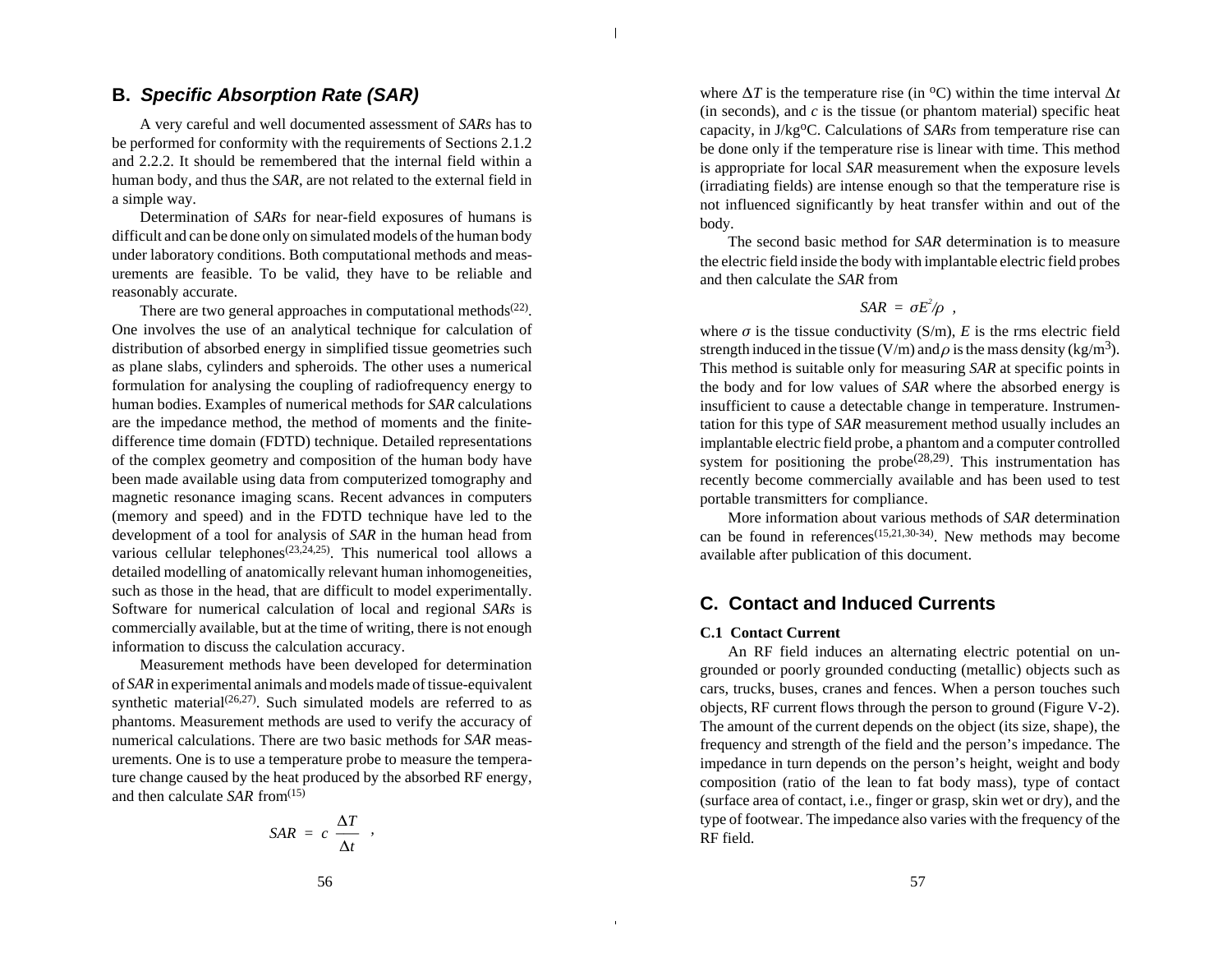## B. *Specific Absorption Rate (SAR)*

A very careful and well documented assessment of *SARs* has to be performed for conformity with the requirements of Sections 2.1.2 and 2.2.2. It should be remembered that the internal field within a human body, and thus the *SAR*, are not related to the external field in a simple way.

Determination of *SARs* for near-field exposures of humans is difficult and can be done only on simulated models of the human body under laboratory conditions. Both computational methods and measurements are feasible. To be valid, they have to be reliable and reasonably accurate.

There are two general approaches in computational methods[22]. One involves the use of an analytical technique for calculation of distribution of absorbed energy in simplified tissue geometries such as plane slabs, cylinders and spheroids. The other uses a numerical formulation for analysing the coupling of radiofrequency energy to human bodies. Examples of numerical methods for *SAR* calculations are the impedance method, the method of moments and the finite-difference time domain (FDTD) technique. Detailed representations of the complex geometry and composition of the human body have been made available using data from computerized tomography and magnetic resonance imaging scans. Recent advances in computers (memory and speed) and in the FDTD technique have led to the development of a tool for analysis of *SAR* in the human head from various cellular telephones[23,24,25]. This numerical tool allows a detailed modelling of anatomically relevant human inhomogeneities, such as those in the head, that are difficult to model experimentally. Software for numerical calculation of local and regional *SARs* is commercially available, but at the time of writing, there is not enough information to discuss the calculation accuracy.

Measurement methods have been developed for determination of *SAR* in experimental animals and models made of tissue-equivalent synthetic material[26,27]. Such simulated models are referred to as phantoms. Measurement methods are used to verify the accuracy of numerical calculations. There are two basic methods for *SAR* measurements. One is to use a temperature probe to measure the temperature change caused by the heat produced by the absorbed RF energy, and then calculate *SAR* from[15]

$$SAR = c\,\frac{\Delta T}{\Delta t}\ ,$$

where $\Delta T$ is the temperature rise (in °C) within the time interval $\Delta t$ (in seconds), and $c$ is the tissue (or phantom material) specific heat capacity, in J/kg°C. Calculations of *SARs* from temperature rise can be done only if the temperature rise is linear with time. This method is appropriate for local *SAR* measurement when the exposure levels (irradiating fields) are intense enough so that the temperature rise is not influenced significantly by heat transfer within and out of the body.

The second basic method for *SAR* determination is to measure the electric field inside the body with implantable electric field probes and then calculate the *SAR* from

$$SAR = \sigma E^2/\rho\ ,$$

where $\sigma$ is the tissue conductivity (S/m), $E$ is the rms electric field strength induced in the tissue (V/m) and $\rho$ is the mass density (kg/m$^3$). This method is suitable only for measuring *SAR* at specific points in the body and for low values of *SAR* where the absorbed energy is insufficient to cause a detectable change in temperature. Instrumentation for this type of *SAR* measurement method usually includes an implantable electric field probe, a phantom and a computer controlled system for positioning the probe[28,29]. This instrumentation has recently become commercially available and has been used to test portable transmitters for compliance.

More information about various methods of *SAR* determination can be found in references[15,21,30-34]. New methods may become available after publication of this document.

## C. Contact and Induced Currents

### C.1 Contact Current

An RF field induces an alternating electric potential on ungrounded or poorly grounded conducting (metallic) objects such as cars, trucks, buses, cranes and fences. When a person touches such objects, RF current flows through the person to ground (Figure V-2). The amount of the current depends on the object (its size, shape), the frequency and strength of the field and the person's impedance. The impedance in turn depends on the person's height, weight and body composition (ratio of the lean to fat body mass), type of contact (surface area of contact, i.e., finger or grasp, skin wet or dry), and the type of footwear. The impedance also varies with the frequency of the RF field.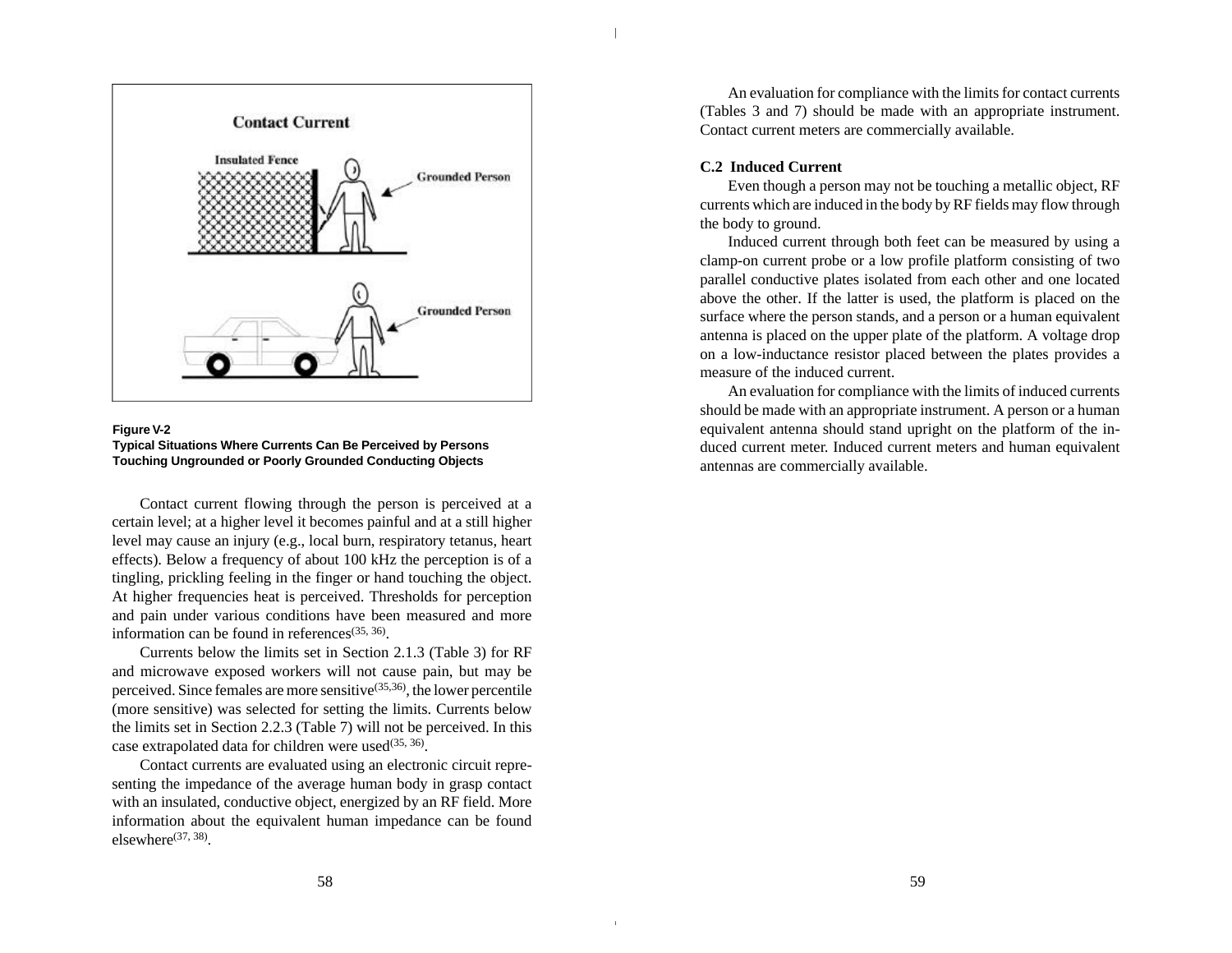**Figure V-2**
**Typical Situations Where Currents Can Be Perceived by Persons Touching Ungrounded or Poorly Grounded Conducting Objects**

Contact current flowing through the person is perceived at a certain level; at a higher level it becomes painful and at a still higher level may cause an injury (e.g., local burn, respiratory tetanus, heart effects). Below a frequency of about 100 kHz the perception is of a tingling, prickling feeling in the finger or hand touching the object. At higher frequencies heat is perceived. Thresholds for perception and pain under various conditions have been measured and more information can be found in references[35, 36].

Currents below the limits set in Section 2.1.3 (Table 3) for RF and microwave exposed workers will not cause pain, but may be perceived. Since females are more sensitive[35,36], the lower percentile (more sensitive) was selected for setting the limits. Currents below the limits set in Section 2.2.3 (Table 7) will not be perceived. In this case extrapolated data for children were used[35, 36].

Contact currents are evaluated using an electronic circuit representing the impedance of the average human body in grasp contact with an insulated, conductive object, energized by an RF field. More information about the equivalent human impedance can be found elsewhere[37, 38].

An evaluation for compliance with the limits for contact currents (Tables 3 and 7) should be made with an appropriate instrument. Contact current meters are commercially available.

**C.2 Induced Current**

Even though a person may not be touching a metallic object, RF currents which are induced in the body by RF fields may flow through the body to ground.

Induced current through both feet can be measured by using a clamp-on current probe or a low profile platform consisting of two parallel conductive plates isolated from each other and one located above the other. If the latter is used, the platform is placed on the surface where the person stands, and a person or a human equivalent antenna is placed on the upper plate of the platform. A voltage drop on a low-inductance resistor placed between the plates provides a measure of the induced current.

An evaluation for compliance with the limits of induced currents should be made with an appropriate instrument. A person or a human equivalent antenna should stand upright on the platform of the induced current meter. Induced current meters and human equivalent antennas are commercially available.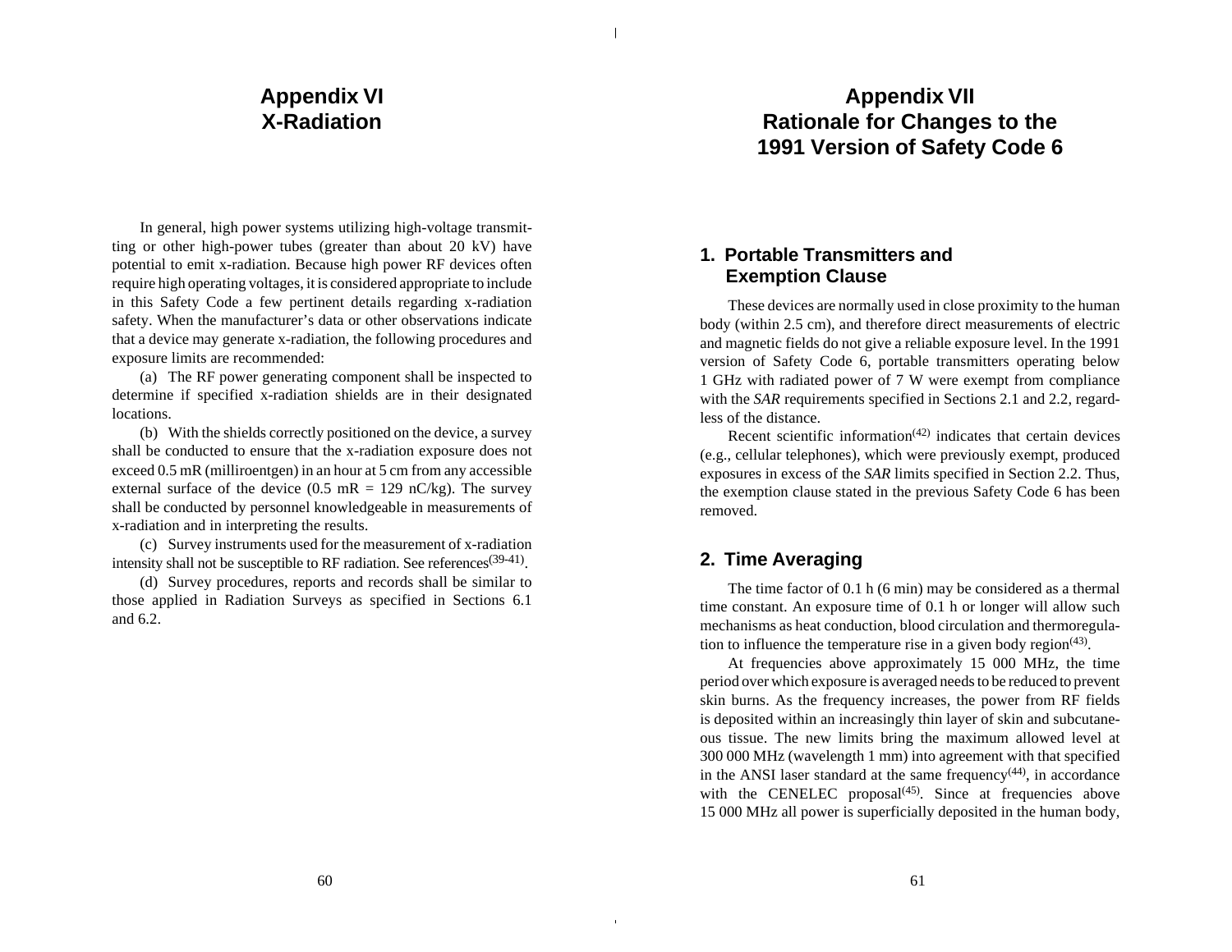# Appendix VI X-Radiation

In general, high power systems utilizing high-voltage transmitting or other high-power tubes (greater than about 20 kV) have potential to emit x-radiation. Because high power RF devices often require high operating voltages, it is considered appropriate to include in this Safety Code a few pertinent details regarding x-radiation safety. When the manufacturer's data or other observations indicate that a device may generate x-radiation, the following procedures and exposure limits are recommended:

(a) The RF power generating component shall be inspected to determine if specified x-radiation shields are in their designated locations.

(b) With the shields correctly positioned on the device, a survey shall be conducted to ensure that the x-radiation exposure does not exceed 0.5 mR (milliroentgen) in an hour at 5 cm from any accessible external surface of the device (0.5 mR = 129 nC/kg). The survey shall be conducted by personnel knowledgeable in measurements of x-radiation and in interpreting the results.

(c) Survey instruments used for the measurement of x-radiation intensity shall not be susceptible to RF radiation. See references[39-41].

(d) Survey procedures, reports and records shall be similar to those applied in Radiation Surveys as specified in Sections 6.1 and 6.2.

# Appendix VII Rationale for Changes to the 1991 Version of Safety Code 6

## 1. Portable Transmitters and Exemption Clause

These devices are normally used in close proximity to the human body (within 2.5 cm), and therefore direct measurements of electric and magnetic fields do not give a reliable exposure level. In the 1991 version of Safety Code 6, portable transmitters operating below 1 GHz with radiated power of 7 W were exempt from compliance with the *SAR* requirements specified in Sections 2.1 and 2.2, regardless of the distance.

Recent scientific information[42] indicates that certain devices (e.g., cellular telephones), which were previously exempt, produced exposures in excess of the *SAR* limits specified in Section 2.2. Thus, the exemption clause stated in the previous Safety Code 6 has been removed.

## 2. Time Averaging

The time factor of 0.1 h (6 min) may be considered as a thermal time constant. An exposure time of 0.1 h or longer will allow such mechanisms as heat conduction, blood circulation and thermoregulation to influence the temperature rise in a given body region[43].

At frequencies above approximately 15 000 MHz, the time period over which exposure is averaged needs to be reduced to prevent skin burns. As the frequency increases, the power from RF fields is deposited within an increasingly thin layer of skin and subcutaneous tissue. The new limits bring the maximum allowed level at 300 000 MHz (wavelength 1 mm) into agreement with that specified in the ANSI laser standard at the same frequency[44], in accordance with the CENELEC proposal[45]. Since at frequencies above 15 000 MHz all power is superficially deposited in the human body,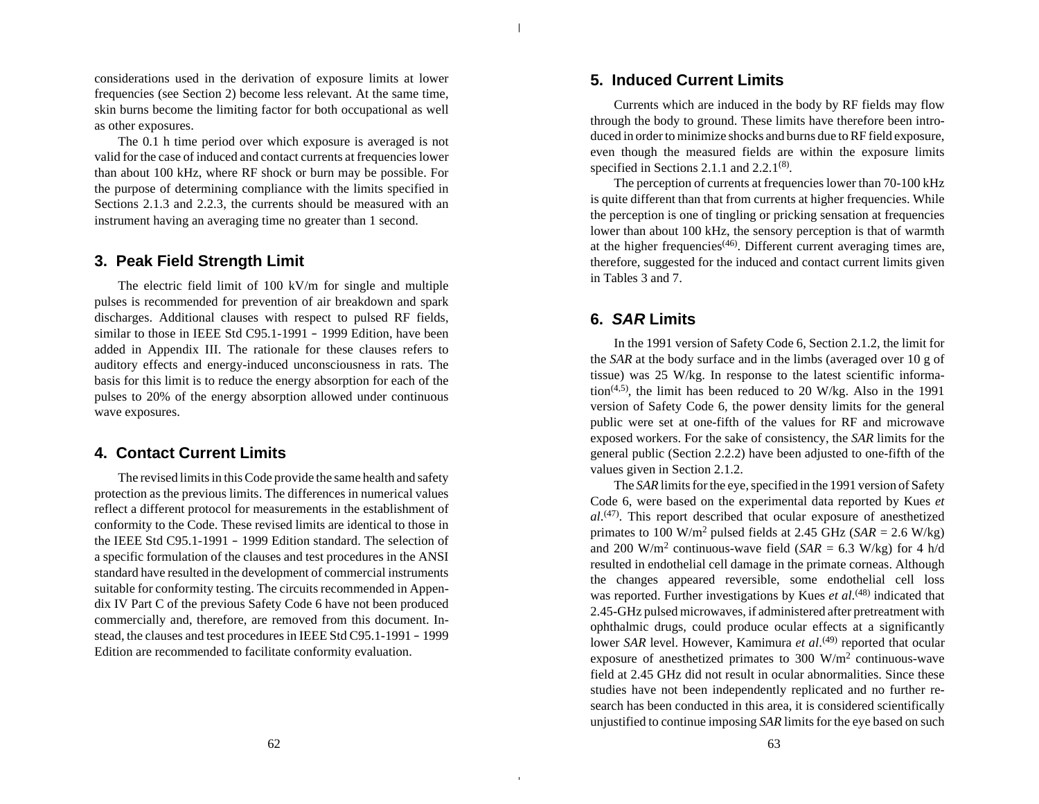considerations used in the derivation of exposure limits at lower frequencies (see Section 2) become less relevant. At the same time, skin burns become the limiting factor for both occupational as well as other exposures.

The 0.1 h time period over which exposure is averaged is not valid for the case of induced and contact currents at frequencies lower than about 100 kHz, where RF shock or burn may be possible. For the purpose of determining compliance with the limits specified in Sections 2.1.3 and 2.2.3, the currents should be measured with an instrument having an averaging time no greater than 1 second.

## 3. Peak Field Strength Limit

The electric field limit of 100 kV/m for single and multiple pulses is recommended for prevention of air breakdown and spark discharges. Additional clauses with respect to pulsed RF fields, similar to those in IEEE Std C95.1-1991 – 1999 Edition, have been added in Appendix III. The rationale for these clauses refers to auditory effects and energy-induced unconsciousness in rats. The basis for this limit is to reduce the energy absorption for each of the pulses to 20% of the energy absorption allowed under continuous wave exposures.

## 4. Contact Current Limits

The revised limits in this Code provide the same health and safety protection as the previous limits. The differences in numerical values reflect a different protocol for measurements in the establishment of conformity to the Code. These revised limits are identical to those in the IEEE Std C95.1-1991 – 1999 Edition standard. The selection of a specific formulation of the clauses and test procedures in the ANSI standard have resulted in the development of commercial instruments suitable for conformity testing. The circuits recommended in Appendix IV Part C of the previous Safety Code 6 have not been produced commercially and, therefore, are removed from this document. Instead, the clauses and test procedures in IEEE Std C95.1-1991 – 1999 Edition are recommended to facilitate conformity evaluation.

## 5. Induced Current Limits

Currents which are induced in the body by RF fields may flow through the body to ground. These limits have therefore been introduced in order to minimize shocks and burns due to RF field exposure, even though the measured fields are within the exposure limits specified in Sections 2.1.1 and 2.2.1[8].

The perception of currents at frequencies lower than 70-100 kHz is quite different than that from currents at higher frequencies. While the perception is one of tingling or pricking sensation at frequencies lower than about 100 kHz, the sensory perception is that of warmth at the higher frequencies[46]. Different current averaging times are, therefore, suggested for the induced and contact current limits given in Tables 3 and 7.

## 6. *SAR* Limits

In the 1991 version of Safety Code 6, Section 2.1.2, the limit for the *SAR* at the body surface and in the limbs (averaged over 10 g of tissue) was 25 W/kg. In response to the latest scientific information[4,5], the limit has been reduced to 20 W/kg. Also in the 1991 version of Safety Code 6, the power density limits for the general public were set at one-fifth of the values for RF and microwave exposed workers. For the sake of consistency, the *SAR* limits for the general public (Section 2.2.2) have been adjusted to one-fifth of the values given in Section 2.1.2.

The *SAR* limits for the eye, specified in the 1991 version of Safety Code 6, were based on the experimental data reported by Kues *et al*.[47]. This report described that ocular exposure of anesthetized primates to 100 W/m$^2$ pulsed fields at 2.45 GHz (*SAR* = 2.6 W/kg) and 200 W/m$^2$ continuous-wave field (*SAR* = 6.3 W/kg) for 4 h/d resulted in endothelial cell damage in the primate corneas. Although the changes appeared reversible, some endothelial cell loss was reported. Further investigations by Kues *et al*.[48] indicated that 2.45-GHz pulsed microwaves, if administered after pretreatment with ophthalmic drugs, could produce ocular effects at a significantly lower *SAR* level. However, Kamimura *et al*.[49] reported that ocular exposure of anesthetized primates to 300 W/m$^2$ continuous-wave field at 2.45 GHz did not result in ocular abnormalities. Since these studies have not been independently replicated and no further research has been conducted in this area, it is considered scientifically unjustified to continue imposing *SAR* limits for the eye based on such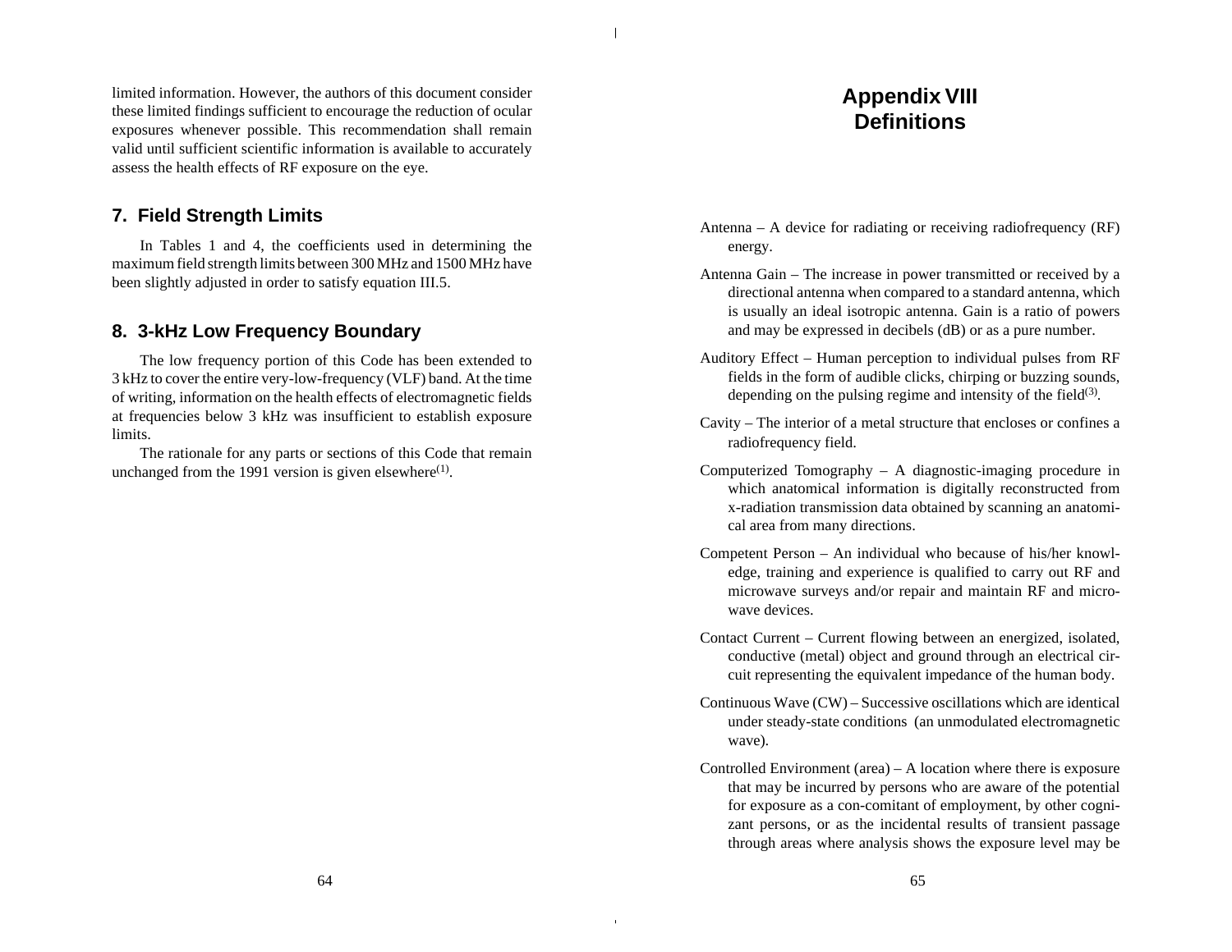limited information. However, the authors of this document consider these limited findings sufficient to encourage the reduction of ocular exposures whenever possible. This recommendation shall remain valid until sufficient scientific information is available to accurately assess the health effects of RF exposure on the eye.

## 7. Field Strength Limits

In Tables 1 and 4, the coefficients used in determining the maximum field strength limits between 300 MHz and 1500 MHz have been slightly adjusted in order to satisfy equation III.5.

## 8. 3-kHz Low Frequency Boundary

The low frequency portion of this Code has been extended to 3 kHz to cover the entire very-low-frequency (VLF) band. At the time of writing, information on the health effects of electromagnetic fields at frequencies below 3 kHz was insufficient to establish exposure limits.

The rationale for any parts or sections of this Code that remain unchanged from the 1991 version is given elsewhere[1].

# Appendix VIII Definitions

Antenna – A device for radiating or receiving radiofrequency (RF) energy.

Antenna Gain – The increase in power transmitted or received by a directional antenna when compared to a standard antenna, which is usually an ideal isotropic antenna. Gain is a ratio of powers and may be expressed in decibels (dB) or as a pure number.

Auditory Effect – Human perception to individual pulses from RF fields in the form of audible clicks, chirping or buzzing sounds, depending on the pulsing regime and intensity of the field[3].

Cavity – The interior of a metal structure that encloses or confines a radiofrequency field.

Computerized Tomography – A diagnostic-imaging procedure in which anatomical information is digitally reconstructed from x-radiation transmission data obtained by scanning an anatomical area from many directions.

Competent Person – An individual who because of his/her knowledge, training and experience is qualified to carry out RF and microwave surveys and/or repair and maintain RF and microwave devices.

Contact Current – Current flowing between an energized, isolated, conductive (metal) object and ground through an electrical circuit representing the equivalent impedance of the human body.

Continuous Wave (CW) – Successive oscillations which are identical under steady-state conditions (an unmodulated electromagnetic wave).

Controlled Environment (area) – A location where there is exposure that may be incurred by persons who are aware of the potential for exposure as a con-comitant of employment, by other cognizant persons, or as the incidental results of transient passage through areas where analysis shows the exposure level may be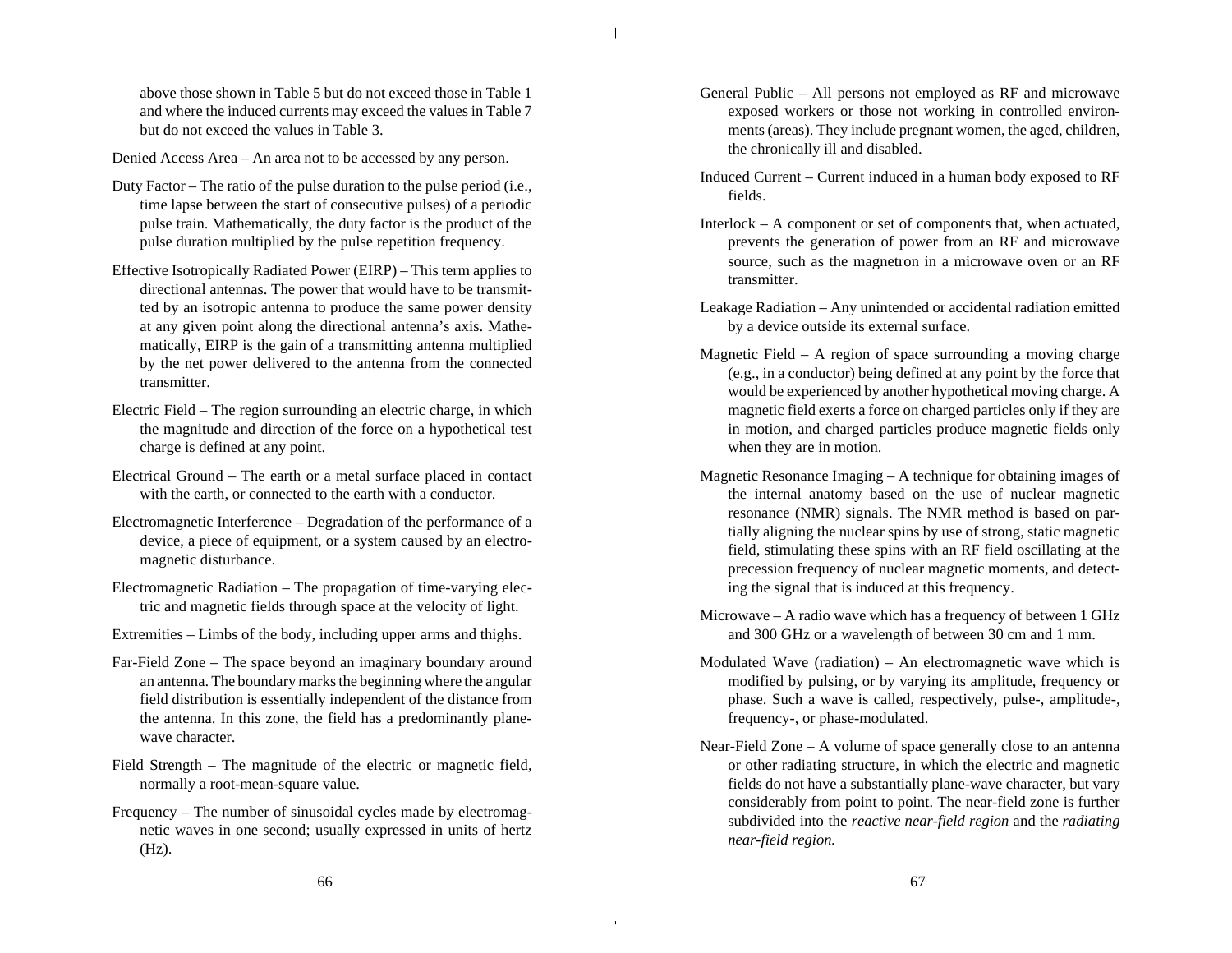above those shown in Table 5 but do not exceed those in Table 1 and where the induced currents may exceed the values in Table 7 but do not exceed the values in Table 3.

Denied Access Area – An area not to be accessed by any person.

Duty Factor – The ratio of the pulse duration to the pulse period (i.e., time lapse between the start of consecutive pulses) of a periodic pulse train. Mathematically, the duty factor is the product of the pulse duration multiplied by the pulse repetition frequency.

Effective Isotropically Radiated Power (EIRP) – This term applies to directional antennas. The power that would have to be transmitted by an isotropic antenna to produce the same power density at any given point along the directional antenna's axis. Mathematically, EIRP is the gain of a transmitting antenna multiplied by the net power delivered to the antenna from the connected transmitter.

Electric Field – The region surrounding an electric charge, in which the magnitude and direction of the force on a hypothetical test charge is defined at any point.

Electrical Ground – The earth or a metal surface placed in contact with the earth, or connected to the earth with a conductor.

Electromagnetic Interference – Degradation of the performance of a device, a piece of equipment, or a system caused by an electromagnetic disturbance.

Electromagnetic Radiation – The propagation of time-varying electric and magnetic fields through space at the velocity of light.

Extremities – Limbs of the body, including upper arms and thighs.

Far-Field Zone – The space beyond an imaginary boundary around an antenna. The boundary marks the beginning where the angular field distribution is essentially independent of the distance from the antenna. In this zone, the field has a predominantly plane-wave character.

Field Strength – The magnitude of the electric or magnetic field, normally a root-mean-square value.

Frequency – The number of sinusoidal cycles made by electromagnetic waves in one second; usually expressed in units of hertz (Hz).

General Public – All persons not employed as RF and microwave exposed workers or those not working in controlled environments (areas). They include pregnant women, the aged, children, the chronically ill and disabled.

Induced Current – Current induced in a human body exposed to RF fields.

Interlock – A component or set of components that, when actuated, prevents the generation of power from an RF and microwave source, such as the magnetron in a microwave oven or an RF transmitter.

Leakage Radiation – Any unintended or accidental radiation emitted by a device outside its external surface.

Magnetic Field – A region of space surrounding a moving charge (e.g., in a conductor) being defined at any point by the force that would be experienced by another hypothetical moving charge. A magnetic field exerts a force on charged particles only if they are in motion, and charged particles produce magnetic fields only when they are in motion.

Magnetic Resonance Imaging – A technique for obtaining images of the internal anatomy based on the use of nuclear magnetic resonance (NMR) signals. The NMR method is based on partially aligning the nuclear spins by use of strong, static magnetic field, stimulating these spins with an RF field oscillating at the precession frequency of nuclear magnetic moments, and detecting the signal that is induced at this frequency.

Microwave – A radio wave which has a frequency of between 1 GHz and 300 GHz or a wavelength of between 30 cm and 1 mm.

Modulated Wave (radiation) – An electromagnetic wave which is modified by pulsing, or by varying its amplitude, frequency or phase. Such a wave is called, respectively, pulse-, amplitude-, frequency-, or phase-modulated.

Near-Field Zone – A volume of space generally close to an antenna or other radiating structure, in which the electric and magnetic fields do not have a substantially plane-wave character, but vary considerably from point to point. The near-field zone is further subdivided into the *reactive near-field region* and the *radiating near-field region.*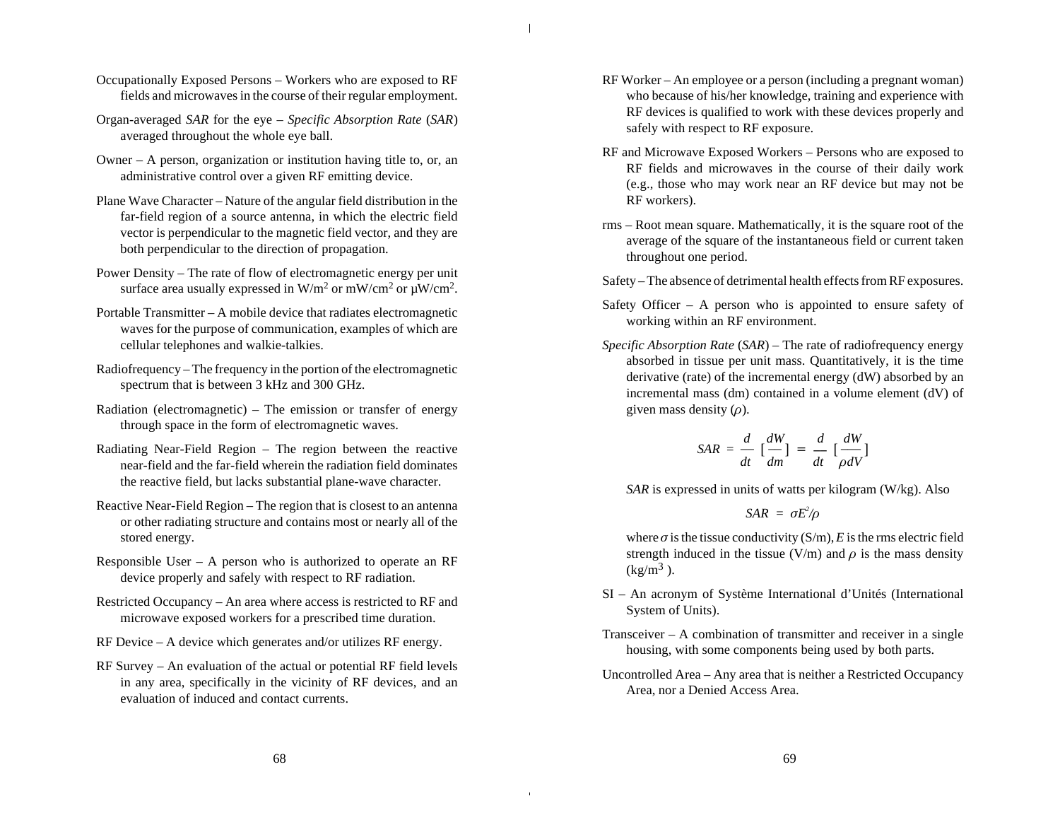Occupationally Exposed Persons – Workers who are exposed to RF fields and microwaves in the course of their regular employment.

Organ-averaged *SAR* for the eye – *Specific Absorption Rate* (*SAR*) averaged throughout the whole eye ball.

Owner – A person, organization or institution having title to, or, an administrative control over a given RF emitting device.

Plane Wave Character – Nature of the angular field distribution in the far-field region of a source antenna, in which the electric field vector is perpendicular to the magnetic field vector, and they are both perpendicular to the direction of propagation.

Power Density – The rate of flow of electromagnetic energy per unit surface area usually expressed in $W/m^2$ or $mW/cm^2$ or $\mu W/cm^2$.

Portable Transmitter – A mobile device that radiates electromagnetic waves for the purpose of communication, examples of which are cellular telephones and walkie-talkies.

Radiofrequency – The frequency in the portion of the electromagnetic spectrum that is between 3 kHz and 300 GHz.

Radiation (electromagnetic) – The emission or transfer of energy through space in the form of electromagnetic waves.

Radiating Near-Field Region – The region between the reactive near-field and the far-field wherein the radiation field dominates the reactive field, but lacks substantial plane-wave character.

Reactive Near-Field Region – The region that is closest to an antenna or other radiating structure and contains most or nearly all of the stored energy.

Responsible User – A person who is authorized to operate an RF device properly and safely with respect to RF radiation.

Restricted Occupancy – An area where access is restricted to RF and microwave exposed workers for a prescribed time duration.

RF Device – A device which generates and/or utilizes RF energy.

RF Survey – An evaluation of the actual or potential RF field levels in any area, specifically in the vicinity of RF devices, and an evaluation of induced and contact currents.

RF Worker – An employee or a person (including a pregnant woman) who because of his/her knowledge, training and experience with RF devices is qualified to work with these devices properly and safely with respect to RF exposure.

RF and Microwave Exposed Workers – Persons who are exposed to RF fields and microwaves in the course of their daily work (e.g., those who may work near an RF device but may not be RF workers).

rms – Root mean square. Mathematically, it is the square root of the average of the square of the instantaneous field or current taken throughout one period.

Safety – The absence of detrimental health effects from RF exposures.

Safety Officer – A person who is appointed to ensure safety of working within an RF environment.

*Specific Absorption Rate* (*SAR*) – The rate of radiofrequency energy absorbed in tissue per unit mass. Quantitatively, it is the time derivative (rate) of the incremental energy (dW) absorbed by an incremental mass (dm) contained in a volume element (dV) of given mass density ($\rho$).

$$SAR = \frac{d}{dt}\left[\frac{dW}{dm}\right] = \frac{d}{dt}\left[\frac{dW}{\rho dV}\right]$$

*SAR* is expressed in units of watts per kilogram (W/kg). Also

$$SAR = \sigma E^2/\rho$$

where $\sigma$ is the tissue conductivity (S/m), $E$ is the rms electric field strength induced in the tissue (V/m) and $\rho$ is the mass density ($kg/m^3$ ).

SI – An acronym of Système International d'Unités (International System of Units).

Transceiver – A combination of transmitter and receiver in a single housing, with some components being used by both parts.

Uncontrolled Area – Any area that is neither a Restricted Occupancy Area, nor a Denied Access Area.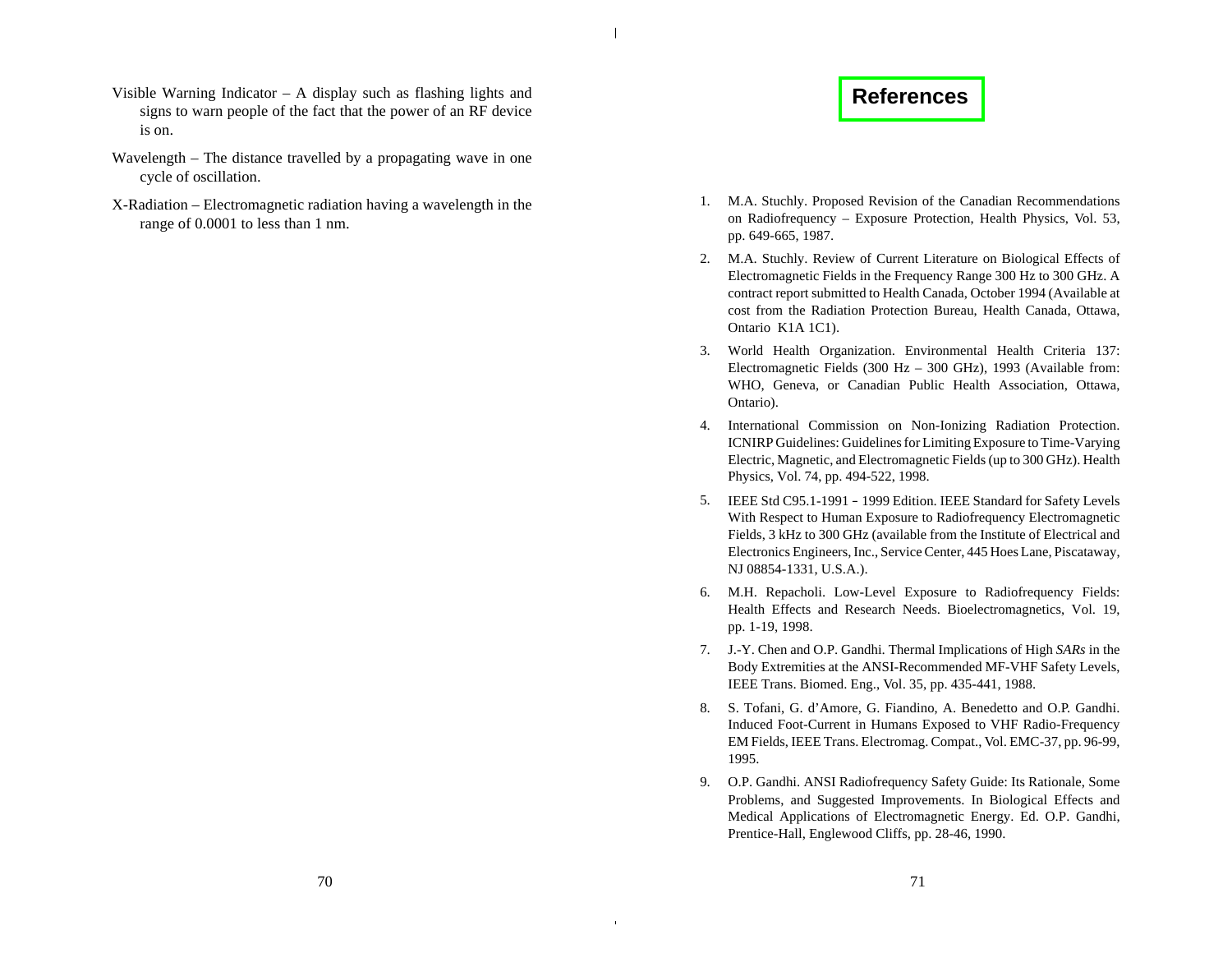Visible Warning Indicator – A display such as flashing lights and signs to warn people of the fact that the power of an RF device is on.

Wavelength – The distance travelled by a propagating wave in one cycle of oscillation.

X-Radiation – Electromagnetic radiation having a wavelength in the range of 0.0001 to less than 1 nm.

# References

1. M.A. Stuchly. Proposed Revision of the Canadian Recommendations on Radiofrequency – Exposure Protection, Health Physics, Vol. 53, pp. 649-665, 1987.
2. M.A. Stuchly. Review of Current Literature on Biological Effects of Electromagnetic Fields in the Frequency Range 300 Hz to 300 GHz. A contract report submitted to Health Canada, October 1994 (Available at cost from the Radiation Protection Bureau, Health Canada, Ottawa, Ontario K1A 1C1).
3. World Health Organization. Environmental Health Criteria 137: Electromagnetic Fields (300 Hz – 300 GHz), 1993 (Available from: WHO, Geneva, or Canadian Public Health Association, Ottawa, Ontario).
4. International Commission on Non-Ionizing Radiation Protection. ICNIRP Guidelines: Guidelines for Limiting Exposure to Time-Varying Electric, Magnetic, and Electromagnetic Fields (up to 300 GHz). Health Physics, Vol. 74, pp. 494-522, 1998.
5. IEEE Std C95.1-1991 - 1999 Edition. IEEE Standard for Safety Levels With Respect to Human Exposure to Radiofrequency Electromagnetic Fields, 3 kHz to 300 GHz (available from the Institute of Electrical and Electronics Engineers, Inc., Service Center, 445 Hoes Lane, Piscataway, NJ 08854-1331, U.S.A.).
6. M.H. Repacholi. Low-Level Exposure to Radiofrequency Fields: Health Effects and Research Needs. Bioelectromagnetics, Vol. 19, pp. 1-19, 1998.
7. J.-Y. Chen and O.P. Gandhi. Thermal Implications of High *SARs* in the Body Extremities at the ANSI-Recommended MF-VHF Safety Levels, IEEE Trans. Biomed. Eng., Vol. 35, pp. 435-441, 1988.
8. S. Tofani, G. d'Amore, G. Fiandino, A. Benedetto and O.P. Gandhi. Induced Foot-Current in Humans Exposed to VHF Radio-Frequency EM Fields, IEEE Trans. Electromag. Compat., Vol. EMC-37, pp. 96-99, 1995.
9. O.P. Gandhi. ANSI Radiofrequency Safety Guide: Its Rationale, Some Problems, and Suggested Improvements. In Biological Effects and Medical Applications of Electromagnetic Energy. Ed. O.P. Gandhi, Prentice-Hall, Englewood Cliffs, pp. 28-46, 1990.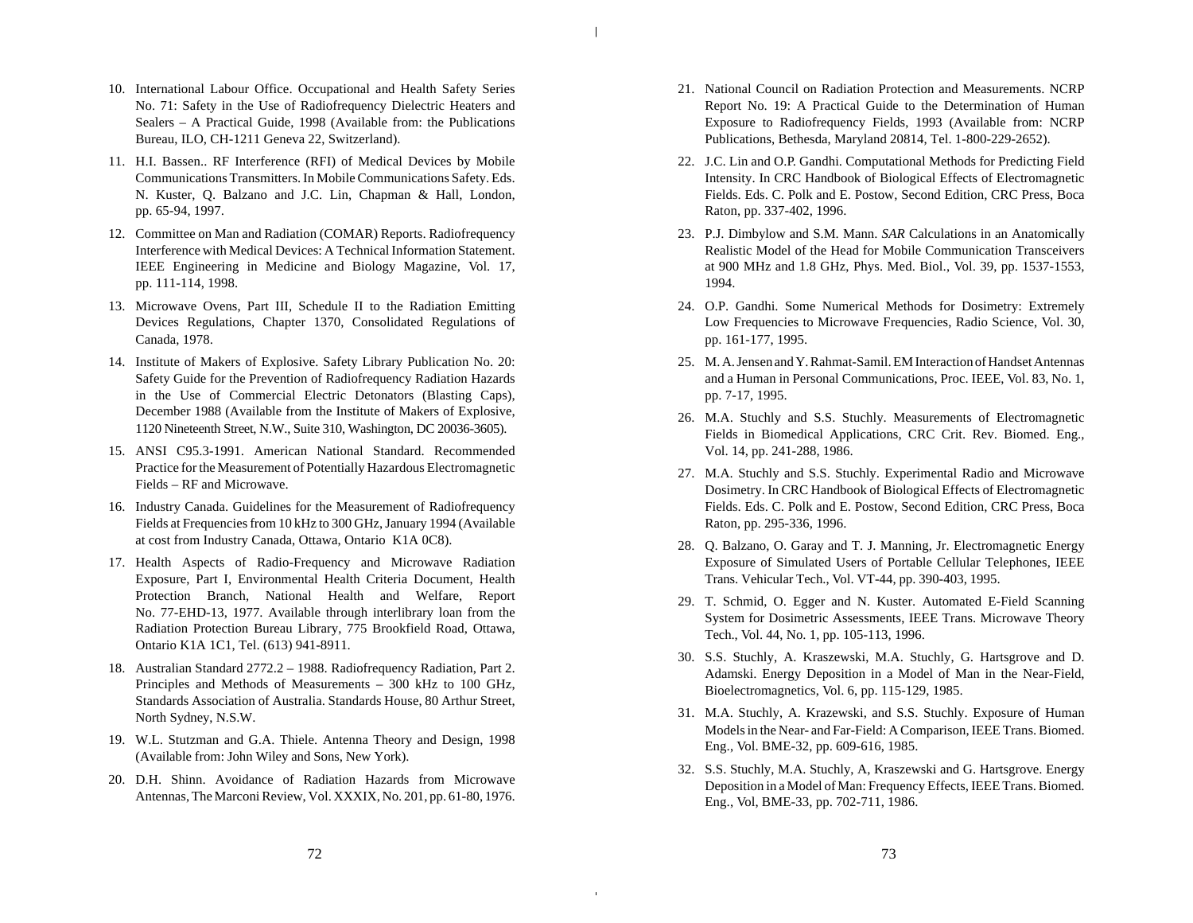10. International Labour Office. Occupational and Health Safety Series No. 71: Safety in the Use of Radiofrequency Dielectric Heaters and Sealers – A Practical Guide, 1998 (Available from: the Publications Bureau, ILO, CH-1211 Geneva 22, Switzerland).

11. H.I. Bassen.. RF Interference (RFI) of Medical Devices by Mobile Communications Transmitters. In Mobile Communications Safety. Eds. N. Kuster, Q. Balzano and J.C. Lin, Chapman & Hall, London, pp. 65-94, 1997.

12. Committee on Man and Radiation (COMAR) Reports. Radiofrequency Interference with Medical Devices: A Technical Information Statement. IEEE Engineering in Medicine and Biology Magazine, Vol. 17, pp. 111-114, 1998.

13. Microwave Ovens, Part III, Schedule II to the Radiation Emitting Devices Regulations, Chapter 1370, Consolidated Regulations of Canada, 1978.

14. Institute of Makers of Explosive. Safety Library Publication No. 20: Safety Guide for the Prevention of Radiofrequency Radiation Hazards in the Use of Commercial Electric Detonators (Blasting Caps), December 1988 (Available from the Institute of Makers of Explosive, 1120 Nineteenth Street, N.W., Suite 310, Washington, DC 20036-3605).

15. ANSI C95.3-1991. American National Standard. Recommended Practice for the Measurement of Potentially Hazardous Electromagnetic Fields – RF and Microwave.

16. Industry Canada. Guidelines for the Measurement of Radiofrequency Fields at Frequencies from 10 kHz to 300 GHz, January 1994 (Available at cost from Industry Canada, Ottawa, Ontario K1A 0C8).

17. Health Aspects of Radio-Frequency and Microwave Radiation Exposure, Part I, Environmental Health Criteria Document, Health Protection Branch, National Health and Welfare, Report No. 77-EHD-13, 1977. Available through interlibrary loan from the Radiation Protection Bureau Library, 775 Brookfield Road, Ottawa, Ontario K1A 1C1, Tel. (613) 941-8911.

18. Australian Standard 2772.2 – 1988. Radiofrequency Radiation, Part 2. Principles and Methods of Measurements – 300 kHz to 100 GHz, Standards Association of Australia. Standards House, 80 Arthur Street, North Sydney, N.S.W.

19. W.L. Stutzman and G.A. Thiele. Antenna Theory and Design, 1998 (Available from: John Wiley and Sons, New York).

20. D.H. Shinn. Avoidance of Radiation Hazards from Microwave Antennas, The Marconi Review, Vol. XXXIX, No. 201, pp. 61-80, 1976.

21. National Council on Radiation Protection and Measurements. NCRP Report No. 19: A Practical Guide to the Determination of Human Exposure to Radiofrequency Fields, 1993 (Available from: NCRP Publications, Bethesda, Maryland 20814, Tel. 1-800-229-2652).

22. J.C. Lin and O.P. Gandhi. Computational Methods for Predicting Field Intensity. In CRC Handbook of Biological Effects of Electromagnetic Fields. Eds. C. Polk and E. Postow, Second Edition, CRC Press, Boca Raton, pp. 337-402, 1996.

23. P.J. Dimbylow and S.M. Mann. *SAR* Calculations in an Anatomically Realistic Model of the Head for Mobile Communication Transceivers at 900 MHz and 1.8 GHz, Phys. Med. Biol., Vol. 39, pp. 1537-1553, 1994.

24. O.P. Gandhi. Some Numerical Methods for Dosimetry: Extremely Low Frequencies to Microwave Frequencies, Radio Science, Vol. 30, pp. 161-177, 1995.

25. M. A. Jensen and Y. Rahmat-Samil. EM Interaction of Handset Antennas and a Human in Personal Communications, Proc. IEEE, Vol. 83, No. 1, pp. 7-17, 1995.

26. M.A. Stuchly and S.S. Stuchly. Measurements of Electromagnetic Fields in Biomedical Applications, CRC Crit. Rev. Biomed. Eng., Vol. 14, pp. 241-288, 1986.

27. M.A. Stuchly and S.S. Stuchly. Experimental Radio and Microwave Dosimetry. In CRC Handbook of Biological Effects of Electromagnetic Fields. Eds. C. Polk and E. Postow, Second Edition, CRC Press, Boca Raton, pp. 295-336, 1996.

28. Q. Balzano, O. Garay and T. J. Manning, Jr. Electromagnetic Energy Exposure of Simulated Users of Portable Cellular Telephones, IEEE Trans. Vehicular Tech., Vol. VT-44, pp. 390-403, 1995.

29. T. Schmid, O. Egger and N. Kuster. Automated E-Field Scanning System for Dosimetric Assessments, IEEE Trans. Microwave Theory Tech., Vol. 44, No. 1, pp. 105-113, 1996.

30. S.S. Stuchly, A. Kraszewski, M.A. Stuchly, G. Hartsgrove and D. Adamski. Energy Deposition in a Model of Man in the Near-Field, Bioelectromagnetics, Vol. 6, pp. 115-129, 1985.

31. M.A. Stuchly, A. Krazewski, and S.S. Stuchly. Exposure of Human Models in the Near- and Far-Field: A Comparison, IEEE Trans. Biomed. Eng., Vol. BME-32, pp. 609-616, 1985.

32. S.S. Stuchly, M.A. Stuchly, A, Kraszewski and G. Hartsgrove. Energy Deposition in a Model of Man: Frequency Effects, IEEE Trans. Biomed. Eng., Vol, BME-33, pp. 702-711, 1986.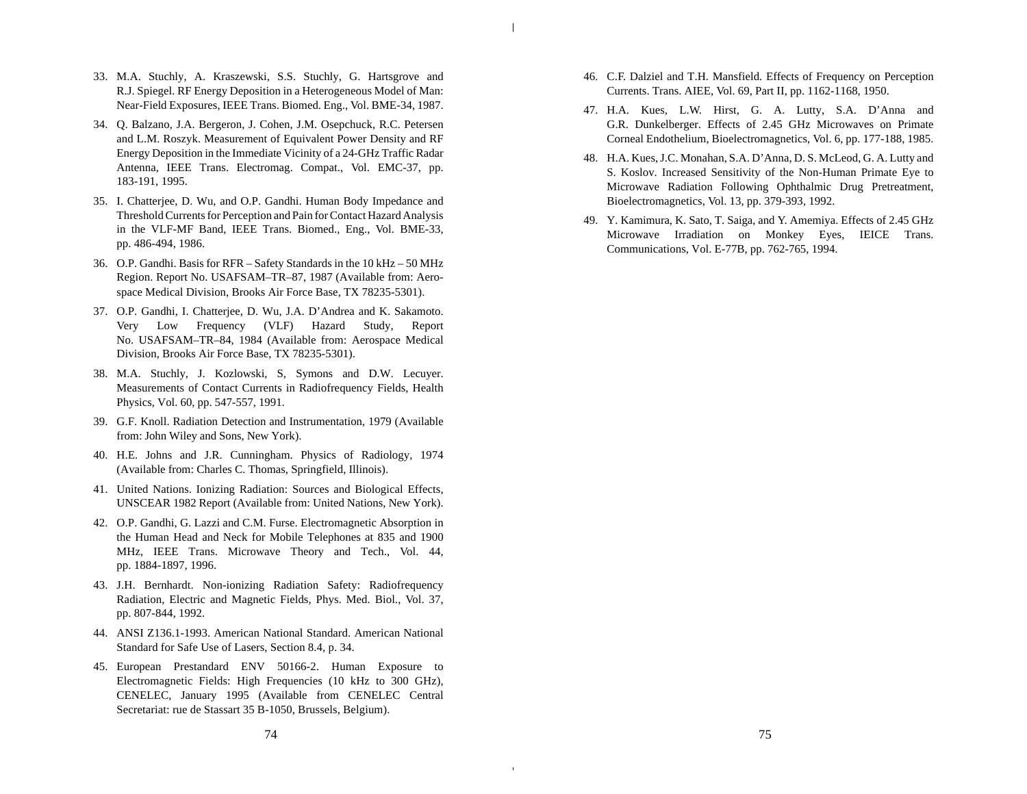33. M.A. Stuchly, A. Kraszewski, S.S. Stuchly, G. Hartsgrove and R.J. Spiegel. RF Energy Deposition in a Heterogeneous Model of Man: Near-Field Exposures, IEEE Trans. Biomed. Eng., Vol. BME-34, 1987.

34. Q. Balzano, J.A. Bergeron, J. Cohen, J.M. Osepchuck, R.C. Petersen and L.M. Roszyk. Measurement of Equivalent Power Density and RF Energy Deposition in the Immediate Vicinity of a 24-GHz Traffic Radar Antenna, IEEE Trans. Electromag. Compat., Vol. EMC-37, pp. 183-191, 1995.

35. I. Chatterjee, D. Wu, and O.P. Gandhi. Human Body Impedance and Threshold Currents for Perception and Pain for Contact Hazard Analysis in the VLF-MF Band, IEEE Trans. Biomed., Eng., Vol. BME-33, pp. 486-494, 1986.

36. O.P. Gandhi. Basis for RFR – Safety Standards in the 10 kHz – 50 MHz Region. Report No. USAFSAM–TR–87, 1987 (Available from: Aerospace Medical Division, Brooks Air Force Base, TX 78235-5301).

37. O.P. Gandhi, I. Chatterjee, D. Wu, J.A. D'Andrea and K. Sakamoto. Very Low Frequency (VLF) Hazard Study, Report No. USAFSAM–TR–84, 1984 (Available from: Aerospace Medical Division, Brooks Air Force Base, TX 78235-5301).

38. M.A. Stuchly, J. Kozlowski, S, Symons and D.W. Lecuyer. Measurements of Contact Currents in Radiofrequency Fields, Health Physics, Vol. 60, pp. 547-557, 1991.

39. G.F. Knoll. Radiation Detection and Instrumentation, 1979 (Available from: John Wiley and Sons, New York).

40. H.E. Johns and J.R. Cunningham. Physics of Radiology, 1974 (Available from: Charles C. Thomas, Springfield, Illinois).

41. United Nations. Ionizing Radiation: Sources and Biological Effects, UNSCEAR 1982 Report (Available from: United Nations, New York).

42. O.P. Gandhi, G. Lazzi and C.M. Furse. Electromagnetic Absorption in the Human Head and Neck for Mobile Telephones at 835 and 1900 MHz, IEEE Trans. Microwave Theory and Tech., Vol. 44, pp. 1884-1897, 1996.

43. J.H. Bernhardt. Non-ionizing Radiation Safety: Radiofrequency Radiation, Electric and Magnetic Fields, Phys. Med. Biol., Vol. 37, pp. 807-844, 1992.

44. ANSI Z136.1-1993. American National Standard. American National Standard for Safe Use of Lasers, Section 8.4, p. 34.

45. European Prestandard ENV 50166-2. Human Exposure to Electromagnetic Fields: High Frequencies (10 kHz to 300 GHz), CENELEC, January 1995 (Available from CENELEC Central Secretariat: rue de Stassart 35 B-1050, Brussels, Belgium).

46. C.F. Dalziel and T.H. Mansfield. Effects of Frequency on Perception Currents. Trans. AIEE, Vol. 69, Part II, pp. 1162-1168, 1950.

47. H.A. Kues, L.W. Hirst, G. A. Lutty, S.A. D'Anna and G.R. Dunkelberger. Effects of 2.45 GHz Microwaves on Primate Corneal Endothelium, Bioelectromagnetics, Vol. 6, pp. 177-188, 1985.

48. H.A. Kues, J.C. Monahan, S.A. D'Anna, D. S. McLeod, G. A. Lutty and S. Koslov. Increased Sensitivity of the Non-Human Primate Eye to Microwave Radiation Following Ophthalmic Drug Pretreatment, Bioelectromagnetics, Vol. 13, pp. 379-393, 1992.

49. Y. Kamimura, K. Sato, T. Saiga, and Y. Amemiya. Effects of 2.45 GHz Microwave Irradiation on Monkey Eyes, IEICE Trans. Communications, Vol. E-77B, pp. 762-765, 1994.